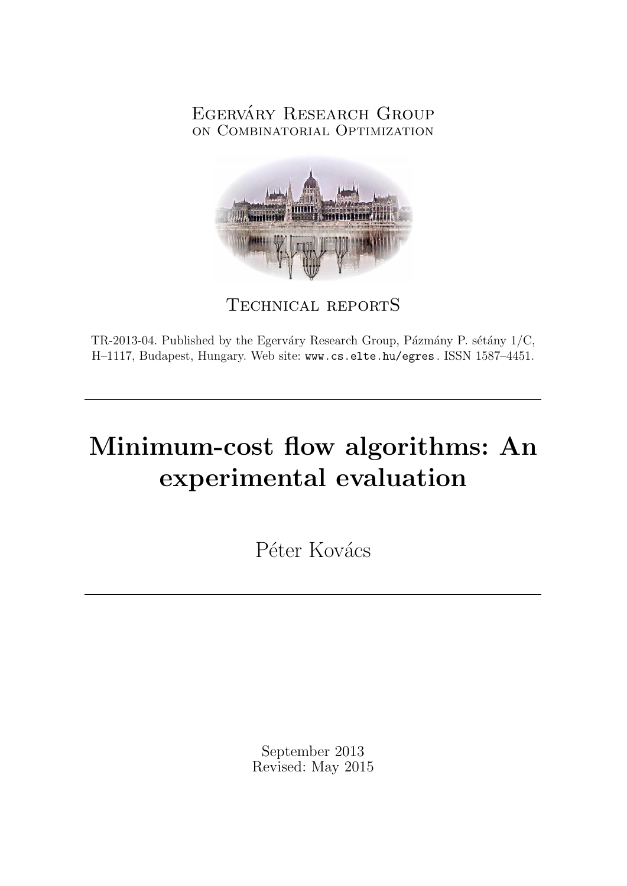Egerváry Research Group
on Combinatorial Optimization

Technical reportS

TR-2013-04. Published by the Egerváry Research Group, Pázmány P. sétány 1/C, H–1117, Budapest, Hungary. Web site: www.cs.elte.hu/egres. ISSN 1587–4451.

---

# Minimum-cost flow algorithms: An experimental evaluation

Péter Kovács

---

September 2013
Revised: May 2015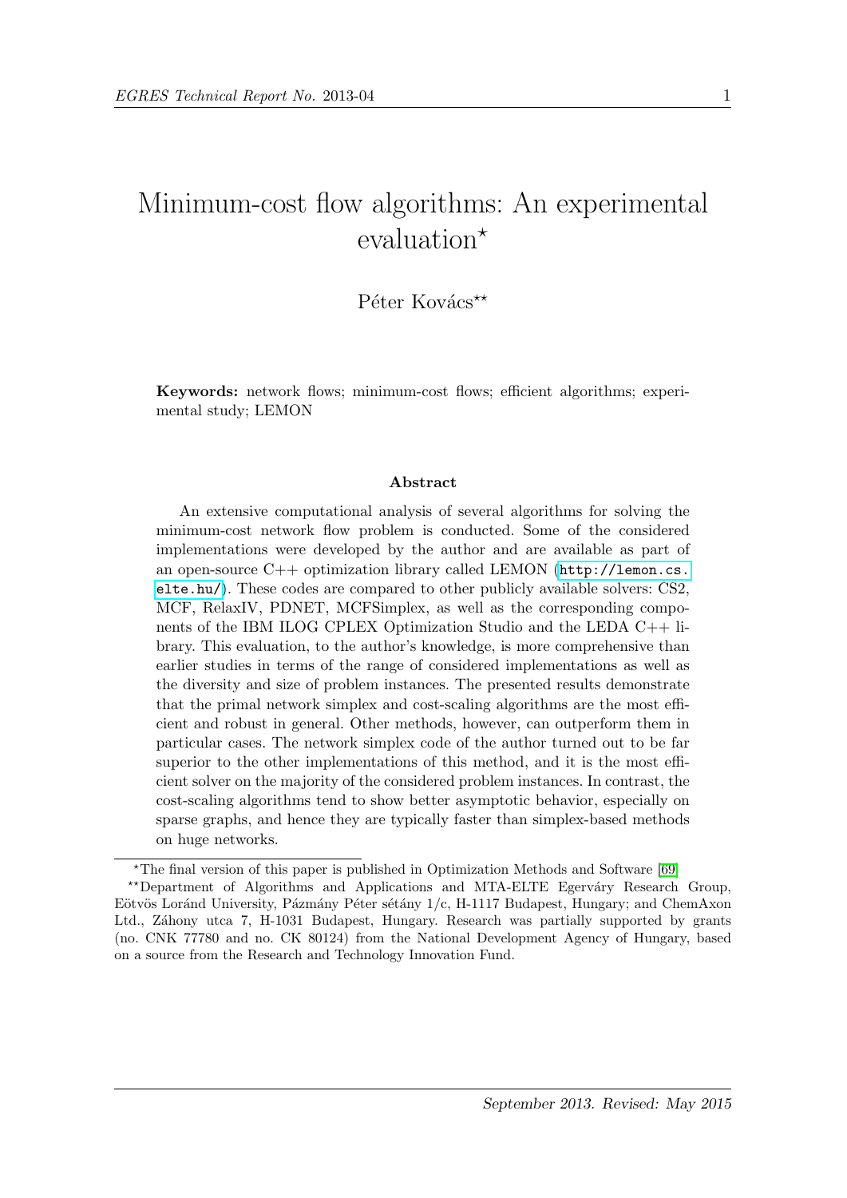# Minimum-cost flow algorithms: An experimental evaluation*

Péter Kovács**

**Keywords:** network flows; minimum-cost flows; efficient algorithms; experimental study; LEMON

### Abstract

An extensive computational analysis of several algorithms for solving the minimum-cost network flow problem is conducted. Some of the considered implementations were developed by the author and are available as part of an open-source C++ optimization library called LEMON (http://lemon.cs.elte.hu/). These codes are compared to other publicly available solvers: CS2, MCF, RelaxIV, PDNET, MCFSimplex, as well as the corresponding components of the IBM ILOG CPLEX Optimization Studio and the LEDA C++ library. This evaluation, to the author's knowledge, is more comprehensive than earlier studies in terms of the range of considered implementations as well as the diversity and size of problem instances. The presented results demonstrate that the primal network simplex and cost-scaling algorithms are the most efficient and robust in general. Other methods, however, can outperform them in particular cases. The network simplex code of the author turned out to be far superior to the other implementations of this method, and it is the most efficient solver on the majority of the considered problem instances. In contrast, the cost-scaling algorithms tend to show better asymptotic behavior, especially on sparse graphs, and hence they are typically faster than simplex-based methods on huge networks.

---

*The final version of this paper is published in Optimization Methods and Software [69]

**Department of Algorithms and Applications and MTA-ELTE Egerváry Research Group, Eötvös Loránd University, Pázmány Péter sétány 1/c, H-1117 Budapest, Hungary; and ChemAxon Ltd., Záhony utca 7, H-1031 Budapest, Hungary. Research was partially supported by grants (no. CNK 77780 and no. CK 80124) from the National Development Agency of Hungary, based on a source from the Research and Technology Innovation Fund.

*September 2013. Revised: May 2015*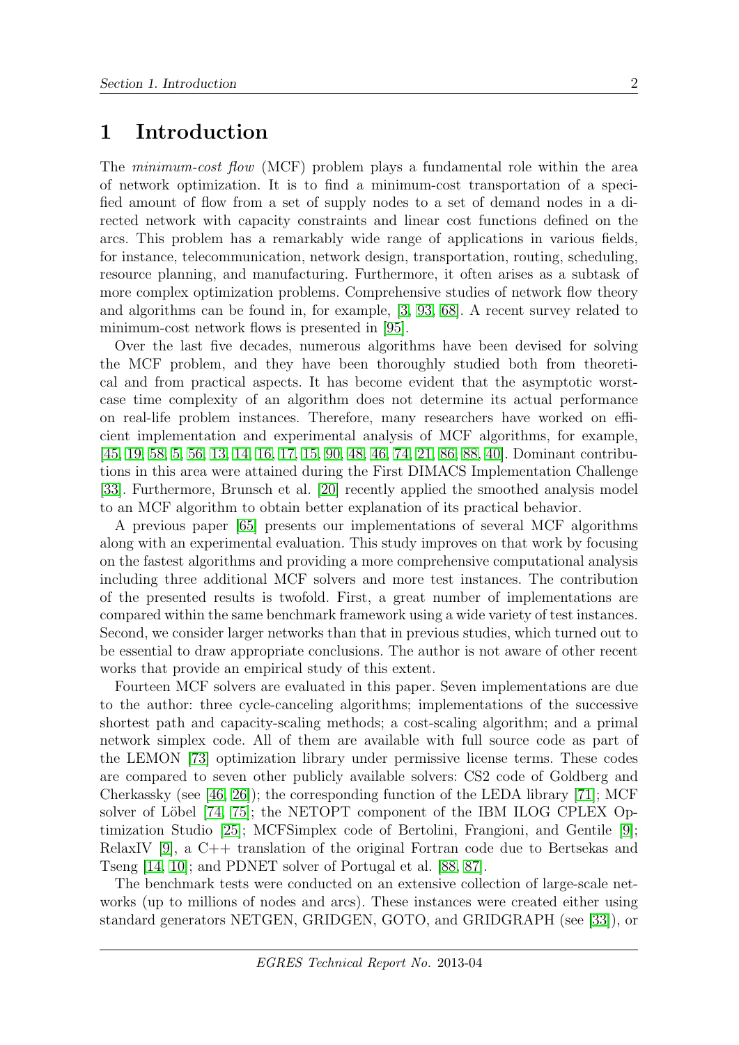# 1 Introduction

The *minimum-cost flow* (MCF) problem plays a fundamental role within the area of network optimization. It is to find a minimum-cost transportation of a specified amount of flow from a set of supply nodes to a set of demand nodes in a directed network with capacity constraints and linear cost functions defined on the arcs. This problem has a remarkably wide range of applications in various fields, for instance, telecommunication, network design, transportation, routing, scheduling, resource planning, and manufacturing. Furthermore, it often arises as a subtask of more complex optimization problems. Comprehensive studies of network flow theory and algorithms can be found in, for example, [3, 93, 68]. A recent survey related to minimum-cost network flows is presented in [95].

Over the last five decades, numerous algorithms have been devised for solving the MCF problem, and they have been thoroughly studied both from theoretical and from practical aspects. It has become evident that the asymptotic worst-case time complexity of an algorithm does not determine its actual performance on real-life problem instances. Therefore, many researchers have worked on efficient implementation and experimental analysis of MCF algorithms, for example, [45, 19, 58, 5, 56, 13, 14, 16, 17, 15, 90, 48, 46, 74, 21, 86, 88, 40]. Dominant contributions in this area were attained during the First DIMACS Implementation Challenge [33]. Furthermore, Brunsch et al. [20] recently applied the smoothed analysis model to an MCF algorithm to obtain better explanation of its practical behavior.

A previous paper [65] presents our implementations of several MCF algorithms along with an experimental evaluation. This study improves on that work by focusing on the fastest algorithms and providing a more comprehensive computational analysis including three additional MCF solvers and more test instances. The contribution of the presented results is twofold. First, a great number of implementations are compared within the same benchmark framework using a wide variety of test instances. Second, we consider larger networks than that in previous studies, which turned out to be essential to draw appropriate conclusions. The author is not aware of other recent works that provide an empirical study of this extent.

Fourteen MCF solvers are evaluated in this paper. Seven implementations are due to the author: three cycle-canceling algorithms; implementations of the successive shortest path and capacity-scaling methods; a cost-scaling algorithm; and a primal network simplex code. All of them are available with full source code as part of the LEMON [73] optimization library under permissive license terms. These codes are compared to seven other publicly available solvers: CS2 code of Goldberg and Cherkassky (see [46, 26]); the corresponding function of the LEDA library [71]; MCF solver of Löbel [74, 75]; the NETOPT component of the IBM ILOG CPLEX Optimization Studio [25]; MCFSimplex code of Bertolini, Frangioni, and Gentile [9]; RelaxIV [9], a C++ translation of the original Fortran code due to Bertsekas and Tseng [14, 10]; and PDNET solver of Portugal et al. [88, 87].

The benchmark tests were conducted on an extensive collection of large-scale networks (up to millions of nodes and arcs). These instances were created either using standard generators NETGEN, GRIDGEN, GOTO, and GRIDGRAPH (see [33]), or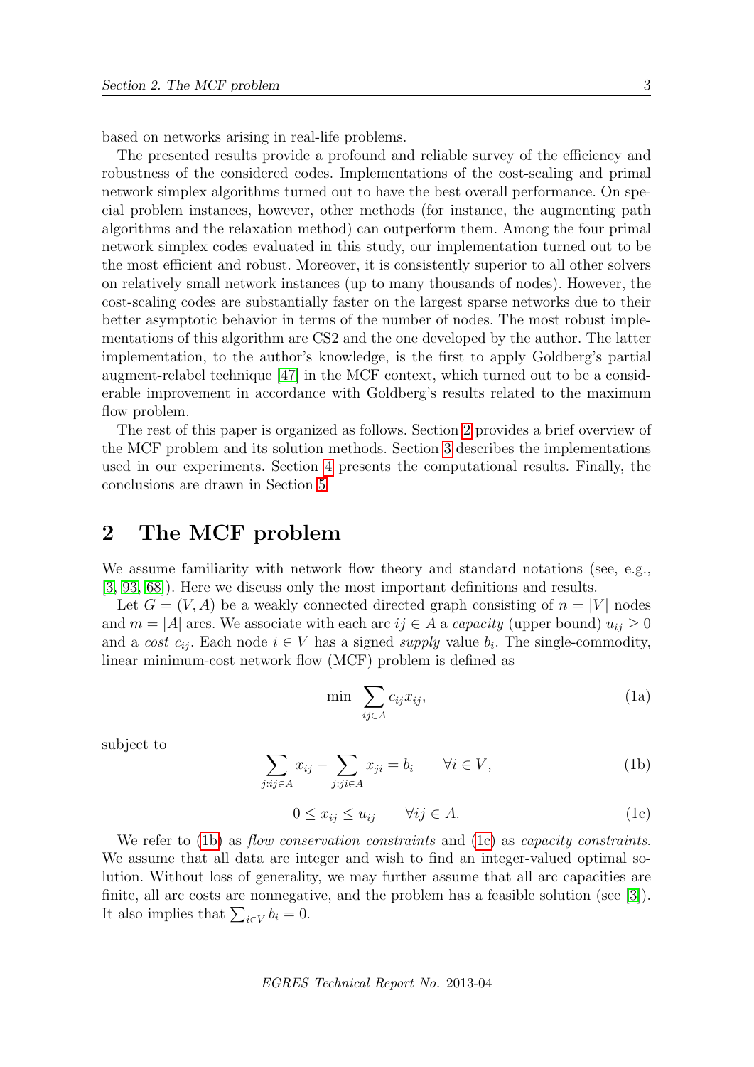based on networks arising in real-life problems.

The presented results provide a profound and reliable survey of the efficiency and robustness of the considered codes. Implementations of the cost-scaling and primal network simplex algorithms turned out to have the best overall performance. On special problem instances, however, other methods (for instance, the augmenting path algorithms and the relaxation method) can outperform them. Among the four primal network simplex codes evaluated in this study, our implementation turned out to be the most efficient and robust. Moreover, it is consistently superior to all other solvers on relatively small network instances (up to many thousands of nodes). However, the cost-scaling codes are substantially faster on the largest sparse networks due to their better asymptotic behavior in terms of the number of nodes. The most robust implementations of this algorithm are CS2 and the one developed by the author. The latter implementation, to the author's knowledge, is the first to apply Goldberg's partial augment-relabel technique [47] in the MCF context, which turned out to be a considerable improvement in accordance with Goldberg's results related to the maximum flow problem.

The rest of this paper is organized as follows. Section 2 provides a brief overview of the MCF problem and its solution methods. Section 3 describes the implementations used in our experiments. Section 4 presents the computational results. Finally, the conclusions are drawn in Section 5.

## 2 The MCF problem

We assume familiarity with network flow theory and standard notations (see, e.g., [3, 93, 68]). Here we discuss only the most important definitions and results.

Let $G = (V, A)$ be a weakly connected directed graph consisting of $n = |V|$ nodes and $m = |A|$ arcs. We associate with each arc $ij \in A$ a *capacity* (upper bound) $u_{ij} \geq 0$ and a *cost* $c_{ij}$. Each node $i \in V$ has a signed *supply* value $b_i$. The single-commodity, linear minimum-cost network flow (MCF) problem is defined as

$$\min \sum_{ij \in A} c_{ij} x_{ij}, \tag{1a}$$

subject to

$$\sum_{j:ij \in A} x_{ij} - \sum_{j:ji \in A} x_{ji} = b_i \qquad \forall i \in V, \tag{1b}$$

$$0 \leq x_{ij} \leq u_{ij} \qquad \forall ij \in A. \tag{1c}$$

We refer to (1b) as *flow conservation constraints* and (1c) as *capacity constraints*. We assume that all data are integer and wish to find an integer-valued optimal solution. Without loss of generality, we may further assume that all arc capacities are finite, all arc costs are nonnegative, and the problem has a feasible solution (see [3]). It also implies that $\sum_{i \in V} b_i = 0$.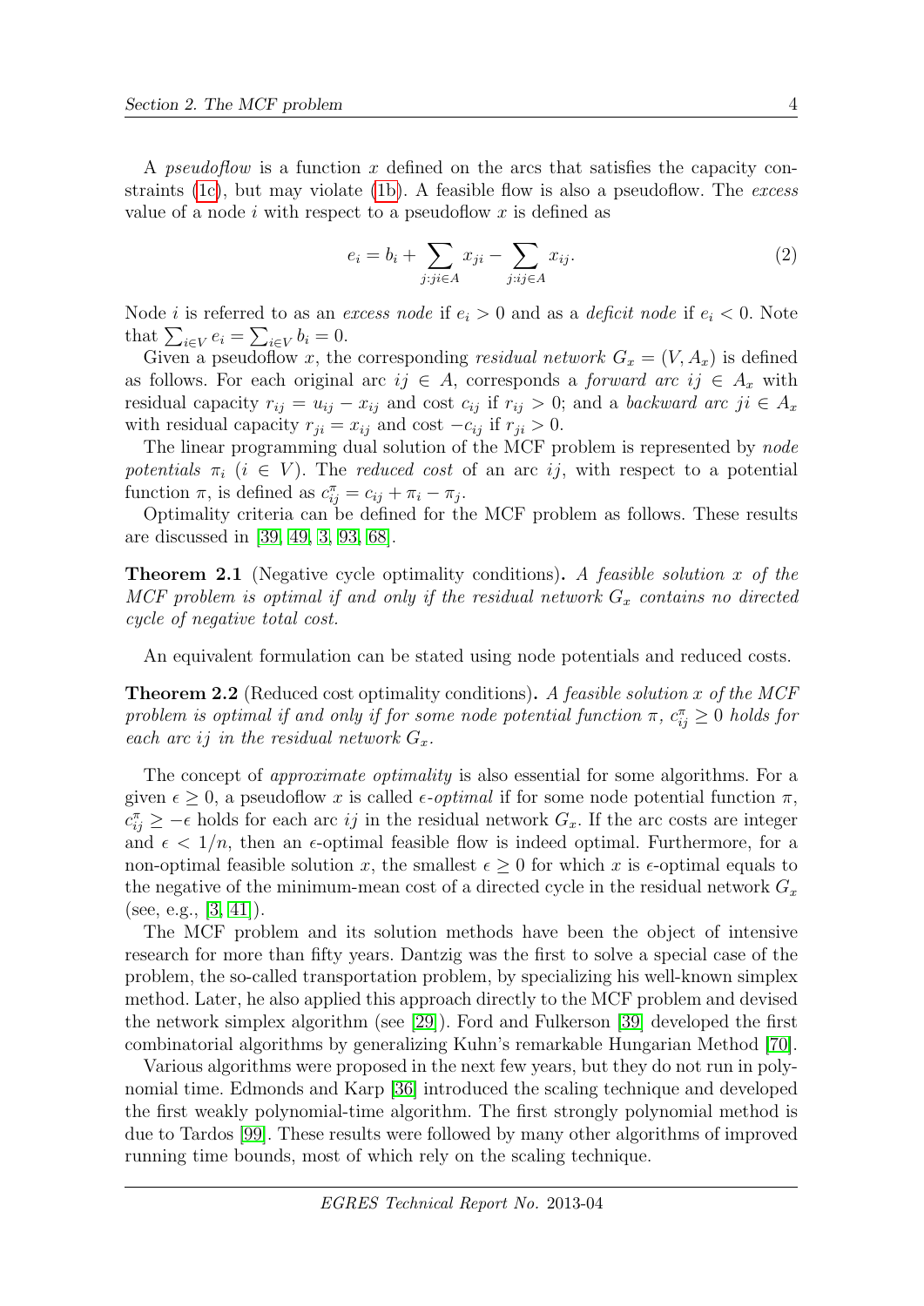A *pseudoflow* is a function $x$ defined on the arcs that satisfies the capacity constraints (1c), but may violate (1b). A feasible flow is also a pseudoflow. The *excess* value of a node $i$ with respect to a pseudoflow $x$ is defined as

$$e_i = b_i + \sum_{j:ji \in A} x_{ji} - \sum_{j:ij \in A} x_{ij}. \tag{2}$$

Node $i$ is referred to as an *excess node* if $e_i > 0$ and as a *deficit node* if $e_i < 0$. Note that $\sum_{i \in V} e_i = \sum_{i \in V} b_i = 0$.

Given a pseudoflow $x$, the corresponding *residual network* $G_x = (V, A_x)$ is defined as follows. For each original arc $ij \in A$, corresponds a *forward arc* $ij \in A_x$ with residual capacity $r_{ij} = u_{ij} - x_{ij}$ and cost $c_{ij}$ if $r_{ij} > 0$; and a *backward arc* $ji \in A_x$ with residual capacity $r_{ji} = x_{ij}$ and cost $-c_{ij}$ if $r_{ji} > 0$.

The linear programming dual solution of the MCF problem is represented by *node potentials* $\pi_i$ ($i \in V$). The *reduced cost* of an arc $ij$, with respect to a potential function $\pi$, is defined as $c^{\pi}_{ij} = c_{ij} + \pi_i - \pi_j$.

Optimality criteria can be defined for the MCF problem as follows. These results are discussed in [39, 49, 3, 93, 68].

**Theorem 2.1** (Negative cycle optimality conditions)**.** *A feasible solution $x$ of the MCF problem is optimal if and only if the residual network $G_x$ contains no directed cycle of negative total cost.*

An equivalent formulation can be stated using node potentials and reduced costs.

**Theorem 2.2** (Reduced cost optimality conditions)**.** *A feasible solution $x$ of the MCF problem is optimal if and only if for some node potential function $\pi$, $c^{\pi}_{ij} \geq 0$ holds for each arc $ij$ in the residual network $G_x$.*

The concept of *approximate optimality* is also essential for some algorithms. For a given $\epsilon \geq 0$, a pseudoflow $x$ is called *$\epsilon$-optimal* if for some node potential function $\pi$, $c^{\pi}_{ij} \geq -\epsilon$ holds for each arc $ij$ in the residual network $G_x$. If the arc costs are integer and $\epsilon < 1/n$, then an $\epsilon$-optimal feasible flow is indeed optimal. Furthermore, for a non-optimal feasible solution $x$, the smallest $\epsilon \geq 0$ for which $x$ is $\epsilon$-optimal equals to the negative of the minimum-mean cost of a directed cycle in the residual network $G_x$ (see, e.g., [3, 41]).

The MCF problem and its solution methods have been the object of intensive research for more than fifty years. Dantzig was the first to solve a special case of the problem, the so-called transportation problem, by specializing his well-known simplex method. Later, he also applied this approach directly to the MCF problem and devised the network simplex algorithm (see [29]). Ford and Fulkerson [39] developed the first combinatorial algorithms by generalizing Kuhn's remarkable Hungarian Method [70].

Various algorithms were proposed in the next few years, but they do not run in polynomial time. Edmonds and Karp [36] introduced the scaling technique and developed the first weakly polynomial-time algorithm. The first strongly polynomial method is due to Tardos [99]. These results were followed by many other algorithms of improved running time bounds, most of which rely on the scaling technique.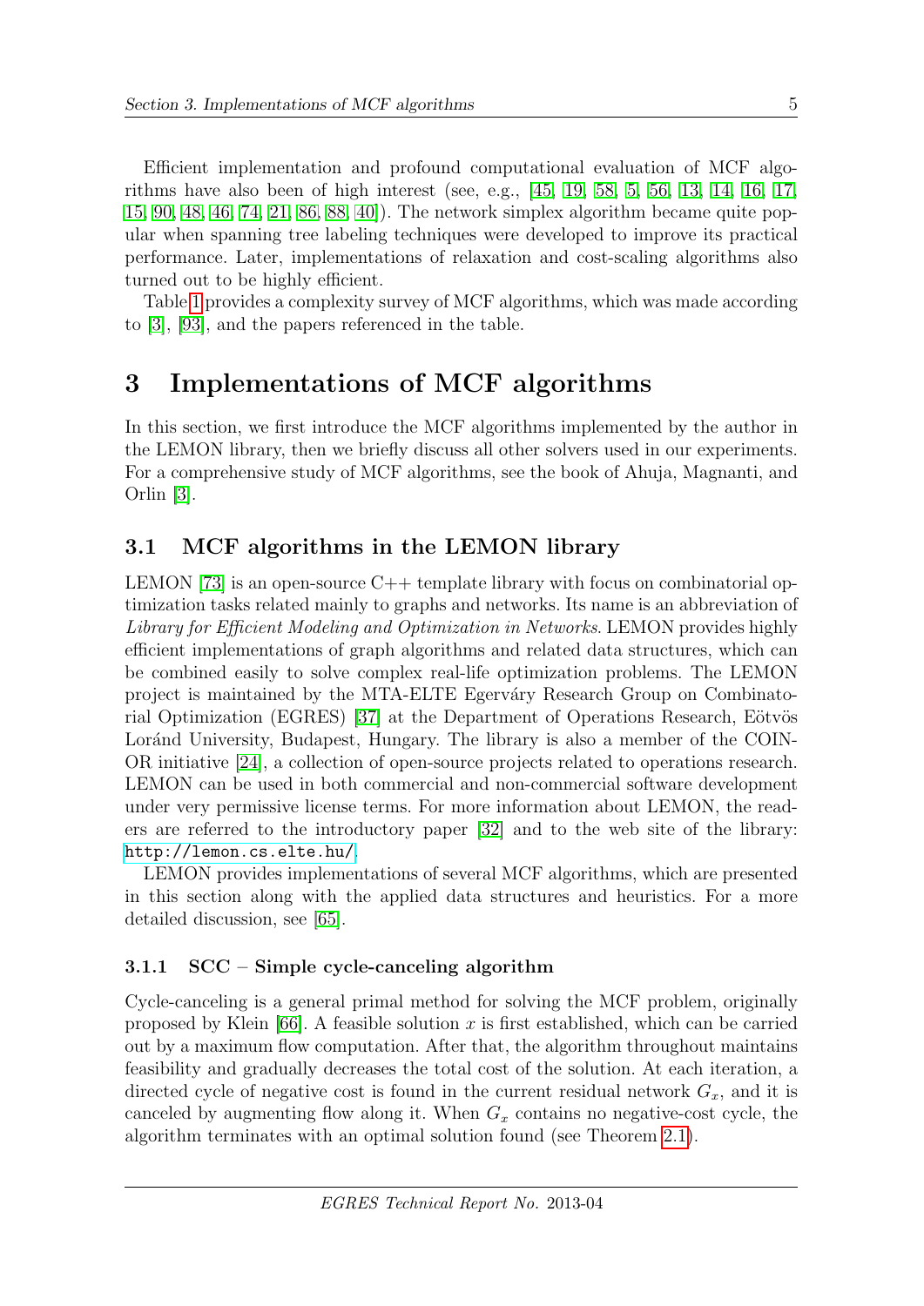Efficient implementation and profound computational evaluation of MCF algorithms have also been of high interest (see, e.g., [45, 19, 58, 5, 56, 13, 14, 16, 17, 15, 90, 48, 46, 74, 21, 86, 88, 40]). The network simplex algorithm became quite popular when spanning tree labeling techniques were developed to improve its practical performance. Later, implementations of relaxation and cost-scaling algorithms also turned out to be highly efficient.

Table 1 provides a complexity survey of MCF algorithms, which was made according to [3], [93], and the papers referenced in the table.

# 3 Implementations of MCF algorithms

In this section, we first introduce the MCF algorithms implemented by the author in the LEMON library, then we briefly discuss all other solvers used in our experiments. For a comprehensive study of MCF algorithms, see the book of Ahuja, Magnanti, and Orlin [3].

## 3.1 MCF algorithms in the LEMON library

LEMON [73] is an open-source C++ template library with focus on combinatorial optimization tasks related mainly to graphs and networks. Its name is an abbreviation of *Library for Efficient Modeling and Optimization in Networks*. LEMON provides highly efficient implementations of graph algorithms and related data structures, which can be combined easily to solve complex real-life optimization problems. The LEMON project is maintained by the MTA-ELTE Egerváry Research Group on Combinatorial Optimization (EGRES) [37] at the Department of Operations Research, Eötvös Loránd University, Budapest, Hungary. The library is also a member of the COIN-OR initiative [24], a collection of open-source projects related to operations research. LEMON can be used in both commercial and non-commercial software development under very permissive license terms. For more information about LEMON, the readers are referred to the introductory paper [32] and to the web site of the library: http://lemon.cs.elte.hu/.

LEMON provides implementations of several MCF algorithms, which are presented in this section along with the applied data structures and heuristics. For a more detailed discussion, see [65].

### 3.1.1 SCC – Simple cycle-canceling algorithm

Cycle-canceling is a general primal method for solving the MCF problem, originally proposed by Klein [66]. A feasible solution $x$ is first established, which can be carried out by a maximum flow computation. After that, the algorithm throughout maintains feasibility and gradually decreases the total cost of the solution. At each iteration, a directed cycle of negative cost is found in the current residual network $G_x$, and it is canceled by augmenting flow along it. When $G_x$ contains no negative-cost cycle, the algorithm terminates with an optimal solution found (see Theorem 2.1).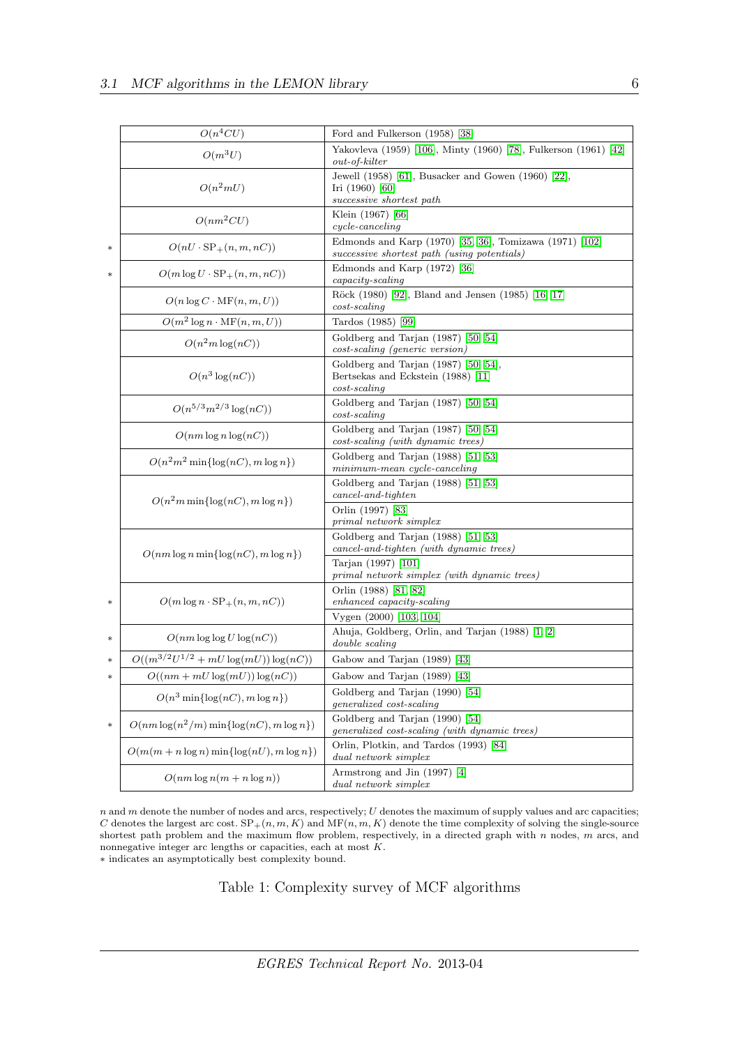| | Complexity | Algorithm |
|---|---|---|
| | $O(n^4CU)$ | Ford and Fulkerson (1958) [38] |
| | $O(m^3U)$ | Yakovleva (1959) [106], Minty (1960) [78], Fulkerson (1961) [42] *out-of-kilter* |
| | $O(n^2mU)$ | Jewell (1958) [61], Busacker and Gowen (1960) [22], Iri (1960) [60] *successive shortest path* |
| | $O(nm^2CU)$ | Klein (1967) [66] *cycle-canceling* |
| * | $O(nU \cdot \mathrm{SP}_+(n,m,nC))$ | Edmonds and Karp (1970) [35, 36], Tomizawa (1971) [102] *successive shortest path (using potentials)* |
| * | $O(m \log U \cdot \mathrm{SP}_+(n,m,nC))$ | Edmonds and Karp (1972) [36] *capacity-scaling* |
| | $O(n \log C \cdot \mathrm{MF}(n,m,U))$ | Röck (1980) [92], Bland and Jensen (1985) [16, 17] *cost-scaling* |
| | $O(m^2 \log n \cdot \mathrm{MF}(n,m,U))$ | Tardos (1985) [99] |
| | $O(n^2m \log(nC))$ | Goldberg and Tarjan (1987) [50, 54] *cost-scaling (generic version)* |
| | $O(n^3 \log(nC))$ | Goldberg and Tarjan (1987) [50, 54], Bertsekas and Eckstein (1988) [11] *cost-scaling* |
| | $O(n^{5/3}m^{2/3} \log(nC))$ | Goldberg and Tarjan (1987) [50, 54] *cost-scaling* |
| | $O(nm \log n \log(nC))$ | Goldberg and Tarjan (1987) [50, 54] *cost-scaling (with dynamic trees)* |
| | $O(n^2m^2 \min\{\log(nC), m \log n\})$ | Goldberg and Tarjan (1988) [51, 53] *minimum-mean cycle-canceling* |
| | $O(n^2m \min\{\log(nC), m \log n\})$ | Goldberg and Tarjan (1988) [51, 53] *cancel-and-tighten* |
| | | Orlin (1997) [83] *primal network simplex* |
| | $O(nm \log n \min\{\log(nC), m \log n\})$ | Goldberg and Tarjan (1988) [51, 53] *cancel-and-tighten (with dynamic trees)* |
| | | Tarjan (1997) [101] *primal network simplex (with dynamic trees)* |
| * | $O(m \log n \cdot \mathrm{SP}_+(n,m,nC))$ | Orlin (1988) [81, 82] *enhanced capacity-scaling* |
| | | Vygen (2000) [103, 104] |
| * | $O(nm \log \log U \log(nC))$ | Ahuja, Goldberg, Orlin, and Tarjan (1988) [1, 2] *double scaling* |
| * | $O((m^{3/2}U^{1/2} + mU \log(mU)) \log(nC))$ | Gabow and Tarjan (1989) [43] |
| * | $O((nm + mU \log(mU)) \log(nC))$ | Gabow and Tarjan (1989) [43] |
| | $O(n^3 \min\{\log(nC), m \log n\})$ | Goldberg and Tarjan (1990) [54] *generalized cost-scaling* |
| * | $O(nm \log(n^2/m) \min\{\log(nC), m \log n\})$ | Goldberg and Tarjan (1990) [54] *generalized cost-scaling (with dynamic trees)* |
| | $O(m(m + n \log n) \min\{\log(nU), m \log n\})$ | Orlin, Plotkin, and Tardos (1993) [84] *dual network simplex* |
| | $O(nm \log n(m + n \log n))$ | Armstrong and Jin (1997) [4] *dual network simplex* |

$n$ and $m$ denote the number of nodes and arcs, respectively; $U$ denotes the maximum of supply values and arc capacities; $C$ denotes the largest arc cost. $\mathrm{SP}_+(n,m,K)$ and $\mathrm{MF}(n,m,K)$ denote the time complexity of solving the single-source shortest path problem and the maximum flow problem, respectively, in a directed graph with $n$ nodes, $m$ arcs, and nonnegative integer arc lengths or capacities, each at most $K$.
* indicates an asymptotically best complexity bound.

Table 1: Complexity survey of MCF algorithms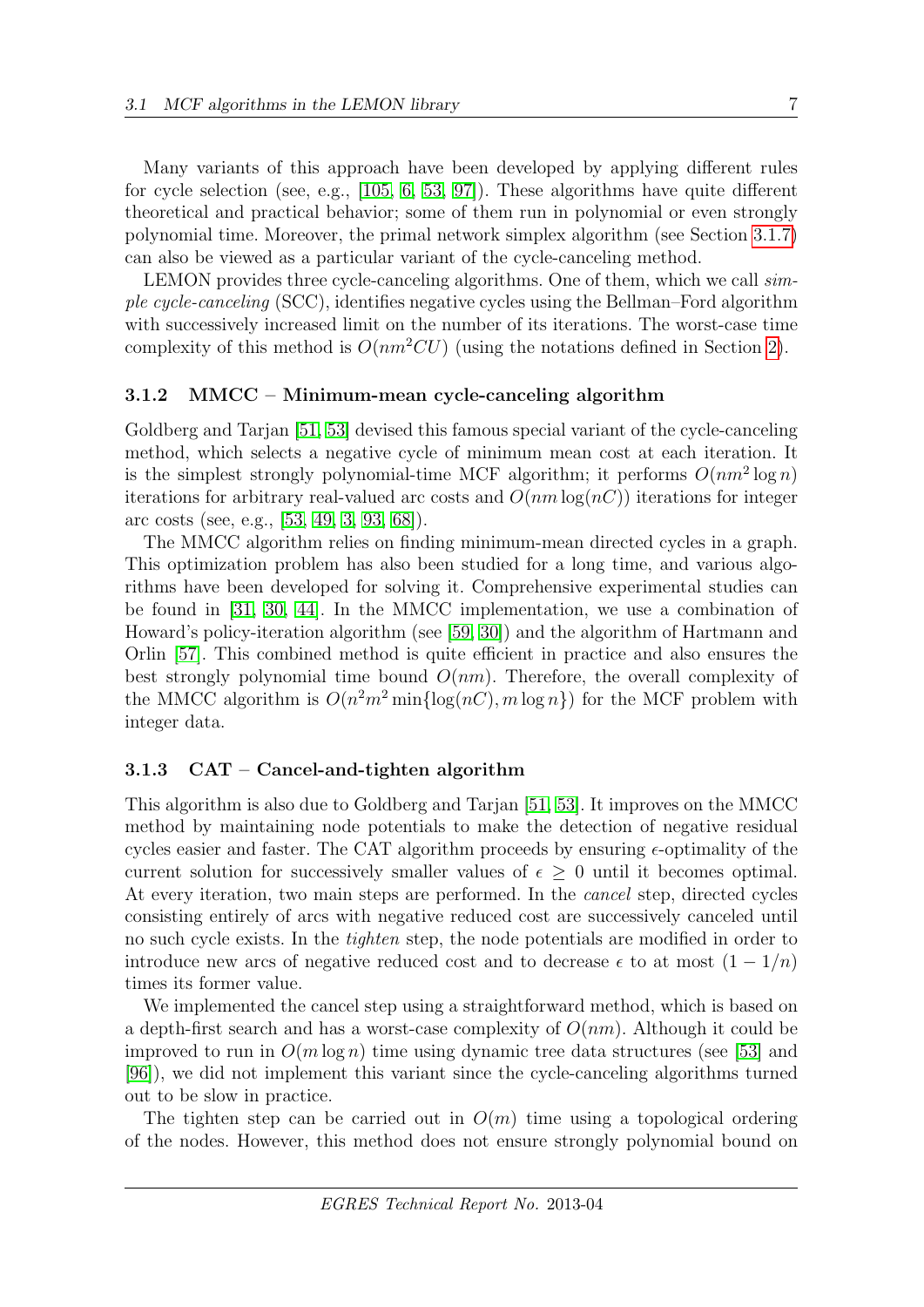Many variants of this approach have been developed by applying different rules for cycle selection (see, e.g., [105, 6, 53, 97]). These algorithms have quite different theoretical and practical behavior; some of them run in polynomial or even strongly polynomial time. Moreover, the primal network simplex algorithm (see Section 3.1.7) can also be viewed as a particular variant of the cycle-canceling method.

LEMON provides three cycle-canceling algorithms. One of them, which we call *simple cycle-canceling* (SCC), identifies negative cycles using the Bellman–Ford algorithm with successively increased limit on the number of its iterations. The worst-case time complexity of this method is $O(nm^2CU)$ (using the notations defined in Section 2).

### 3.1.2 MMCC – Minimum-mean cycle-canceling algorithm

Goldberg and Tarjan [51, 53] devised this famous special variant of the cycle-canceling method, which selects a negative cycle of minimum mean cost at each iteration. It is the simplest strongly polynomial-time MCF algorithm; it performs $O(nm^2 \log n)$ iterations for arbitrary real-valued arc costs and $O(nm \log(nC))$ iterations for integer arc costs (see, e.g., [53, 49, 3, 93, 68]).

The MMCC algorithm relies on finding minimum-mean directed cycles in a graph. This optimization problem has also been studied for a long time, and various algorithms have been developed for solving it. Comprehensive experimental studies can be found in [31, 30, 44]. In the MMCC implementation, we use a combination of Howard's policy-iteration algorithm (see [59, 30]) and the algorithm of Hartmann and Orlin [57]. This combined method is quite efficient in practice and also ensures the best strongly polynomial time bound $O(nm)$. Therefore, the overall complexity of the MMCC algorithm is $O(n^2m^2 \min\{\log(nC), m \log n\})$ for the MCF problem with integer data.

### 3.1.3 CAT – Cancel-and-tighten algorithm

This algorithm is also due to Goldberg and Tarjan [51, 53]. It improves on the MMCC method by maintaining node potentials to make the detection of negative residual cycles easier and faster. The CAT algorithm proceeds by ensuring $\epsilon$-optimality of the current solution for successively smaller values of $\epsilon \geq 0$ until it becomes optimal. At every iteration, two main steps are performed. In the *cancel* step, directed cycles consisting entirely of arcs with negative reduced cost are successively canceled until no such cycle exists. In the *tighten* step, the node potentials are modified in order to introduce new arcs of negative reduced cost and to decrease $\epsilon$ to at most $(1 - 1/n)$ times its former value.

We implemented the cancel step using a straightforward method, which is based on a depth-first search and has a worst-case complexity of $O(nm)$. Although it could be improved to run in $O(m \log n)$ time using dynamic tree data structures (see [53] and [96]), we did not implement this variant since the cycle-canceling algorithms turned out to be slow in practice.

The tighten step can be carried out in $O(m)$ time using a topological ordering of the nodes. However, this method does not ensure strongly polynomial bound on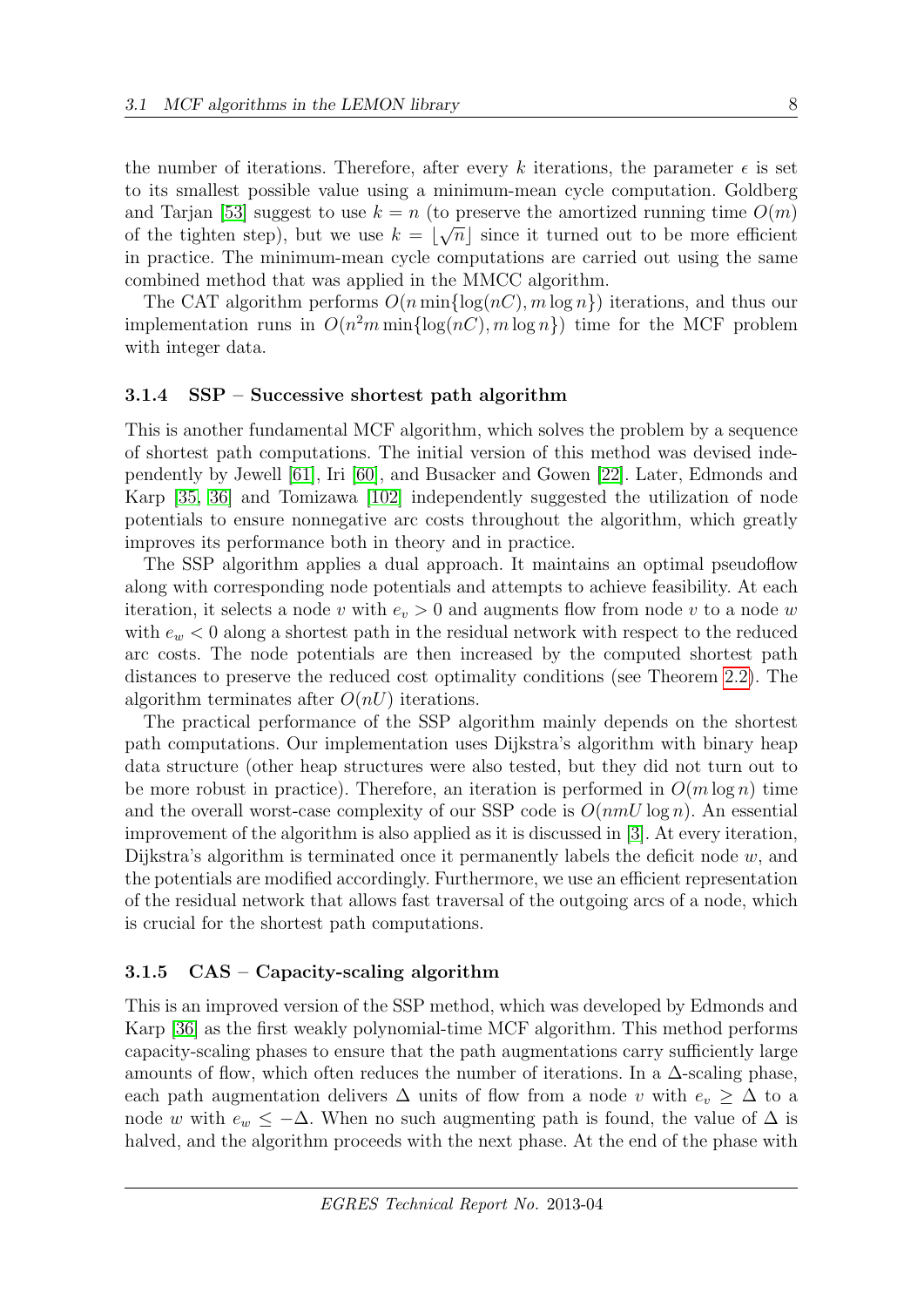the number of iterations. Therefore, after every $k$ iterations, the parameter $\epsilon$ is set to its smallest possible value using a minimum-mean cycle computation. Goldberg and Tarjan [53] suggest to use $k = n$ (to preserve the amortized running time $O(m)$ of the tighten step), but we use $k = \lfloor \sqrt{n} \rfloor$ since it turned out to be more efficient in practice. The minimum-mean cycle computations are carried out using the same combined method that was applied in the MMCC algorithm.

The CAT algorithm performs $O(n \min\{\log(nC), m \log n\})$ iterations, and thus our implementation runs in $O(n^2 m \min\{\log(nC), m \log n\})$ time for the MCF problem with integer data.

### 3.1.4 SSP – Successive shortest path algorithm

This is another fundamental MCF algorithm, which solves the problem by a sequence of shortest path computations. The initial version of this method was devised independently by Jewell [61], Iri [60], and Busacker and Gowen [22]. Later, Edmonds and Karp [35, 36] and Tomizawa [102] independently suggested the utilization of node potentials to ensure nonnegative arc costs throughout the algorithm, which greatly improves its performance both in theory and in practice.

The SSP algorithm applies a dual approach. It maintains an optimal pseudoflow along with corresponding node potentials and attempts to achieve feasibility. At each iteration, it selects a node $v$ with $e_v > 0$ and augments flow from node $v$ to a node $w$ with $e_w < 0$ along a shortest path in the residual network with respect to the reduced arc costs. The node potentials are then increased by the computed shortest path distances to preserve the reduced cost optimality conditions (see Theorem 2.2). The algorithm terminates after $O(nU)$ iterations.

The practical performance of the SSP algorithm mainly depends on the shortest path computations. Our implementation uses Dijkstra's algorithm with binary heap data structure (other heap structures were also tested, but they did not turn out to be more robust in practice). Therefore, an iteration is performed in $O(m \log n)$ time and the overall worst-case complexity of our SSP code is $O(nmU \log n)$. An essential improvement of the algorithm is also applied as it is discussed in [3]. At every iteration, Dijkstra's algorithm is terminated once it permanently labels the deficit node $w$, and the potentials are modified accordingly. Furthermore, we use an efficient representation of the residual network that allows fast traversal of the outgoing arcs of a node, which is crucial for the shortest path computations.

### 3.1.5 CAS – Capacity-scaling algorithm

This is an improved version of the SSP method, which was developed by Edmonds and Karp [36] as the first weakly polynomial-time MCF algorithm. This method performs capacity-scaling phases to ensure that the path augmentations carry sufficiently large amounts of flow, which often reduces the number of iterations. In a $\Delta$-scaling phase, each path augmentation delivers $\Delta$ units of flow from a node $v$ with $e_v \geq \Delta$ to a node $w$ with $e_w \leq -\Delta$. When no such augmenting path is found, the value of $\Delta$ is halved, and the algorithm proceeds with the next phase. At the end of the phase with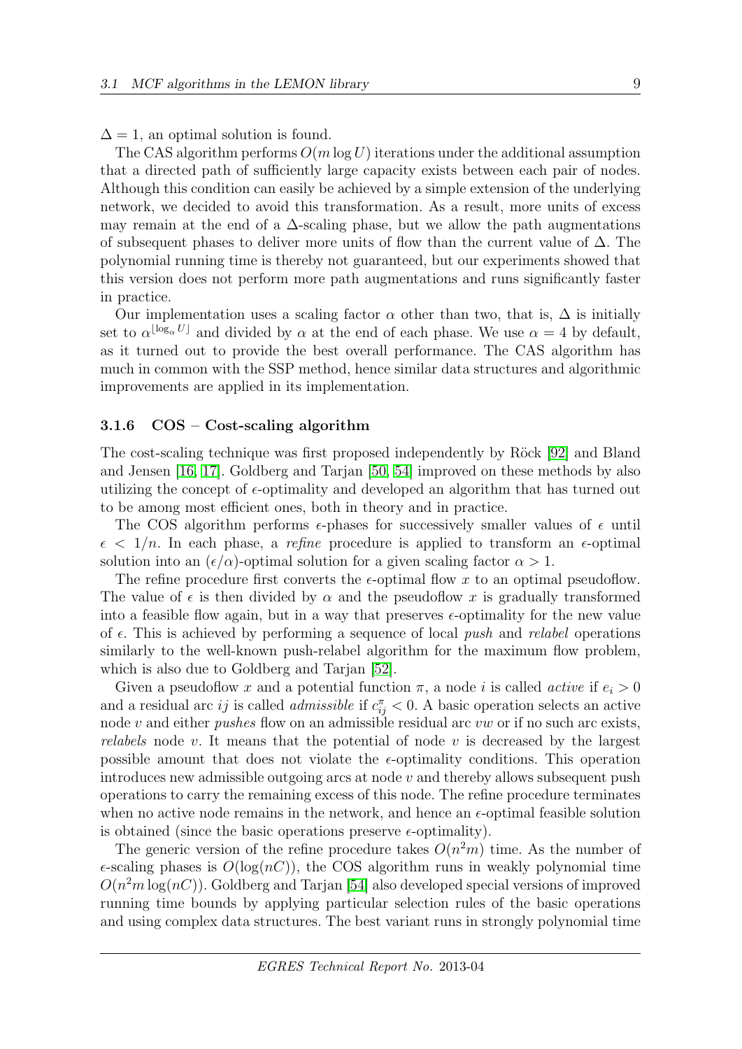$\Delta = 1$, an optimal solution is found.

The CAS algorithm performs $O(m \log U)$ iterations under the additional assumption that a directed path of sufficiently large capacity exists between each pair of nodes. Although this condition can easily be achieved by a simple extension of the underlying network, we decided to avoid this transformation. As a result, more units of excess may remain at the end of a $\Delta$-scaling phase, but we allow the path augmentations of subsequent phases to deliver more units of flow than the current value of $\Delta$. The polynomial running time is thereby not guaranteed, but our experiments showed that this version does not perform more path augmentations and runs significantly faster in practice.

Our implementation uses a scaling factor $\alpha$ other than two, that is, $\Delta$ is initially set to $\alpha^{\lfloor \log_\alpha U \rfloor}$ and divided by $\alpha$ at the end of each phase. We use $\alpha = 4$ by default, as it turned out to provide the best overall performance. The CAS algorithm has much in common with the SSP method, hence similar data structures and algorithmic improvements are applied in its implementation.

### 3.1.6 COS – Cost-scaling algorithm

The cost-scaling technique was first proposed independently by Röck [92] and Bland and Jensen [16, 17]. Goldberg and Tarjan [50, 54] improved on these methods by also utilizing the concept of $\epsilon$-optimality and developed an algorithm that has turned out to be among most efficient ones, both in theory and in practice.

The COS algorithm performs $\epsilon$-phases for successively smaller values of $\epsilon$ until $\epsilon < 1/n$. In each phase, a *refine* procedure is applied to transform an $\epsilon$-optimal solution into an $(\epsilon/\alpha)$-optimal solution for a given scaling factor $\alpha > 1$.

The refine procedure first converts the $\epsilon$-optimal flow $x$ to an optimal pseudoflow. The value of $\epsilon$ is then divided by $\alpha$ and the pseudoflow $x$ is gradually transformed into a feasible flow again, but in a way that preserves $\epsilon$-optimality for the new value of $\epsilon$. This is achieved by performing a sequence of local *push* and *relabel* operations similarly to the well-known push-relabel algorithm for the maximum flow problem, which is also due to Goldberg and Tarjan [52].

Given a pseudoflow $x$ and a potential function $\pi$, a node $i$ is called *active* if $e_i > 0$ and a residual arc $ij$ is called *admissible* if $c^\pi_{ij} < 0$. A basic operation selects an active node $v$ and either *pushes* flow on an admissible residual arc $vw$ or if no such arc exists, *relabels* node $v$. It means that the potential of node $v$ is decreased by the largest possible amount that does not violate the $\epsilon$-optimality conditions. This operation introduces new admissible outgoing arcs at node $v$ and thereby allows subsequent push operations to carry the remaining excess of this node. The refine procedure terminates when no active node remains in the network, and hence an $\epsilon$-optimal feasible solution is obtained (since the basic operations preserve $\epsilon$-optimality).

The generic version of the refine procedure takes $O(n^2m)$ time. As the number of $\epsilon$-scaling phases is $O(\log(nC))$, the COS algorithm runs in weakly polynomial time $O(n^2m \log(nC))$. Goldberg and Tarjan [54] also developed special versions of improved running time bounds by applying particular selection rules of the basic operations and using complex data structures. The best variant runs in strongly polynomial time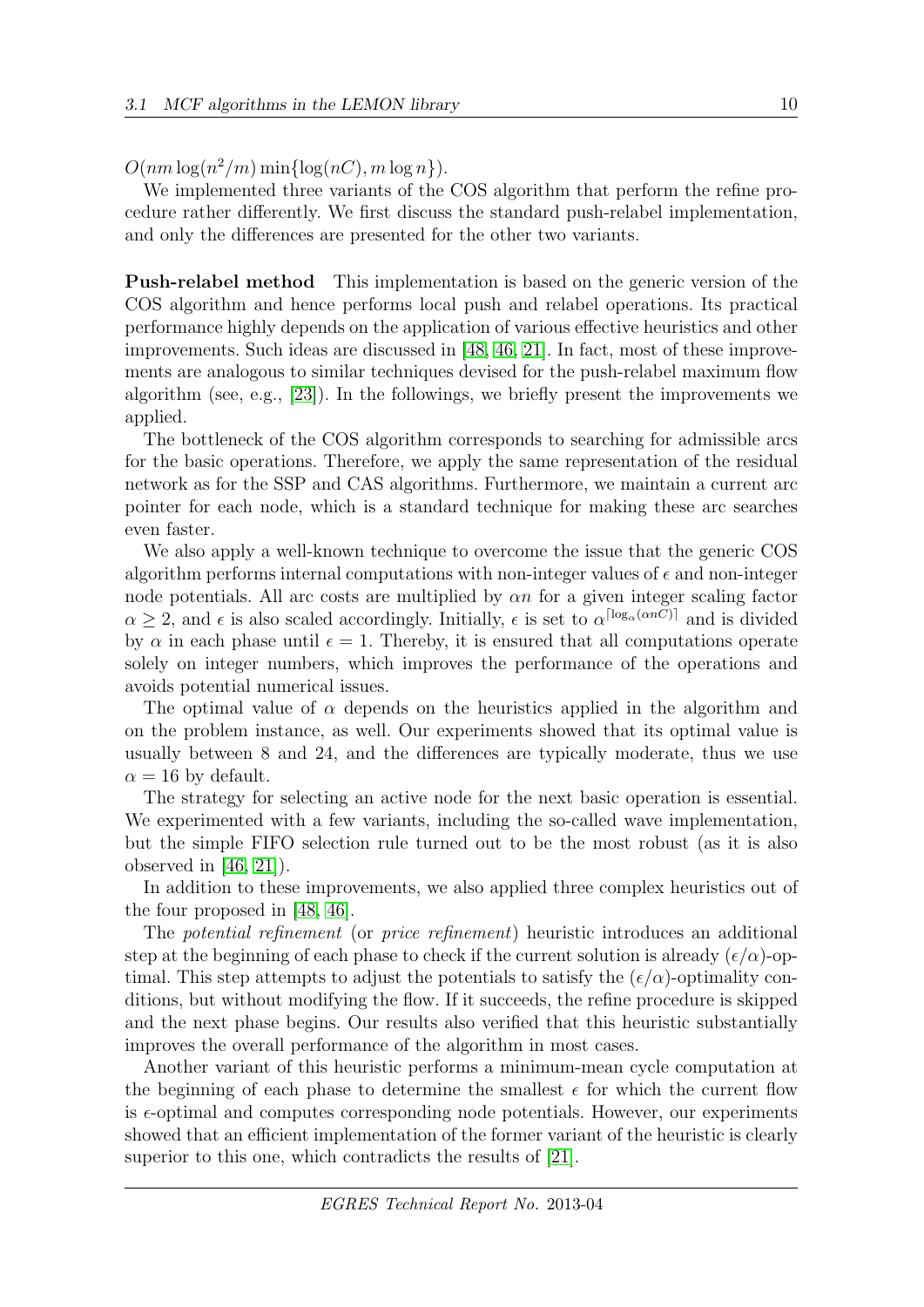$O(nm \log(n^2/m) \min\{\log(nC), m \log n\})$.

We implemented three variants of the COS algorithm that perform the refine procedure rather differently. We first discuss the standard push-relabel implementation, and only the differences are presented for the other two variants.

**Push-relabel method** This implementation is based on the generic version of the COS algorithm and hence performs local push and relabel operations. Its practical performance highly depends on the application of various effective heuristics and other improvements. Such ideas are discussed in [48, 46, 21]. In fact, most of these improvements are analogous to similar techniques devised for the push-relabel maximum flow algorithm (see, e.g., [23]). In the followings, we briefly present the improvements we applied.

The bottleneck of the COS algorithm corresponds to searching for admissible arcs for the basic operations. Therefore, we apply the same representation of the residual network as for the SSP and CAS algorithms. Furthermore, we maintain a current arc pointer for each node, which is a standard technique for making these arc searches even faster.

We also apply a well-known technique to overcome the issue that the generic COS algorithm performs internal computations with non-integer values of $\epsilon$ and non-integer node potentials. All arc costs are multiplied by $\alpha n$ for a given integer scaling factor $\alpha \geq 2$, and $\epsilon$ is also scaled accordingly. Initially, $\epsilon$ is set to $\alpha^{\lceil \log_\alpha(\alpha n C) \rceil}$ and is divided by $\alpha$ in each phase until $\epsilon = 1$. Thereby, it is ensured that all computations operate solely on integer numbers, which improves the performance of the operations and avoids potential numerical issues.

The optimal value of $\alpha$ depends on the heuristics applied in the algorithm and on the problem instance, as well. Our experiments showed that its optimal value is usually between 8 and 24, and the differences are typically moderate, thus we use $\alpha = 16$ by default.

The strategy for selecting an active node for the next basic operation is essential. We experimented with a few variants, including the so-called wave implementation, but the simple FIFO selection rule turned out to be the most robust (as it is also observed in [46, 21]).

In addition to these improvements, we also applied three complex heuristics out of the four proposed in [48, 46].

The *potential refinement* (or *price refinement*) heuristic introduces an additional step at the beginning of each phase to check if the current solution is already $(\epsilon/\alpha)$-optimal. This step attempts to adjust the potentials to satisfy the $(\epsilon/\alpha)$-optimality conditions, but without modifying the flow. If it succeeds, the refine procedure is skipped and the next phase begins. Our results also verified that this heuristic substantially improves the overall performance of the algorithm in most cases.

Another variant of this heuristic performs a minimum-mean cycle computation at the beginning of each phase to determine the smallest $\epsilon$ for which the current flow is $\epsilon$-optimal and computes corresponding node potentials. However, our experiments showed that an efficient implementation of the former variant of the heuristic is clearly superior to this one, which contradicts the results of [21].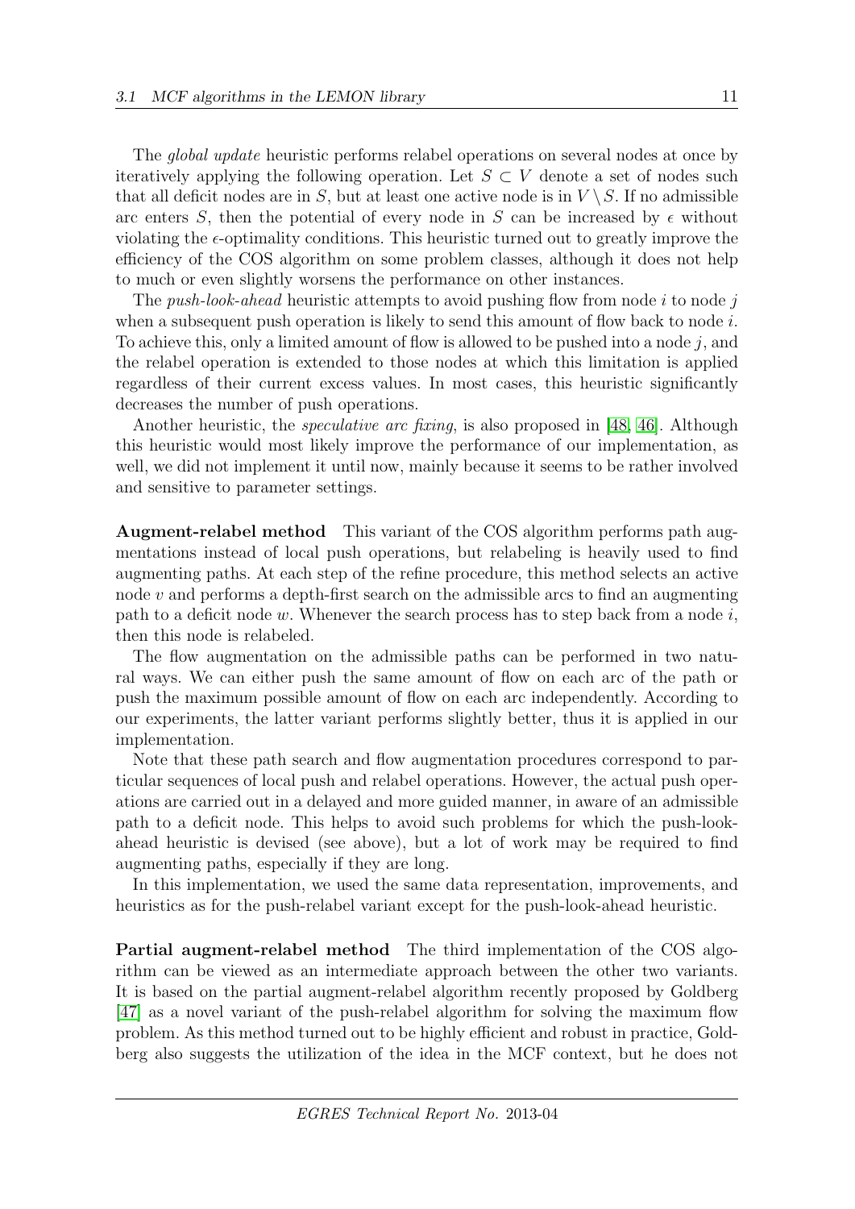The *global update* heuristic performs relabel operations on several nodes at once by iteratively applying the following operation. Let $S \subset V$ denote a set of nodes such that all deficit nodes are in $S$, but at least one active node is in $V \setminus S$. If no admissible arc enters $S$, then the potential of every node in $S$ can be increased by $\epsilon$ without violating the $\epsilon$-optimality conditions. This heuristic turned out to greatly improve the efficiency of the COS algorithm on some problem classes, although it does not help to much or even slightly worsens the performance on other instances.

The *push-look-ahead* heuristic attempts to avoid pushing flow from node $i$ to node $j$ when a subsequent push operation is likely to send this amount of flow back to node $i$. To achieve this, only a limited amount of flow is allowed to be pushed into a node $j$, and the relabel operation is extended to those nodes at which this limitation is applied regardless of their current excess values. In most cases, this heuristic significantly decreases the number of push operations.

Another heuristic, the *speculative arc fixing*, is also proposed in [48, 46]. Although this heuristic would most likely improve the performance of our implementation, as well, we did not implement it until now, mainly because it seems to be rather involved and sensitive to parameter settings.

**Augment-relabel method** This variant of the COS algorithm performs path augmentations instead of local push operations, but relabeling is heavily used to find augmenting paths. At each step of the refine procedure, this method selects an active node $v$ and performs a depth-first search on the admissible arcs to find an augmenting path to a deficit node $w$. Whenever the search process has to step back from a node $i$, then this node is relabeled.

The flow augmentation on the admissible paths can be performed in two natural ways. We can either push the same amount of flow on each arc of the path or push the maximum possible amount of flow on each arc independently. According to our experiments, the latter variant performs slightly better, thus it is applied in our implementation.

Note that these path search and flow augmentation procedures correspond to particular sequences of local push and relabel operations. However, the actual push operations are carried out in a delayed and more guided manner, in aware of an admissible path to a deficit node. This helps to avoid such problems for which the push-look-ahead heuristic is devised (see above), but a lot of work may be required to find augmenting paths, especially if they are long.

In this implementation, we used the same data representation, improvements, and heuristics as for the push-relabel variant except for the push-look-ahead heuristic.

**Partial augment-relabel method** The third implementation of the COS algorithm can be viewed as an intermediate approach between the other two variants. It is based on the partial augment-relabel algorithm recently proposed by Goldberg [47] as a novel variant of the push-relabel algorithm for solving the maximum flow problem. As this method turned out to be highly efficient and robust in practice, Goldberg also suggests the utilization of the idea in the MCF context, but he does not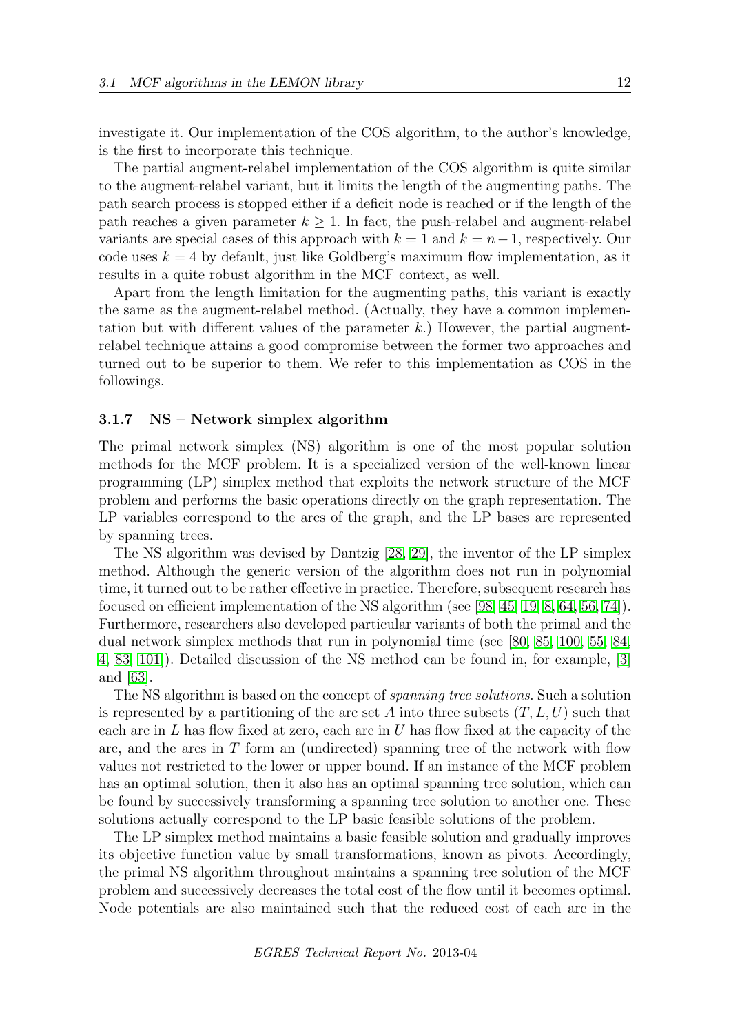investigate it. Our implementation of the COS algorithm, to the author's knowledge, is the first to incorporate this technique.

The partial augment-relabel implementation of the COS algorithm is quite similar to the augment-relabel variant, but it limits the length of the augmenting paths. The path search process is stopped either if a deficit node is reached or if the length of the path reaches a given parameter $k \geq 1$. In fact, the push-relabel and augment-relabel variants are special cases of this approach with $k = 1$ and $k = n - 1$, respectively. Our code uses $k = 4$ by default, just like Goldberg's maximum flow implementation, as it results in a quite robust algorithm in the MCF context, as well.

Apart from the length limitation for the augmenting paths, this variant is exactly the same as the augment-relabel method. (Actually, they have a common implementation but with different values of the parameter $k$.) However, the partial augment-relabel technique attains a good compromise between the former two approaches and turned out to be superior to them. We refer to this implementation as COS in the followings.

### 3.1.7 NS – Network simplex algorithm

The primal network simplex (NS) algorithm is one of the most popular solution methods for the MCF problem. It is a specialized version of the well-known linear programming (LP) simplex method that exploits the network structure of the MCF problem and performs the basic operations directly on the graph representation. The LP variables correspond to the arcs of the graph, and the LP bases are represented by spanning trees.

The NS algorithm was devised by Dantzig [28, 29], the inventor of the LP simplex method. Although the generic version of the algorithm does not run in polynomial time, it turned out to be rather effective in practice. Therefore, subsequent research has focused on efficient implementation of the NS algorithm (see [98, 45, 19, 8, 64, 56, 74]). Furthermore, researchers also developed particular variants of both the primal and the dual network simplex methods that run in polynomial time (see [80, 85, 100, 55, 84, 4, 83, 101]). Detailed discussion of the NS method can be found in, for example, [3] and [63].

The NS algorithm is based on the concept of *spanning tree solutions*. Such a solution is represented by a partitioning of the arc set $A$ into three subsets $(T, L, U)$ such that each arc in $L$ has flow fixed at zero, each arc in $U$ has flow fixed at the capacity of the arc, and the arcs in $T$ form an (undirected) spanning tree of the network with flow values not restricted to the lower or upper bound. If an instance of the MCF problem has an optimal solution, then it also has an optimal spanning tree solution, which can be found by successively transforming a spanning tree solution to another one. These solutions actually correspond to the LP basic feasible solutions of the problem.

The LP simplex method maintains a basic feasible solution and gradually improves its objective function value by small transformations, known as pivots. Accordingly, the primal NS algorithm throughout maintains a spanning tree solution of the MCF problem and successively decreases the total cost of the flow until it becomes optimal. Node potentials are also maintained such that the reduced cost of each arc in the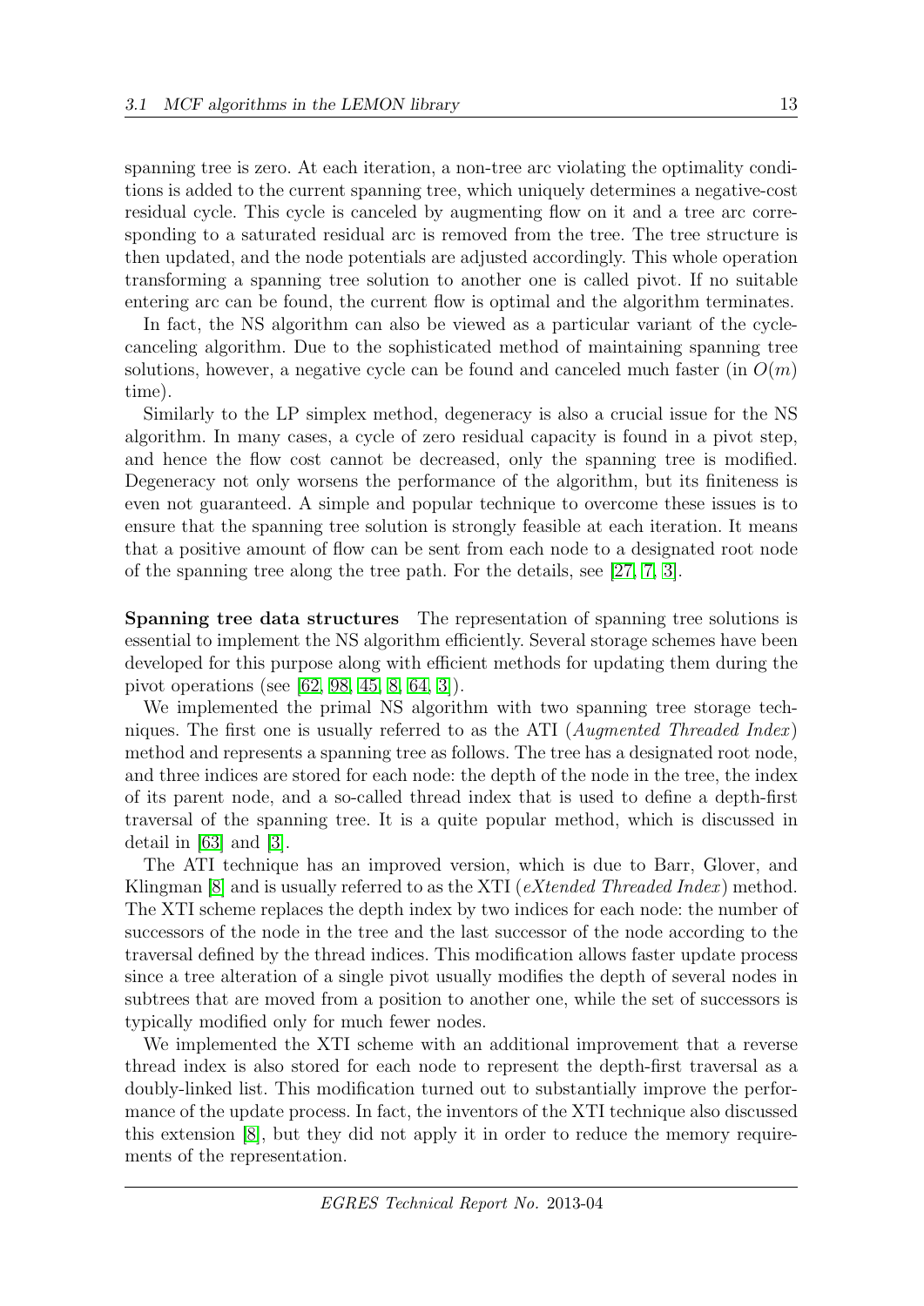spanning tree is zero. At each iteration, a non-tree arc violating the optimality conditions is added to the current spanning tree, which uniquely determines a negative-cost residual cycle. This cycle is canceled by augmenting flow on it and a tree arc corresponding to a saturated residual arc is removed from the tree. The tree structure is then updated, and the node potentials are adjusted accordingly. This whole operation transforming a spanning tree solution to another one is called pivot. If no suitable entering arc can be found, the current flow is optimal and the algorithm terminates.

In fact, the NS algorithm can also be viewed as a particular variant of the cycle-canceling algorithm. Due to the sophisticated method of maintaining spanning tree solutions, however, a negative cycle can be found and canceled much faster (in $O(m)$ time).

Similarly to the LP simplex method, degeneracy is also a crucial issue for the NS algorithm. In many cases, a cycle of zero residual capacity is found in a pivot step, and hence the flow cost cannot be decreased, only the spanning tree is modified. Degeneracy not only worsens the performance of the algorithm, but its finiteness is even not guaranteed. A simple and popular technique to overcome these issues is to ensure that the spanning tree solution is strongly feasible at each iteration. It means that a positive amount of flow can be sent from each node to a designated root node of the spanning tree along the tree path. For the details, see [27, 7, 3].

**Spanning tree data structures** The representation of spanning tree solutions is essential to implement the NS algorithm efficiently. Several storage schemes have been developed for this purpose along with efficient methods for updating them during the pivot operations (see [62, 98, 45, 8, 64, 3]).

We implemented the primal NS algorithm with two spanning tree storage techniques. The first one is usually referred to as the ATI (*Augmented Threaded Index*) method and represents a spanning tree as follows. The tree has a designated root node, and three indices are stored for each node: the depth of the node in the tree, the index of its parent node, and a so-called thread index that is used to define a depth-first traversal of the spanning tree. It is a quite popular method, which is discussed in detail in [63] and [3].

The ATI technique has an improved version, which is due to Barr, Glover, and Klingman [8] and is usually referred to as the XTI (*eXtended Threaded Index*) method. The XTI scheme replaces the depth index by two indices for each node: the number of successors of the node in the tree and the last successor of the node according to the traversal defined by the thread indices. This modification allows faster update process since a tree alteration of a single pivot usually modifies the depth of several nodes in subtrees that are moved from a position to another one, while the set of successors is typically modified only for much fewer nodes.

We implemented the XTI scheme with an additional improvement that a reverse thread index is also stored for each node to represent the depth-first traversal as a doubly-linked list. This modification turned out to substantially improve the performance of the update process. In fact, the inventors of the XTI technique also discussed this extension [8], but they did not apply it in order to reduce the memory requirements of the representation.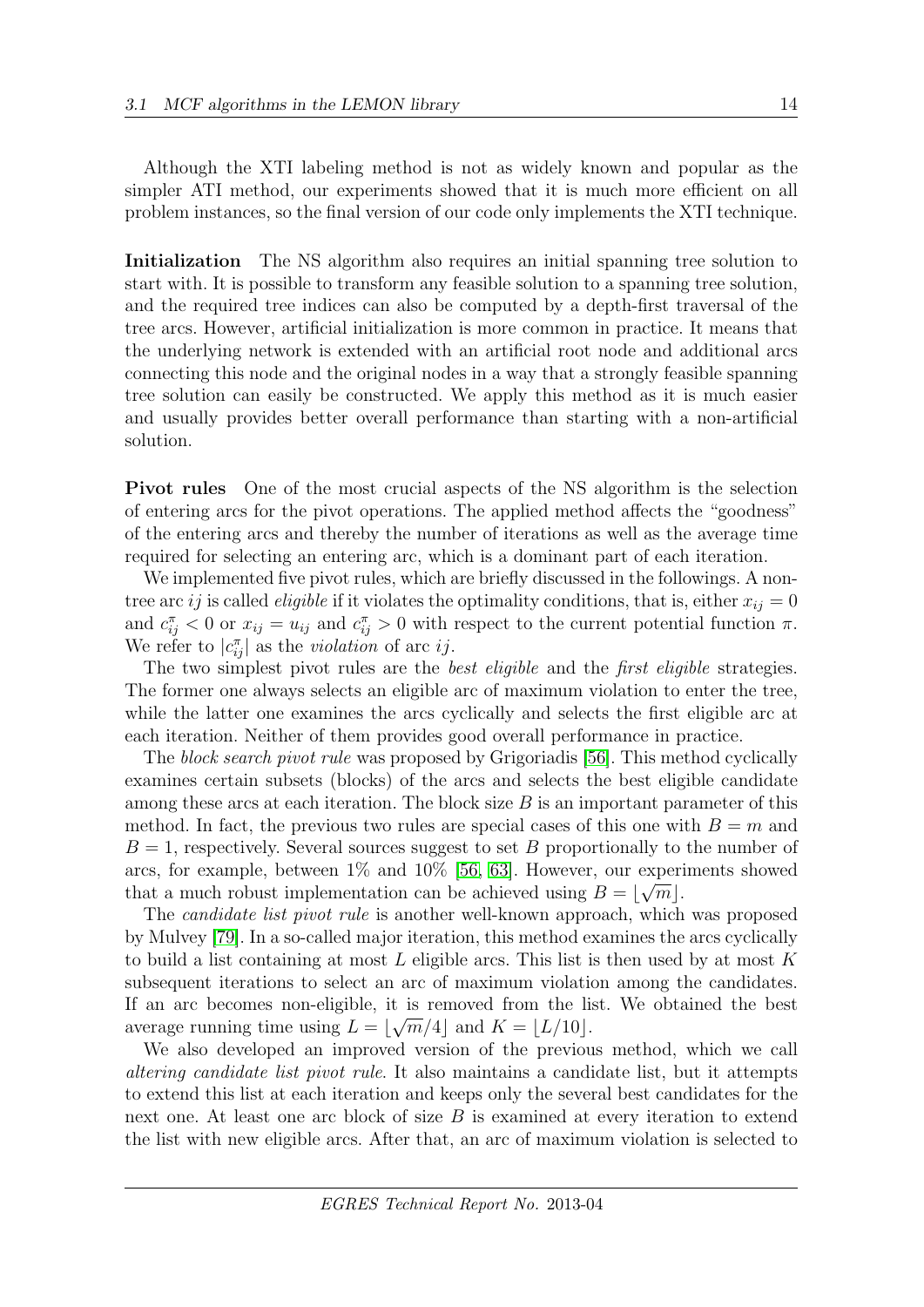Although the XTI labeling method is not as widely known and popular as the simpler ATI method, our experiments showed that it is much more efficient on all problem instances, so the final version of our code only implements the XTI technique.

**Initialization** The NS algorithm also requires an initial spanning tree solution to start with. It is possible to transform any feasible solution to a spanning tree solution, and the required tree indices can also be computed by a depth-first traversal of the tree arcs. However, artificial initialization is more common in practice. It means that the underlying network is extended with an artificial root node and additional arcs connecting this node and the original nodes in a way that a strongly feasible spanning tree solution can easily be constructed. We apply this method as it is much easier and usually provides better overall performance than starting with a non-artificial solution.

**Pivot rules** One of the most crucial aspects of the NS algorithm is the selection of entering arcs for the pivot operations. The applied method affects the "goodness" of the entering arcs and thereby the number of iterations as well as the average time required for selecting an entering arc, which is a dominant part of each iteration.

We implemented five pivot rules, which are briefly discussed in the followings. A non-tree arc $ij$ is called *eligible* if it violates the optimality conditions, that is, either $x_{ij} = 0$ and $c^{\pi}_{ij} < 0$ or $x_{ij} = u_{ij}$ and $c^{\pi}_{ij} > 0$ with respect to the current potential function $\pi$. We refer to $|c^{\pi}_{ij}|$ as the *violation* of arc $ij$.

The two simplest pivot rules are the *best eligible* and the *first eligible* strategies. The former one always selects an eligible arc of maximum violation to enter the tree, while the latter one examines the arcs cyclically and selects the first eligible arc at each iteration. Neither of them provides good overall performance in practice.

The *block search pivot rule* was proposed by Grigoriadis [56]. This method cyclically examines certain subsets (blocks) of the arcs and selects the best eligible candidate among these arcs at each iteration. The block size $B$ is an important parameter of this method. In fact, the previous two rules are special cases of this one with $B = m$ and $B = 1$, respectively. Several sources suggest to set $B$ proportionally to the number of arcs, for example, between 1% and 10% [56, 63]. However, our experiments showed that a much robust implementation can be achieved using $B = \lfloor \sqrt{m} \rfloor$.

The *candidate list pivot rule* is another well-known approach, which was proposed by Mulvey [79]. In a so-called major iteration, this method examines the arcs cyclically to build a list containing at most $L$ eligible arcs. This list is then used by at most $K$ subsequent iterations to select an arc of maximum violation among the candidates. If an arc becomes non-eligible, it is removed from the list. We obtained the best average running time using $L = \lfloor \sqrt{m}/4 \rfloor$ and $K = \lfloor L/10 \rfloor$.

We also developed an improved version of the previous method, which we call *altering candidate list pivot rule*. It also maintains a candidate list, but it attempts to extend this list at each iteration and keeps only the several best candidates for the next one. At least one arc block of size $B$ is examined at every iteration to extend the list with new eligible arcs. After that, an arc of maximum violation is selected to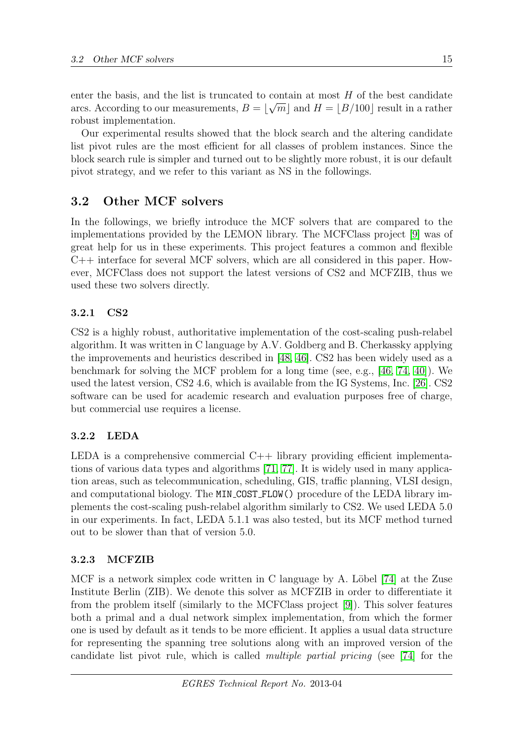enter the basis, and the list is truncated to contain at most $H$ of the best candidate arcs. According to our measurements, $B = \lfloor \sqrt{m} \rfloor$ and $H = \lfloor B/100 \rfloor$ result in a rather robust implementation.

Our experimental results showed that the block search and the altering candidate list pivot rules are the most efficient for all classes of problem instances. Since the block search rule is simpler and turned out to be slightly more robust, it is our default pivot strategy, and we refer to this variant as NS in the followings.

## 3.2 Other MCF solvers

In the followings, we briefly introduce the MCF solvers that are compared to the implementations provided by the LEMON library. The MCFClass project [9] was of great help for us in these experiments. This project features a common and flexible C++ interface for several MCF solvers, which are all considered in this paper. However, MCFClass does not support the latest versions of CS2 and MCFZIB, thus we used these two solvers directly.

### 3.2.1 CS2

CS2 is a highly robust, authoritative implementation of the cost-scaling push-relabel algorithm. It was written in C language by A.V. Goldberg and B. Cherkassky applying the improvements and heuristics described in [48, 46]. CS2 has been widely used as a benchmark for solving the MCF problem for a long time (see, e.g., [46, 74, 40]). We used the latest version, CS2 4.6, which is available from the IG Systems, Inc. [26]. CS2 software can be used for academic research and evaluation purposes free of charge, but commercial use requires a license.

### 3.2.2 LEDA

LEDA is a comprehensive commercial C++ library providing efficient implementations of various data types and algorithms [71, 77]. It is widely used in many application areas, such as telecommunication, scheduling, GIS, traffic planning, VLSI design, and computational biology. The `MIN_COST_FLOW()` procedure of the LEDA library implements the cost-scaling push-relabel algorithm similarly to CS2. We used LEDA 5.0 in our experiments. In fact, LEDA 5.1.1 was also tested, but its MCF method turned out to be slower than that of version 5.0.

### 3.2.3 MCFZIB

MCF is a network simplex code written in C language by A. Löbel [74] at the Zuse Institute Berlin (ZIB). We denote this solver as MCFZIB in order to differentiate it from the problem itself (similarly to the MCFClass project [9]). This solver features both a primal and a dual network simplex implementation, from which the former one is used by default as it tends to be more efficient. It applies a usual data structure for representing the spanning tree solutions along with an improved version of the candidate list pivot rule, which is called *multiple partial pricing* (see [74] for the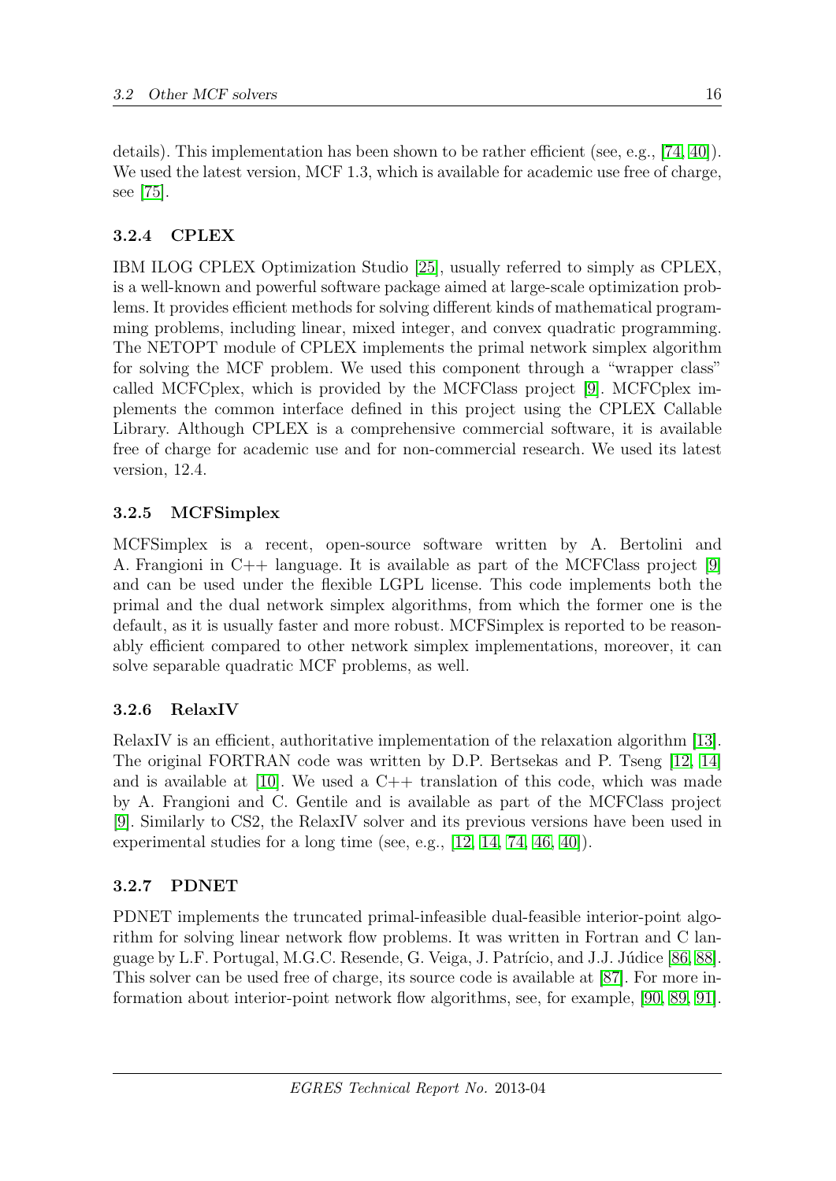details). This implementation has been shown to be rather efficient (see, e.g., [74, 40]). We used the latest version, MCF 1.3, which is available for academic use free of charge, see [75].

### 3.2.4 CPLEX

IBM ILOG CPLEX Optimization Studio [25], usually referred to simply as CPLEX, is a well-known and powerful software package aimed at large-scale optimization problems. It provides efficient methods for solving different kinds of mathematical programming problems, including linear, mixed integer, and convex quadratic programming. The NETOPT module of CPLEX implements the primal network simplex algorithm for solving the MCF problem. We used this component through a "wrapper class" called MCFCplex, which is provided by the MCFClass project [9]. MCFCplex implements the common interface defined in this project using the CPLEX Callable Library. Although CPLEX is a comprehensive commercial software, it is available free of charge for academic use and for non-commercial research. We used its latest version, 12.4.

### 3.2.5 MCFSimplex

MCFSimplex is a recent, open-source software written by A. Bertolini and A. Frangioni in C++ language. It is available as part of the MCFClass project [9] and can be used under the flexible LGPL license. This code implements both the primal and the dual network simplex algorithms, from which the former one is the default, as it is usually faster and more robust. MCFSimplex is reported to be reasonably efficient compared to other network simplex implementations, moreover, it can solve separable quadratic MCF problems, as well.

### 3.2.6 RelaxIV

RelaxIV is an efficient, authoritative implementation of the relaxation algorithm [13]. The original FORTRAN code was written by D.P. Bertsekas and P. Tseng [12, 14] and is available at [10]. We used a C++ translation of this code, which was made by A. Frangioni and C. Gentile and is available as part of the MCFClass project [9]. Similarly to CS2, the RelaxIV solver and its previous versions have been used in experimental studies for a long time (see, e.g., [12, 14, 74, 46, 40]).

### 3.2.7 PDNET

PDNET implements the truncated primal-infeasible dual-feasible interior-point algorithm for solving linear network flow problems. It was written in Fortran and C language by L.F. Portugal, M.G.C. Resende, G. Veiga, J. Patrício, and J.J. Júdice [86, 88]. This solver can be used free of charge, its source code is available at [87]. For more information about interior-point network flow algorithms, see, for example, [90, 89, 91].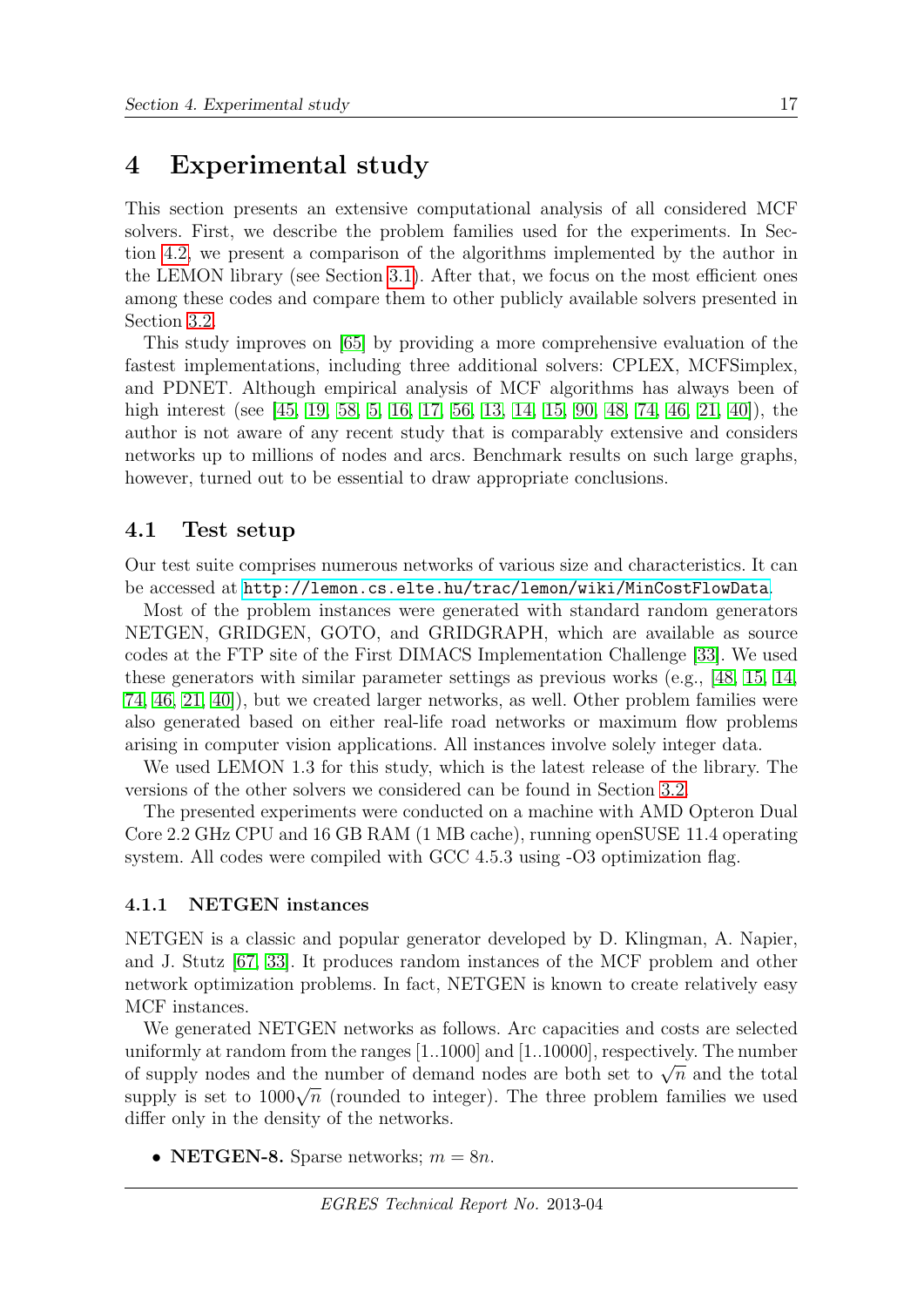# 4 Experimental study

This section presents an extensive computational analysis of all considered MCF solvers. First, we describe the problem families used for the experiments. In Section 4.2, we present a comparison of the algorithms implemented by the author in the LEMON library (see Section 3.1). After that, we focus on the most efficient ones among these codes and compare them to other publicly available solvers presented in Section 3.2.

This study improves on [65] by providing a more comprehensive evaluation of the fastest implementations, including three additional solvers: CPLEX, MCFSimplex, and PDNET. Although empirical analysis of MCF algorithms has always been of high interest (see [45, 19, 58, 5, 16, 17, 56, 13, 14, 15, 90, 48, 74, 46, 21, 40]), the author is not aware of any recent study that is comparably extensive and considers networks up to millions of nodes and arcs. Benchmark results on such large graphs, however, turned out to be essential to draw appropriate conclusions.

## 4.1 Test setup

Our test suite comprises numerous networks of various size and characteristics. It can be accessed at `http://lemon.cs.elte.hu/trac/lemon/wiki/MinCostFlowData`.

Most of the problem instances were generated with standard random generators NETGEN, GRIDGEN, GOTO, and GRIDGRAPH, which are available as source codes at the FTP site of the First DIMACS Implementation Challenge [33]. We used these generators with similar parameter settings as previous works (e.g., [48, 15, 14, 74, 46, 21, 40]), but we created larger networks, as well. Other problem families were also generated based on either real-life road networks or maximum flow problems arising in computer vision applications. All instances involve solely integer data.

We used LEMON 1.3 for this study, which is the latest release of the library. The versions of the other solvers we considered can be found in Section 3.2.

The presented experiments were conducted on a machine with AMD Opteron Dual Core 2.2 GHz CPU and 16 GB RAM (1 MB cache), running openSUSE 11.4 operating system. All codes were compiled with GCC 4.5.3 using -O3 optimization flag.

### 4.1.1 NETGEN instances

NETGEN is a classic and popular generator developed by D. Klingman, A. Napier, and J. Stutz [67, 33]. It produces random instances of the MCF problem and other network optimization problems. In fact, NETGEN is known to create relatively easy MCF instances.

We generated NETGEN networks as follows. Arc capacities and costs are selected uniformly at random from the ranges [1..1000] and [1..10000], respectively. The number of supply nodes and the number of demand nodes are both set to $\sqrt{n}$ and the total supply is set to $1000\sqrt{n}$ (rounded to integer). The three problem families we used differ only in the density of the networks.

- **NETGEN-8.** Sparse networks; $m = 8n$.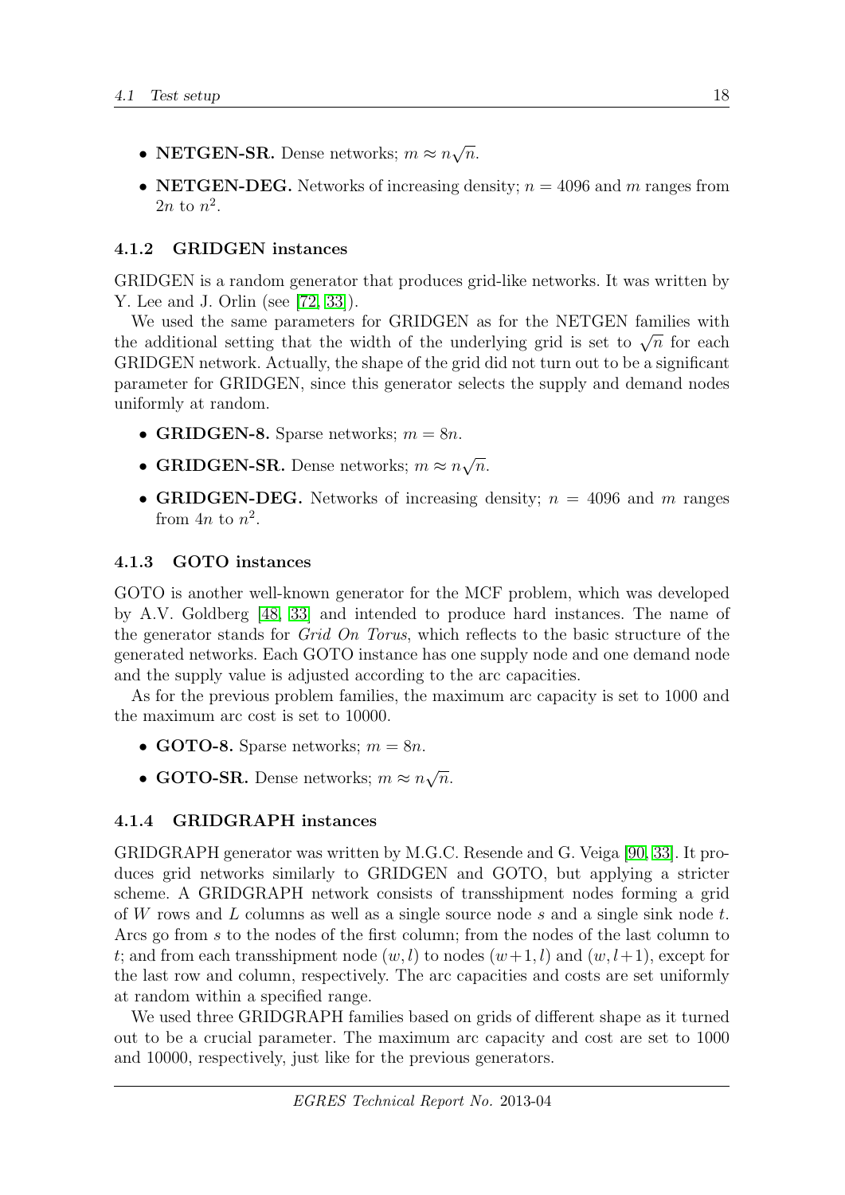- **NETGEN-SR.** Dense networks; $m \approx n\sqrt{n}$.
- **NETGEN-DEG.** Networks of increasing density; $n = 4096$ and $m$ ranges from $2n$ to $n^2$.

### 4.1.2 GRIDGEN instances

GRIDGEN is a random generator that produces grid-like networks. It was written by Y. Lee and J. Orlin (see [72, 33]).

We used the same parameters for GRIDGEN as for the NETGEN families with the additional setting that the width of the underlying grid is set to $\sqrt{n}$ for each GRIDGEN network. Actually, the shape of the grid did not turn out to be a significant parameter for GRIDGEN, since this generator selects the supply and demand nodes uniformly at random.

- **GRIDGEN-8.** Sparse networks; $m = 8n$.
- **GRIDGEN-SR.** Dense networks; $m \approx n\sqrt{n}$.
- **GRIDGEN-DEG.** Networks of increasing density; $n = 4096$ and $m$ ranges from $4n$ to $n^2$.

### 4.1.3 GOTO instances

GOTO is another well-known generator for the MCF problem, which was developed by A.V. Goldberg [48, 33] and intended to produce hard instances. The name of the generator stands for *Grid On Torus*, which reflects to the basic structure of the generated networks. Each GOTO instance has one supply node and one demand node and the supply value is adjusted according to the arc capacities.

As for the previous problem families, the maximum arc capacity is set to 1000 and the maximum arc cost is set to 10000.

- **GOTO-8.** Sparse networks; $m = 8n$.
- **GOTO-SR.** Dense networks; $m \approx n\sqrt{n}$.

### 4.1.4 GRIDGRAPH instances

GRIDGRAPH generator was written by M.G.C. Resende and G. Veiga [90, 33]. It produces grid networks similarly to GRIDGEN and GOTO, but applying a stricter scheme. A GRIDGRAPH network consists of transshipment nodes forming a grid of $W$ rows and $L$ columns as well as a single source node $s$ and a single sink node $t$. Arcs go from $s$ to the nodes of the first column; from the nodes of the last column to $t$; and from each transshipment node $(w, l)$ to nodes $(w+1, l)$ and $(w, l+1)$, except for the last row and column, respectively. The arc capacities and costs are set uniformly at random within a specified range.

We used three GRIDGRAPH families based on grids of different shape as it turned out to be a crucial parameter. The maximum arc capacity and cost are set to 1000 and 10000, respectively, just like for the previous generators.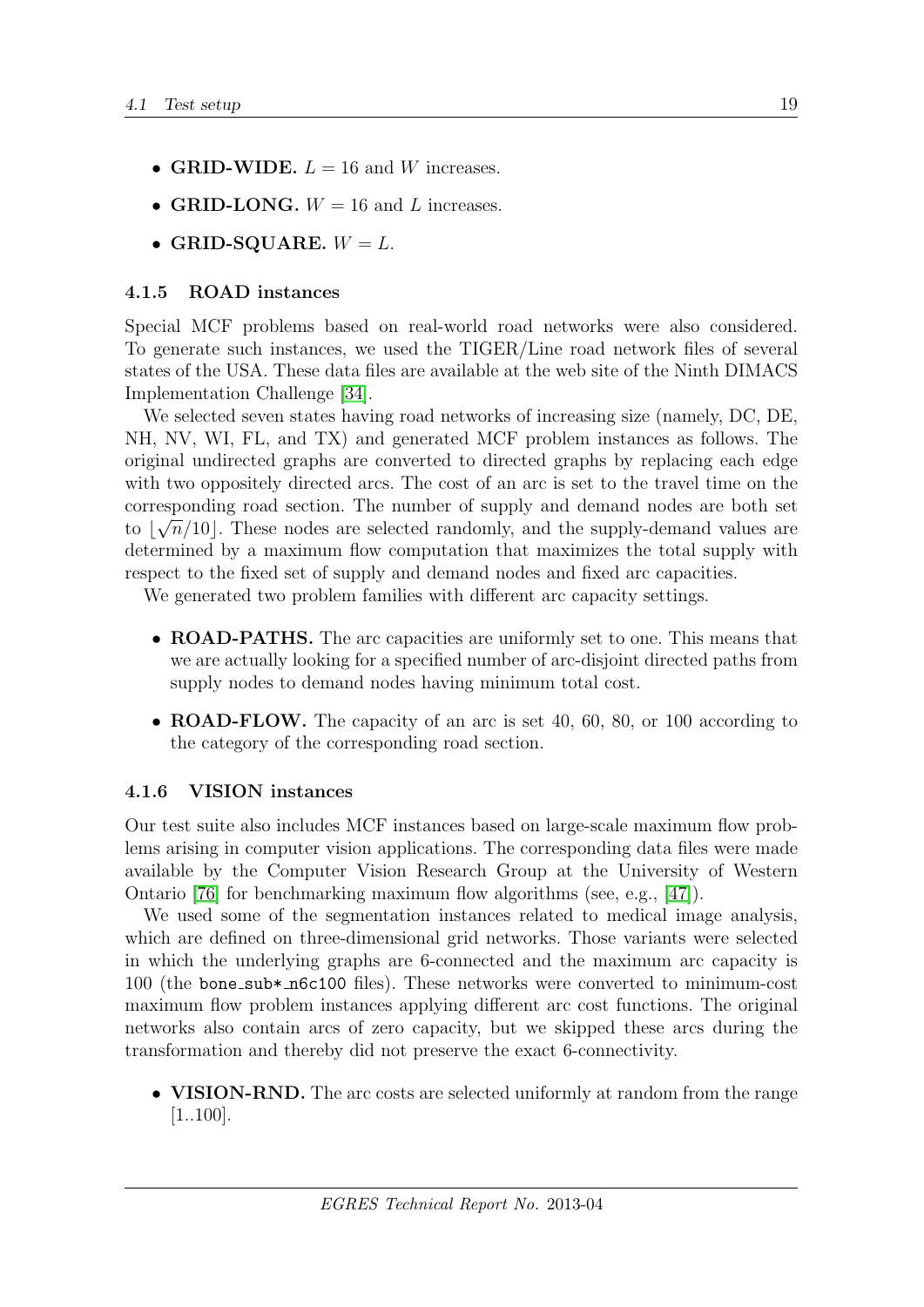- **GRID-WIDE.** $L = 16$ and $W$ increases.
- **GRID-LONG.** $W = 16$ and $L$ increases.
- **GRID-SQUARE.** $W = L$.

### 4.1.5 ROAD instances

Special MCF problems based on real-world road networks were also considered. To generate such instances, we used the TIGER/Line road network files of several states of the USA. These data files are available at the web site of the Ninth DIMACS Implementation Challenge [34].

We selected seven states having road networks of increasing size (namely, DC, DE, NH, NV, WI, FL, and TX) and generated MCF problem instances as follows. The original undirected graphs are converted to directed graphs by replacing each edge with two oppositely directed arcs. The cost of an arc is set to the travel time on the corresponding road section. The number of supply and demand nodes are both set to $\lfloor \sqrt{n}/10 \rfloor$. These nodes are selected randomly, and the supply-demand values are determined by a maximum flow computation that maximizes the total supply with respect to the fixed set of supply and demand nodes and fixed arc capacities.

We generated two problem families with different arc capacity settings.

- **ROAD-PATHS.** The arc capacities are uniformly set to one. This means that we are actually looking for a specified number of arc-disjoint directed paths from supply nodes to demand nodes having minimum total cost.
- **ROAD-FLOW.** The capacity of an arc is set 40, 60, 80, or 100 according to the category of the corresponding road section.

### 4.1.6 VISION instances

Our test suite also includes MCF instances based on large-scale maximum flow problems arising in computer vision applications. The corresponding data files were made available by the Computer Vision Research Group at the University of Western Ontario [76] for benchmarking maximum flow algorithms (see, e.g., [47]).

We used some of the segmentation instances related to medical image analysis, which are defined on three-dimensional grid networks. Those variants were selected in which the underlying graphs are 6-connected and the maximum arc capacity is 100 (the `bone_sub*_n6c100` files). These networks were converted to minimum-cost maximum flow problem instances applying different arc cost functions. The original networks also contain arcs of zero capacity, but we skipped these arcs during the transformation and thereby did not preserve the exact 6-connectivity.

- **VISION-RND.** The arc costs are selected uniformly at random from the range [1..100].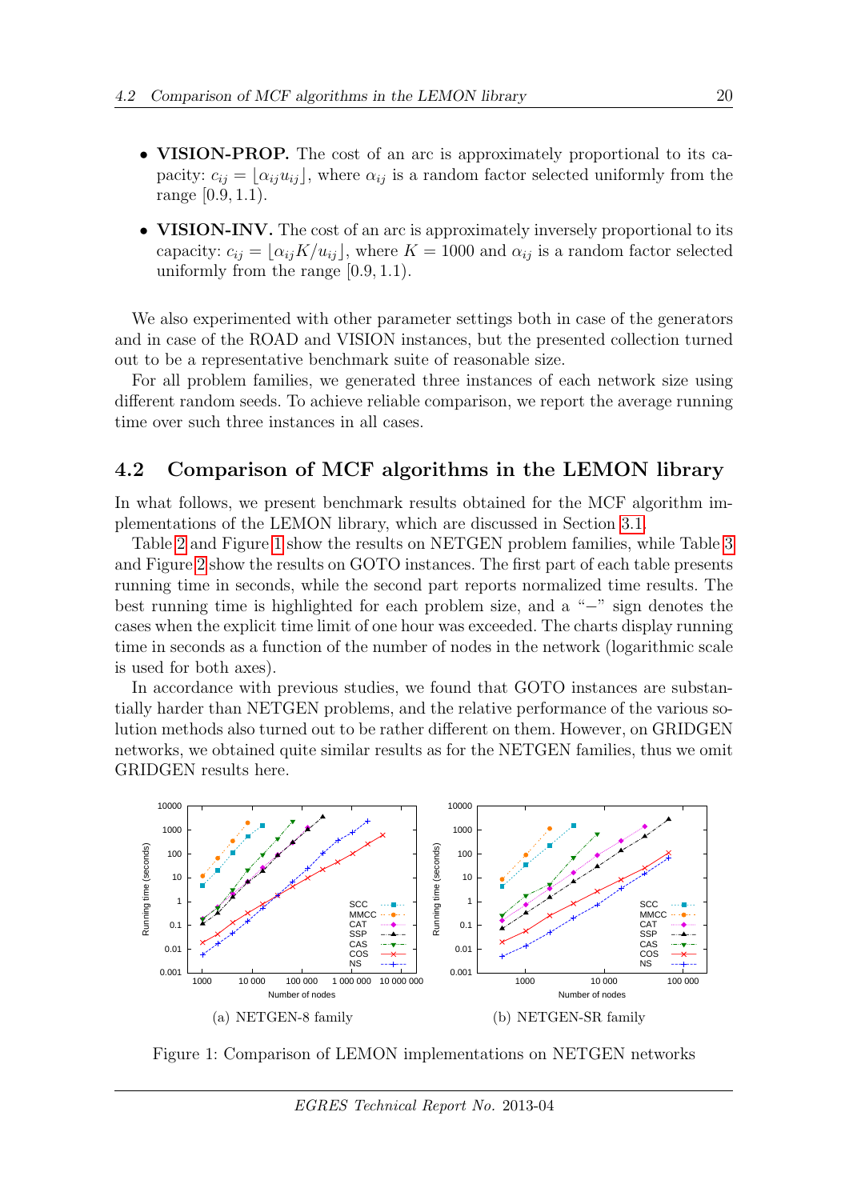- **VISION-PROP.** The cost of an arc is approximately proportional to its capacity: $c_{ij} = \lfloor \alpha_{ij} u_{ij} \rfloor$, where $\alpha_{ij}$ is a random factor selected uniformly from the range $[0.9, 1.1)$.
- **VISION-INV.** The cost of an arc is approximately inversely proportional to its capacity: $c_{ij} = \lfloor \alpha_{ij} K / u_{ij} \rfloor$, where $K = 1000$ and $\alpha_{ij}$ is a random factor selected uniformly from the range $[0.9, 1.1)$.

We also experimented with other parameter settings both in case of the generators and in case of the ROAD and VISION instances, but the presented collection turned out to be a representative benchmark suite of reasonable size.

For all problem families, we generated three instances of each network size using different random seeds. To achieve reliable comparison, we report the average running time over such three instances in all cases.

## 4.2 Comparison of MCF algorithms in the LEMON library

In what follows, we present benchmark results obtained for the MCF algorithm implementations of the LEMON library, which are discussed in Section 3.1.

Table 2 and Figure 1 show the results on NETGEN problem families, while Table 3 and Figure 2 show the results on GOTO instances. The first part of each table presents running time in seconds, while the second part reports normalized time results. The best running time is highlighted for each problem size, and a "−" sign denotes the cases when the explicit time limit of one hour was exceeded. The charts display running time in seconds as a function of the number of nodes in the network (logarithmic scale is used for both axes).

In accordance with previous studies, we found that GOTO instances are substantially harder than NETGEN problems, and the relative performance of the various solution methods also turned out to be rather different on them. However, on GRIDGEN networks, we obtained quite similar results as for the NETGEN families, thus we omit GRIDGEN results here.

(a) NETGEN-8 family

(b) NETGEN-SR family

Figure 1: Comparison of LEMON implementations on NETGEN networks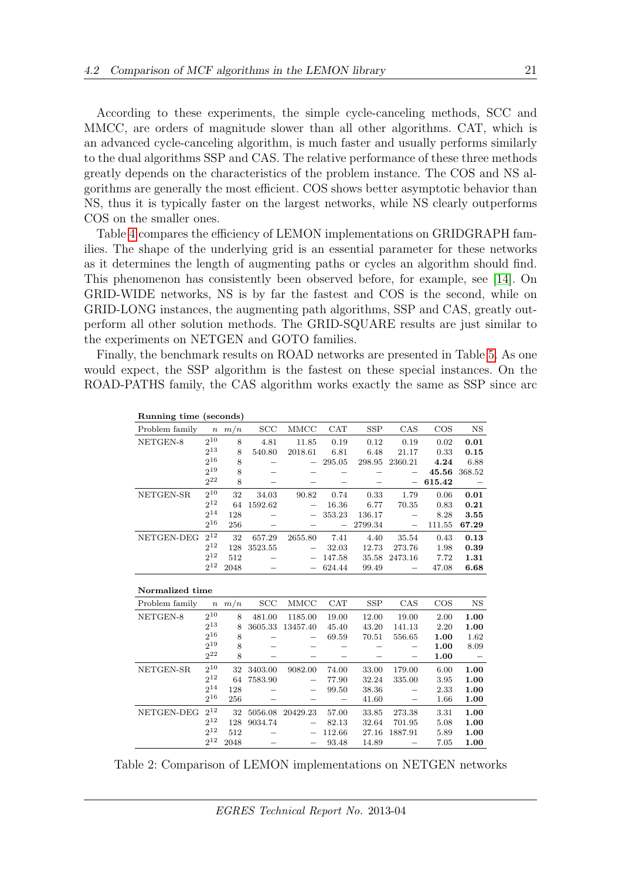According to these experiments, the simple cycle-canceling methods, SCC and MMCC, are orders of magnitude slower than all other algorithms. CAT, which is an advanced cycle-canceling algorithm, is much faster and usually performs similarly to the dual algorithms SSP and CAS. The relative performance of these three methods greatly depends on the characteristics of the problem instance. The COS and NS algorithms are generally the most efficient. COS shows better asymptotic behavior than NS, thus it is typically faster on the largest networks, while NS clearly outperforms COS on the smaller ones.

Table 4 compares the efficiency of LEMON implementations on GRIDGRAPH families. The shape of the underlying grid is an essential parameter for these networks as it determines the length of augmenting paths or cycles an algorithm should find. This phenomenon has consistently been observed before, for example, see [14]. On GRID-WIDE networks, NS is by far the fastest and COS is the second, while on GRID-LONG instances, the augmenting path algorithms, SSP and CAS, greatly outperform all other solution methods. The GRID-SQUARE results are just similar to the experiments on NETGEN and GOTO families.

Finally, the benchmark results on ROAD networks are presented in Table 5. As one would expect, the SSP algorithm is the fastest on these special instances. On the ROAD-PATHS family, the CAS algorithm works exactly the same as SSP since arc

**Running time (seconds)**

| Problem family | $n$ | $m/n$ | SCC | MMCC | CAT | SSP | CAS | COS | NS |
|---|---|---|---|---|---|---|---|---|---|
| NETGEN-8 | $2^{10}$ | 8 | 4.81 | 11.85 | 0.19 | 0.12 | 0.19 | 0.02 | **0.01** |
| | $2^{13}$ | 8 | 540.80 | 2018.61 | 6.81 | 6.48 | 21.17 | 0.33 | **0.15** |
| | $2^{16}$ | 8 | – | – | 295.05 | 298.95 | 2360.21 | **4.24** | 6.88 |
| | $2^{19}$ | 8 | – | – | – | – | – | **45.56** | 368.52 |
| | $2^{22}$ | 8 | – | – | – | – | – | **615.42** | – |
| NETGEN-SR | $2^{10}$ | 32 | 34.03 | 90.82 | 0.74 | 0.33 | 1.79 | 0.06 | **0.01** |
| | $2^{12}$ | 64 | 1592.62 | – | 16.36 | 6.77 | 70.35 | 0.83 | **0.21** |
| | $2^{14}$ | 128 | – | – | 353.23 | 136.17 | – | 8.28 | **3.55** |
| | $2^{16}$ | 256 | – | – | – | 2799.34 | – | 111.55 | **67.29** |
| NETGEN-DEG | $2^{12}$ | 32 | 657.29 | 2655.80 | 7.41 | 4.40 | 35.54 | 0.43 | **0.13** |
| | $2^{12}$ | 128 | 3523.55 | – | 32.03 | 12.73 | 273.76 | 1.98 | **0.39** |
| | $2^{12}$ | 512 | – | – | 147.58 | 35.58 | 2473.16 | 7.72 | **1.31** |
| | $2^{12}$ | 2048 | – | – | 624.44 | 99.49 | – | 47.08 | **6.68** |

**Normalized time**

| Problem family | $n$ | $m/n$ | SCC | MMCC | CAT | SSP | CAS | COS | NS |
|---|---|---|---|---|---|---|---|---|---|
| NETGEN-8 | $2^{10}$ | 8 | 481.00 | 1185.00 | 19.00 | 12.00 | 19.00 | 2.00 | **1.00** |
| | $2^{13}$ | 8 | 3605.33 | 13457.40 | 45.40 | 43.20 | 141.13 | 2.20 | **1.00** |
| | $2^{16}$ | 8 | – | – | 69.59 | 70.51 | 556.65 | **1.00** | 1.62 |
| | $2^{19}$ | 8 | – | – | – | – | – | **1.00** | 8.09 |
| | $2^{22}$ | 8 | – | – | – | – | – | **1.00** | – |
| NETGEN-SR | $2^{10}$ | 32 | 3403.00 | 9082.00 | 74.00 | 33.00 | 179.00 | 6.00 | **1.00** |
| | $2^{12}$ | 64 | 7583.90 | – | 77.90 | 32.24 | 335.00 | 3.95 | **1.00** |
| | $2^{14}$ | 128 | – | – | 99.50 | 38.36 | – | 2.33 | **1.00** |
| | $2^{16}$ | 256 | – | – | – | 41.60 | – | 1.66 | **1.00** |
| NETGEN-DEG | $2^{12}$ | 32 | 5056.08 | 20429.23 | 57.00 | 33.85 | 273.38 | 3.31 | **1.00** |
| | $2^{12}$ | 128 | 9034.74 | – | 82.13 | 32.64 | 701.95 | 5.08 | **1.00** |
| | $2^{12}$ | 512 | – | – | 112.66 | 27.16 | 1887.91 | 5.89 | **1.00** |
| | $2^{12}$ | 2048 | – | – | 93.48 | 14.89 | – | 7.05 | **1.00** |

Table 2: Comparison of LEMON implementations on NETGEN networks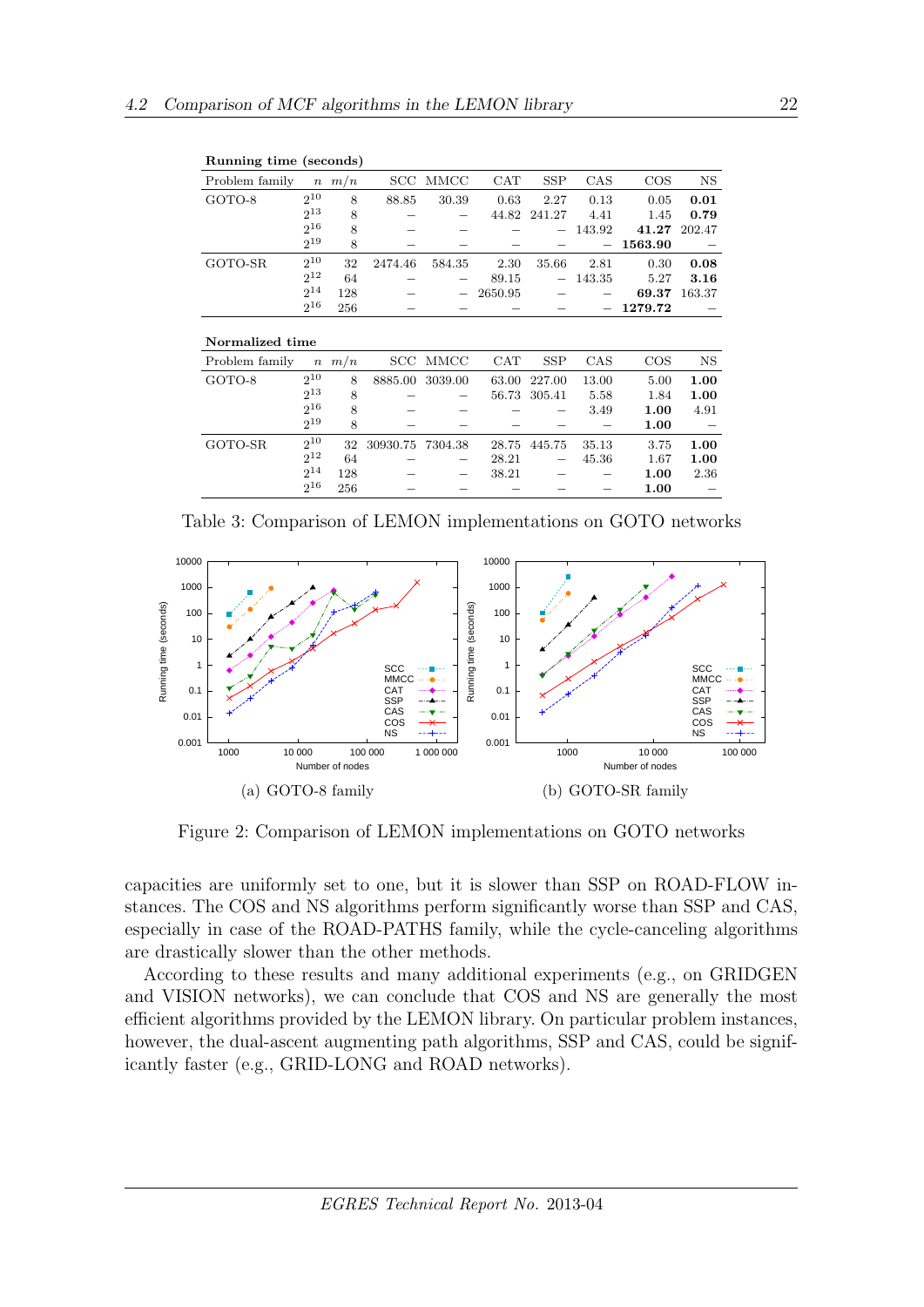**Running time (seconds)**

| Problem family | $n$ | $m/n$ | SCC | MMCC | CAT | SSP | CAS | COS | NS |
|---|---|---|---|---|---|---|---|---|---|
| GOTO-8 | $2^{10}$ | 8 | 88.85 | 30.39 | 0.63 | 2.27 | 0.13 | 0.05 | **0.01** |
| | $2^{13}$ | 8 | – | – | 44.82 | 241.27 | 4.41 | 1.45 | **0.79** |
| | $2^{16}$ | 8 | – | – | – | – | 143.92 | **41.27** | 202.47 |
| | $2^{19}$ | 8 | – | – | – | – | – | **1563.90** | – |
| GOTO-SR | $2^{10}$ | 32 | 2474.46 | 584.35 | 2.30 | 35.66 | 2.81 | 0.30 | **0.08** |
| | $2^{12}$ | 64 | – | – | 89.15 | – | 143.35 | 5.27 | **3.16** |
| | $2^{14}$ | 128 | – | – | 2650.95 | – | – | **69.37** | 163.37 |
| | $2^{16}$ | 256 | – | – | – | – | – | **1279.72** | – |

**Normalized time**

| Problem family | $n$ | $m/n$ | SCC | MMCC | CAT | SSP | CAS | COS | NS |
|---|---|---|---|---|---|---|---|---|---|
| GOTO-8 | $2^{10}$ | 8 | 8885.00 | 3039.00 | 63.00 | 227.00 | 13.00 | 5.00 | **1.00** |
| | $2^{13}$ | 8 | – | – | 56.73 | 305.41 | 5.58 | 1.84 | **1.00** |
| | $2^{16}$ | 8 | – | – | – | – | 3.49 | **1.00** | 4.91 |
| | $2^{19}$ | 8 | – | – | – | – | – | **1.00** | – |
| GOTO-SR | $2^{10}$ | 32 | 30930.75 | 7304.38 | 28.75 | 445.75 | 35.13 | 3.75 | **1.00** |
| | $2^{12}$ | 64 | – | – | 28.21 | – | 45.36 | 1.67 | **1.00** |
| | $2^{14}$ | 128 | – | – | 38.21 | – | – | **1.00** | 2.36 |
| | $2^{16}$ | 256 | – | – | – | – | – | **1.00** | – |

Table 3: Comparison of LEMON implementations on GOTO networks

(a) GOTO-8 family

(b) GOTO-SR family

Figure 2: Comparison of LEMON implementations on GOTO networks

capacities are uniformly set to one, but it is slower than SSP on ROAD-FLOW instances. The COS and NS algorithms perform significantly worse than SSP and CAS, especially in case of the ROAD-PATHS family, while the cycle-canceling algorithms are drastically slower than the other methods.

According to these results and many additional experiments (e.g., on GRIDGEN and VISION networks), we can conclude that COS and NS are generally the most efficient algorithms provided by the LEMON library. On particular problem instances, however, the dual-ascent augmenting path algorithms, SSP and CAS, could be significantly faster (e.g., GRID-LONG and ROAD networks).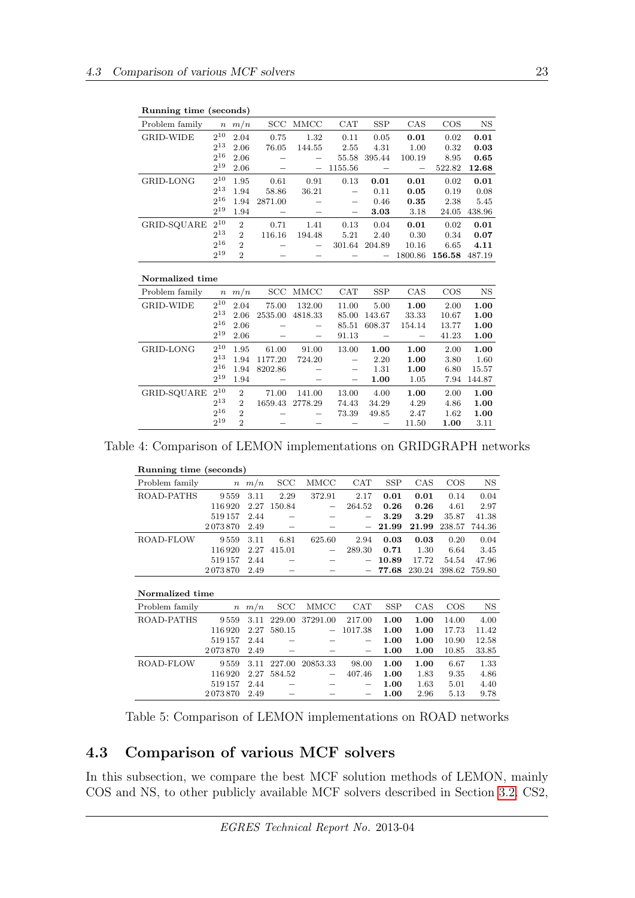**Running time (seconds)**

| Problem family | $n$ | $m/n$ | SCC | MMCC | CAT | SSP | CAS | COS | NS |
|---|---|---|---|---|---|---|---|---|---|
| GRID-WIDE | $2^{10}$ | 2.04 | 0.75 | 1.32 | 0.11 | 0.05 | **0.01** | 0.02 | **0.01** |
| | $2^{13}$ | 2.06 | 76.05 | 144.55 | 2.55 | 4.31 | 1.00 | 0.32 | **0.03** |
| | $2^{16}$ | 2.06 | – | – | 55.58 | 395.44 | 100.19 | 8.95 | **0.65** |
| | $2^{19}$ | 2.06 | – | – | 1155.56 | – | – | 522.82 | **12.68** |
| GRID-LONG | $2^{10}$ | 1.95 | 0.61 | 0.91 | 0.13 | **0.01** | **0.01** | 0.02 | **0.01** |
| | $2^{13}$ | 1.94 | 58.86 | 36.21 | – | 0.11 | **0.05** | 0.19 | 0.08 |
| | $2^{16}$ | 1.94 | 2871.00 | – | – | 0.46 | **0.35** | 2.38 | 5.45 |
| | $2^{19}$ | 1.94 | – | – | – | **3.03** | 3.18 | 24.05 | 438.96 |
| GRID-SQUARE | $2^{10}$ | 2 | 0.71 | 1.41 | 0.13 | 0.04 | **0.01** | 0.02 | **0.01** |
| | $2^{13}$ | 2 | 116.16 | 194.48 | 5.21 | 2.40 | 0.30 | 0.34 | **0.07** |
| | $2^{16}$ | 2 | – | – | 301.64 | 204.89 | 10.16 | 6.65 | **4.11** |
| | $2^{19}$ | 2 | – | – | – | – | 1800.86 | **156.58** | 487.19 |

**Normalized time**

| Problem family | $n$ | $m/n$ | SCC | MMCC | CAT | SSP | CAS | COS | NS |
|---|---|---|---|---|---|---|---|---|---|
| GRID-WIDE | $2^{10}$ | 2.04 | 75.00 | 132.00 | 11.00 | 5.00 | **1.00** | 2.00 | **1.00** |
| | $2^{13}$ | 2.06 | 2535.00 | 4818.33 | 85.00 | 143.67 | 33.33 | 10.67 | **1.00** |
| | $2^{16}$ | 2.06 | – | – | 85.51 | 608.37 | 154.14 | 13.77 | **1.00** |
| | $2^{19}$ | 2.06 | – | – | 91.13 | – | – | 41.23 | **1.00** |
| GRID-LONG | $2^{10}$ | 1.95 | 61.00 | 91.00 | 13.00 | **1.00** | **1.00** | 2.00 | **1.00** |
| | $2^{13}$ | 1.94 | 1177.20 | 724.20 | – | 2.20 | **1.00** | 3.80 | 1.60 |
| | $2^{16}$ | 1.94 | 8202.86 | – | – | 1.31 | **1.00** | 6.80 | 15.57 |
| | $2^{19}$ | 1.94 | – | – | – | **1.00** | 1.05 | 7.94 | 144.87 |
| GRID-SQUARE | $2^{10}$ | 2 | 71.00 | 141.00 | 13.00 | 4.00 | **1.00** | 2.00 | **1.00** |
| | $2^{13}$ | 2 | 1659.43 | 2778.29 | 74.43 | 34.29 | 4.29 | 4.86 | **1.00** |
| | $2^{16}$ | 2 | – | – | 73.39 | 49.85 | 2.47 | 1.62 | **1.00** |
| | $2^{19}$ | 2 | – | – | – | – | 11.50 | **1.00** | 3.11 |

Table 4: Comparison of LEMON implementations on GRIDGRAPH networks

**Running time (seconds)**

| Problem family | $n$ | $m/n$ | SCC | MMCC | CAT | SSP | CAS | COS | NS |
|---|---|---|---|---|---|---|---|---|---|
| ROAD-PATHS | 9559 | 3.11 | 2.29 | 372.91 | 2.17 | **0.01** | **0.01** | 0.14 | 0.04 |
| | 116920 | 2.27 | 150.84 | – | 264.52 | **0.26** | **0.26** | 4.61 | 2.97 |
| | 519157 | 2.44 | – | – | – | **3.29** | **3.29** | 35.87 | 41.38 |
| | 2073870 | 2.49 | – | – | – | **21.99** | **21.99** | 238.57 | 744.36 |
| ROAD-FLOW | 9559 | 3.11 | 6.81 | 625.60 | 2.94 | **0.03** | **0.03** | 0.20 | 0.04 |
| | 116920 | 2.27 | 415.01 | – | 289.30 | **0.71** | 1.30 | 6.64 | 3.45 |
| | 519157 | 2.44 | – | – | – | **10.89** | 17.72 | 54.54 | 47.96 |
| | 2073870 | 2.49 | – | – | – | **77.68** | 230.24 | 398.62 | 759.80 |

**Normalized time**

| Problem family | $n$ | $m/n$ | SCC | MMCC | CAT | SSP | CAS | COS | NS |
|---|---|---|---|---|---|---|---|---|---|
| ROAD-PATHS | 9559 | 3.11 | 229.00 | 37291.00 | 217.00 | **1.00** | **1.00** | 14.00 | 4.00 |
| | 116920 | 2.27 | 580.15 | – | 1017.38 | **1.00** | **1.00** | 17.73 | 11.42 |
| | 519157 | 2.44 | – | – | – | **1.00** | **1.00** | 10.90 | 12.58 |
| | 2073870 | 2.49 | – | – | – | **1.00** | **1.00** | 10.85 | 33.85 |
| ROAD-FLOW | 9559 | 3.11 | 227.00 | 20853.33 | 98.00 | **1.00** | **1.00** | 6.67 | 1.33 |
| | 116920 | 2.27 | 584.52 | – | 407.46 | **1.00** | 1.83 | 9.35 | 4.86 |
| | 519157 | 2.44 | – | – | – | **1.00** | 1.63 | 5.01 | 4.40 |
| | 2073870 | 2.49 | – | – | – | **1.00** | 2.96 | 5.13 | 9.78 |

Table 5: Comparison of LEMON implementations on ROAD networks

## 4.3 Comparison of various MCF solvers

In this subsection, we compare the best MCF solution methods of LEMON, mainly COS and NS, to other publicly available MCF solvers described in Section 3.2. CS2,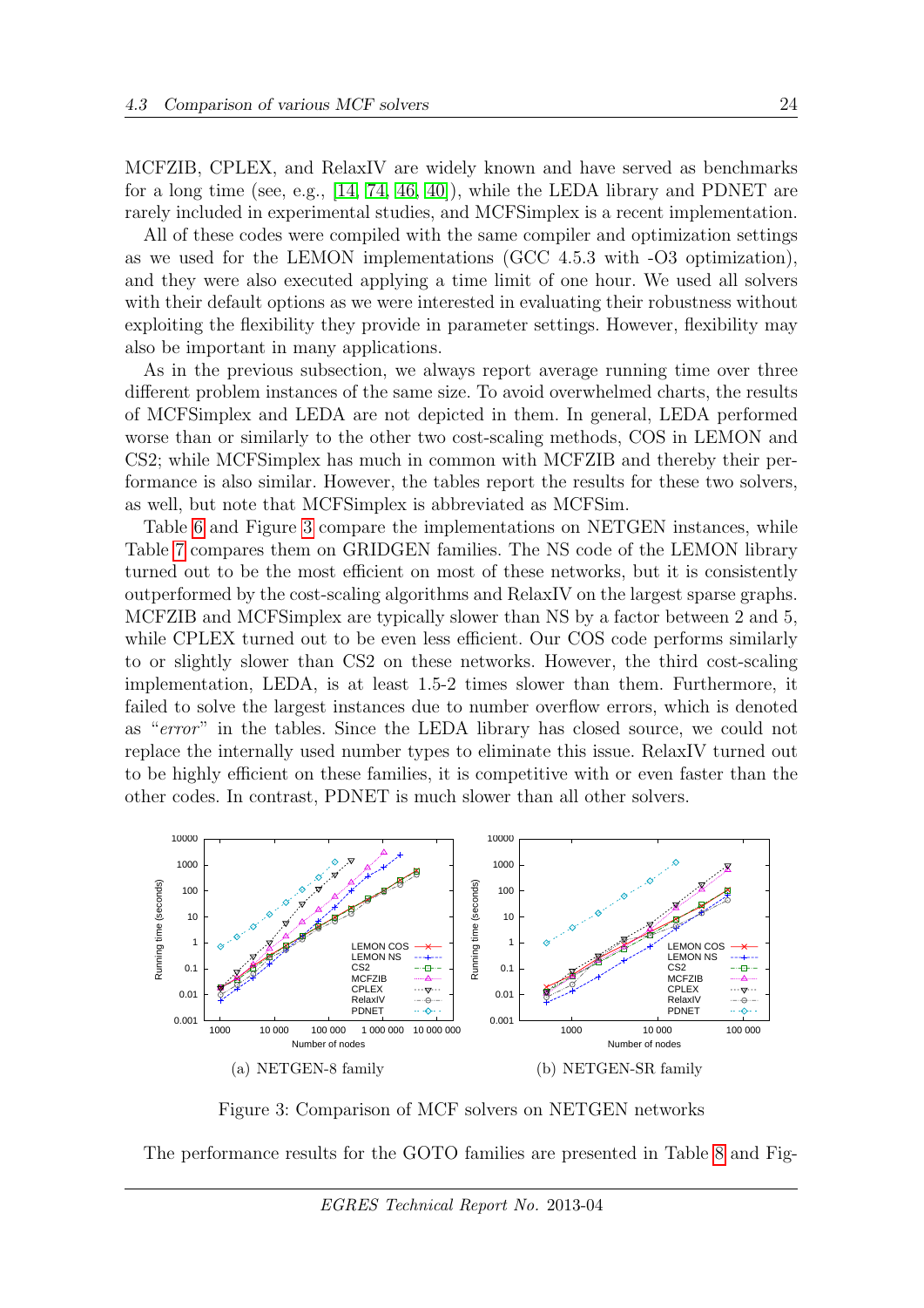MCFZIB, CPLEX, and RelaxIV are widely known and have served as benchmarks for a long time (see, e.g., [14, 74, 46, 40]), while the LEDA library and PDNET are rarely included in experimental studies, and MCFSimplex is a recent implementation.

All of these codes were compiled with the same compiler and optimization settings as we used for the LEMON implementations (GCC 4.5.3 with -O3 optimization), and they were also executed applying a time limit of one hour. We used all solvers with their default options as we were interested in evaluating their robustness without exploiting the flexibility they provide in parameter settings. However, flexibility may also be important in many applications.

As in the previous subsection, we always report average running time over three different problem instances of the same size. To avoid overwhelmed charts, the results of MCFSimplex and LEDA are not depicted in them. In general, LEDA performed worse than or similarly to the other two cost-scaling methods, COS in LEMON and CS2; while MCFSimplex has much in common with MCFZIB and thereby their performance is also similar. However, the tables report the results for these two solvers, as well, but note that MCFSimplex is abbreviated as MCFSim.

Table 6 and Figure 3 compare the implementations on NETGEN instances, while Table 7 compares them on GRIDGEN families. The NS code of the LEMON library turned out to be the most efficient on most of these networks, but it is consistently outperformed by the cost-scaling algorithms and RelaxIV on the largest sparse graphs. MCFZIB and MCFSimplex are typically slower than NS by a factor between 2 and 5, while CPLEX turned out to be even less efficient. Our COS code performs similarly to or slightly slower than CS2 on these networks. However, the third cost-scaling implementation, LEDA, is at least 1.5-2 times slower than them. Furthermore, it failed to solve the largest instances due to number overflow errors, which is denoted as "*error*" in the tables. Since the LEDA library has closed source, we could not replace the internally used number types to eliminate this issue. RelaxIV turned out to be highly efficient on these families, it is competitive with or even faster than the other codes. In contrast, PDNET is much slower than all other solvers.

(a) NETGEN-8 family

(b) NETGEN-SR family

Figure 3: Comparison of MCF solvers on NETGEN networks

The performance results for the GOTO families are presented in Table 8 and Fig-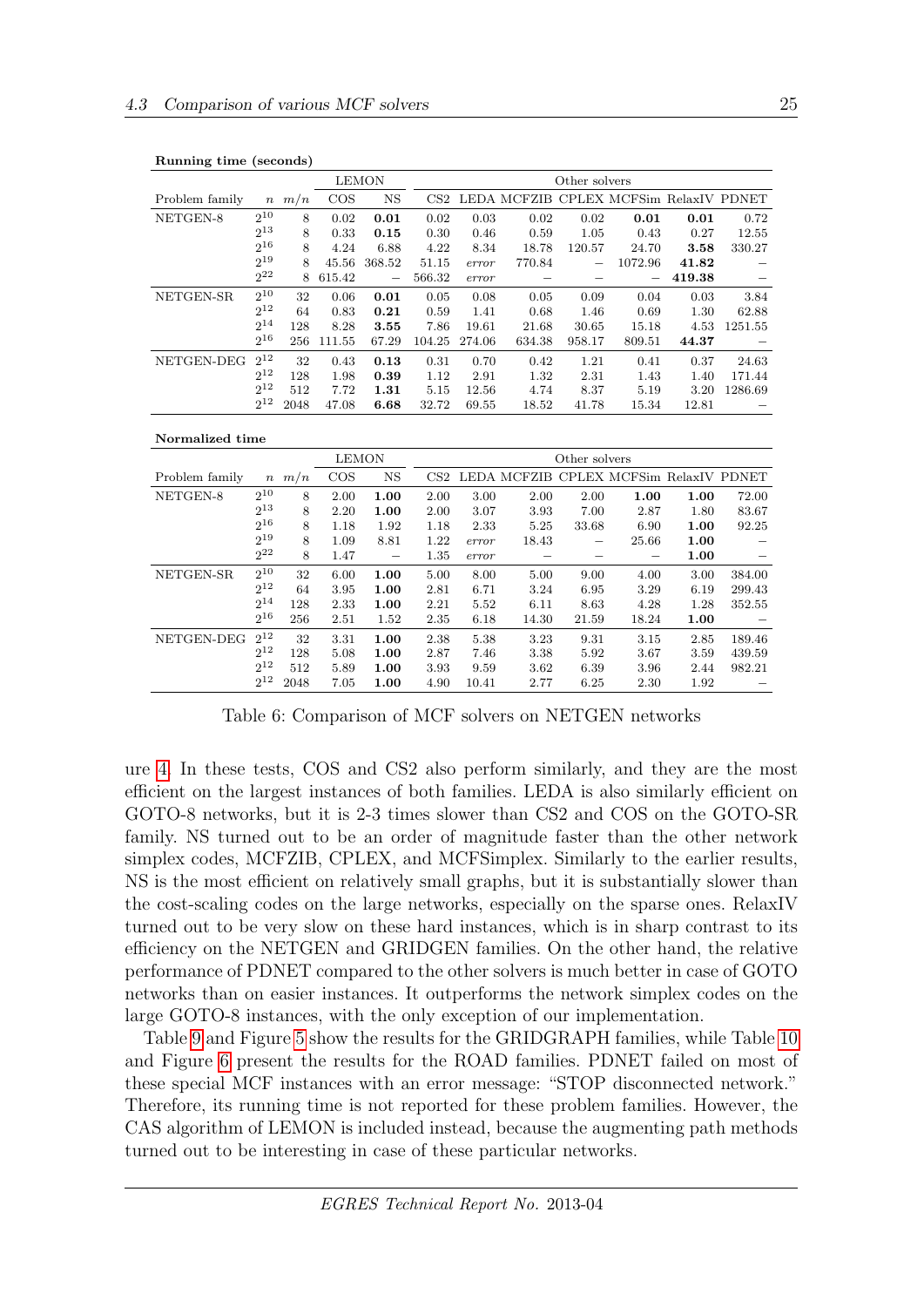**Running time (seconds)**

| Problem family | $n$ | $m/n$ | LEMON COS | NS | Other solvers CS2 | LEDA | MCFZIB | CPLEX | MCFSim | RelaxIV | PDNET |
|---|---|---|---|---|---|---|---|---|---|---|---|
| NETGEN-8 | $2^{10}$ | 8 | 0.02 | **0.01** | 0.02 | 0.03 | 0.02 | 0.02 | **0.01** | **0.01** | 0.72 |
| | $2^{13}$ | 8 | 0.33 | **0.15** | 0.30 | 0.46 | 0.59 | 1.05 | 0.43 | 0.27 | 12.55 |
| | $2^{16}$ | 8 | 4.24 | 6.88 | 4.22 | 8.34 | 18.78 | 120.57 | 24.70 | **3.58** | 330.27 |
| | $2^{19}$ | 8 | 45.56 | 368.52 | 51.15 | *error* | 770.84 | – | 1072.96 | **41.82** | – |
| | $2^{22}$ | 8 | 615.42 | – | 566.32 | *error* | – | – | – | **419.38** | – |
| NETGEN-SR | $2^{10}$ | 32 | 0.06 | **0.01** | 0.05 | 0.08 | 0.05 | 0.09 | 0.04 | 0.03 | 3.84 |
| | $2^{12}$ | 64 | 0.83 | **0.21** | 0.59 | 1.41 | 0.68 | 1.46 | 0.69 | 1.30 | 62.88 |
| | $2^{14}$ | 128 | 8.28 | **3.55** | 7.86 | 19.61 | 21.68 | 30.65 | 15.18 | 4.53 | 1251.55 |
| | $2^{16}$ | 256 | 111.55 | 67.29 | 104.25 | 274.06 | 634.38 | 958.17 | 809.51 | **44.37** | – |
| NETGEN-DEG | $2^{12}$ | 32 | 0.43 | **0.13** | 0.31 | 0.70 | 0.42 | 1.21 | 0.41 | 0.37 | 24.63 |
| | $2^{12}$ | 128 | 1.98 | **0.39** | 1.12 | 2.91 | 1.32 | 2.31 | 1.43 | 1.40 | 171.44 |
| | $2^{12}$ | 512 | 7.72 | **1.31** | 5.15 | 12.56 | 4.74 | 8.37 | 5.19 | 3.20 | 1286.69 |
| | $2^{12}$ | 2048 | 47.08 | **6.68** | 32.72 | 69.55 | 18.52 | 41.78 | 15.34 | 12.81 | – |

**Normalized time**

| Problem family | $n$ | $m/n$ | LEMON COS | NS | Other solvers CS2 | LEDA | MCFZIB | CPLEX | MCFSim | RelaxIV | PDNET |
|---|---|---|---|---|---|---|---|---|---|---|---|
| NETGEN-8 | $2^{10}$ | 8 | 2.00 | **1.00** | 2.00 | 3.00 | 2.00 | 2.00 | **1.00** | **1.00** | 72.00 |
| | $2^{13}$ | 8 | 2.20 | **1.00** | 2.00 | 3.07 | 3.93 | 7.00 | 2.87 | 1.80 | 83.67 |
| | $2^{16}$ | 8 | 1.18 | 1.92 | 1.18 | 2.33 | 5.25 | 33.68 | 6.90 | **1.00** | 92.25 |
| | $2^{19}$ | 8 | 1.09 | 8.81 | 1.22 | *error* | 18.43 | – | 25.66 | **1.00** | – |
| | $2^{22}$ | 8 | 1.47 | – | 1.35 | *error* | – | – | – | **1.00** | – |
| NETGEN-SR | $2^{10}$ | 32 | 6.00 | **1.00** | 5.00 | 8.00 | 5.00 | 9.00 | 4.00 | 3.00 | 384.00 |
| | $2^{12}$ | 64 | 3.95 | **1.00** | 2.81 | 6.71 | 3.24 | 6.95 | 3.29 | 6.19 | 299.43 |
| | $2^{14}$ | 128 | 2.33 | **1.00** | 2.21 | 5.52 | 6.11 | 8.63 | 4.28 | 1.28 | 352.55 |
| | $2^{16}$ | 256 | 2.51 | 1.52 | 2.35 | 6.18 | 14.30 | 21.59 | 18.24 | **1.00** | – |
| NETGEN-DEG | $2^{12}$ | 32 | 3.31 | **1.00** | 2.38 | 5.38 | 3.23 | 9.31 | 3.15 | 2.85 | 189.46 |
| | $2^{12}$ | 128 | 5.08 | **1.00** | 2.87 | 7.46 | 3.38 | 5.92 | 3.67 | 3.59 | 439.59 |
| | $2^{12}$ | 512 | 5.89 | **1.00** | 3.93 | 9.59 | 3.62 | 6.39 | 3.96 | 2.44 | 982.21 |
| | $2^{12}$ | 2048 | 7.05 | **1.00** | 4.90 | 10.41 | 2.77 | 6.25 | 2.30 | 1.92 | – |

Table 6: Comparison of MCF solvers on NETGEN networks

ure 4. In these tests, COS and CS2 also perform similarly, and they are the most efficient on the largest instances of both families. LEDA is also similarly efficient on GOTO-8 networks, but it is 2-3 times slower than CS2 and COS on the GOTO-SR family. NS turned out to be an order of magnitude faster than the other network simplex codes, MCFZIB, CPLEX, and MCFSimplex. Similarly to the earlier results, NS is the most efficient on relatively small graphs, but it is substantially slower than the cost-scaling codes on the large networks, especially on the sparse ones. RelaxIV turned out to be very slow on these hard instances, which is in sharp contrast to its efficiency on the NETGEN and GRIDGEN families. On the other hand, the relative performance of PDNET compared to the other solvers is much better in case of GOTO networks than on easier instances. It outperforms the network simplex codes on the large GOTO-8 instances, with the only exception of our implementation.

Table 9 and Figure 5 show the results for the GRIDGRAPH families, while Table 10 and Figure 6 present the results for the ROAD families. PDNET failed on most of these special MCF instances with an error message: "STOP disconnected network." Therefore, its running time is not reported for these problem families. However, the CAS algorithm of LEMON is included instead, because the augmenting path methods turned out to be interesting in case of these particular networks.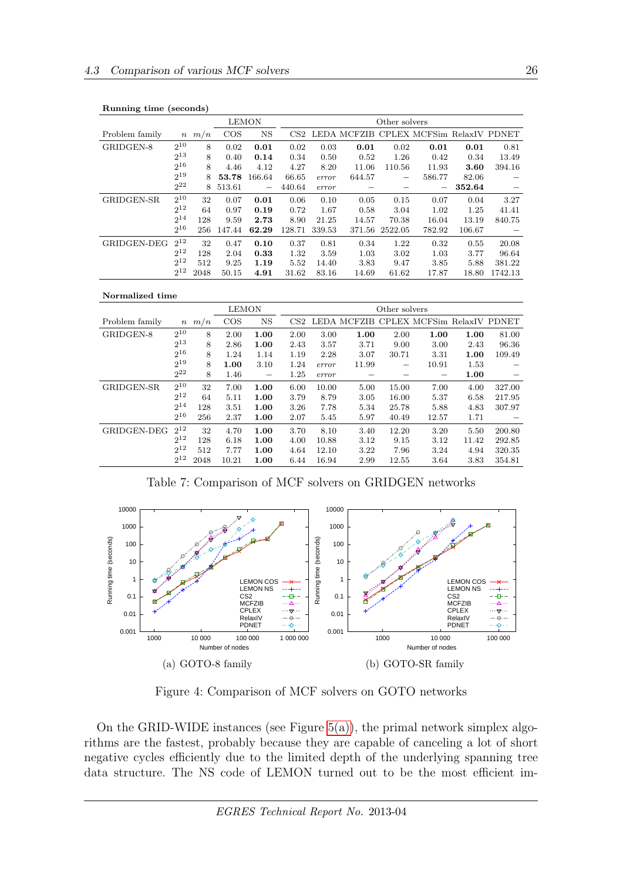**Running time (seconds)**

| Problem family | $n$ | $m/n$ | LEMON COS | LEMON NS | CS2 | LEDA | MCFZIB | CPLEX | MCFSim | RelaxIV | PDNET |
|---|---|---|---|---|---|---|---|---|---|---|---|
| GRIDGEN-8 | $2^{10}$ | 8 | 0.02 | **0.01** | 0.02 | 0.03 | **0.01** | 0.02 | **0.01** | **0.01** | 0.81 |
| | $2^{13}$ | 8 | 0.40 | **0.14** | 0.34 | 0.50 | 0.52 | 1.26 | 0.42 | 0.34 | 13.49 |
| | $2^{16}$ | 8 | 4.46 | 4.12 | 4.27 | 8.20 | 11.06 | 110.56 | 11.93 | **3.60** | 394.16 |
| | $2^{19}$ | 8 | **53.78** | 166.64 | 66.65 | *error* | 644.57 | – | 586.77 | 82.06 | – |
| | $2^{22}$ | 8 | 513.61 | – | 440.64 | *error* | – | – | – | **352.64** | – |
| GRIDGEN-SR | $2^{10}$ | 32 | 0.07 | **0.01** | 0.06 | 0.10 | 0.05 | 0.15 | 0.07 | 0.04 | 3.27 |
| | $2^{12}$ | 64 | 0.97 | **0.19** | 0.72 | 1.67 | 0.58 | 3.04 | 1.02 | 1.25 | 41.41 |
| | $2^{14}$ | 128 | 9.59 | **2.73** | 8.90 | 21.25 | 14.57 | 70.38 | 16.04 | 13.19 | 840.75 |
| | $2^{16}$ | 256 | 147.44 | **62.29** | 128.71 | 339.53 | 371.56 | 2522.05 | 782.92 | 106.67 | – |
| GRIDGEN-DEG | $2^{12}$ | 32 | 0.47 | **0.10** | 0.37 | 0.81 | 0.34 | 1.22 | 0.32 | 0.55 | 20.08 |
| | $2^{12}$ | 128 | 2.04 | **0.33** | 1.32 | 3.59 | 1.03 | 3.02 | 1.03 | 3.77 | 96.64 |
| | $2^{12}$ | 512 | 9.25 | **1.19** | 5.52 | 14.40 | 3.83 | 9.47 | 3.85 | 5.88 | 381.22 |
| | $2^{12}$ | 2048 | 50.15 | **4.91** | 31.62 | 83.16 | 14.69 | 61.62 | 17.87 | 18.80 | 1742.13 |

**Normalized time**

| Problem family | $n$ | $m/n$ | LEMON COS | LEMON NS | CS2 | LEDA | MCFZIB | CPLEX | MCFSim | RelaxIV | PDNET |
|---|---|---|---|---|---|---|---|---|---|---|---|
| GRIDGEN-8 | $2^{10}$ | 8 | 2.00 | **1.00** | 2.00 | 3.00 | **1.00** | 2.00 | **1.00** | **1.00** | 81.00 |
| | $2^{13}$ | 8 | 2.86 | **1.00** | 2.43 | 3.57 | 3.71 | 9.00 | 3.00 | 2.43 | 96.36 |
| | $2^{16}$ | 8 | 1.24 | 1.14 | 1.19 | 2.28 | 3.07 | 30.71 | 3.31 | **1.00** | 109.49 |
| | $2^{19}$ | 8 | **1.00** | 3.10 | 1.24 | *error* | 11.99 | – | 10.91 | 1.53 | – |
| | $2^{22}$ | 8 | 1.46 | – | 1.25 | *error* | – | – | – | **1.00** | – |
| GRIDGEN-SR | $2^{10}$ | 32 | 7.00 | **1.00** | 6.00 | 10.00 | 5.00 | 15.00 | 7.00 | 4.00 | 327.00 |
| | $2^{12}$ | 64 | 5.11 | **1.00** | 3.79 | 8.79 | 3.05 | 16.00 | 5.37 | 6.58 | 217.95 |
| | $2^{14}$ | 128 | 3.51 | **1.00** | 3.26 | 7.78 | 5.34 | 25.78 | 5.88 | 4.83 | 307.97 |
| | $2^{16}$ | 256 | 2.37 | **1.00** | 2.07 | 5.45 | 5.97 | 40.49 | 12.57 | 1.71 | – |
| GRIDGEN-DEG | $2^{12}$ | 32 | 4.70 | **1.00** | 3.70 | 8.10 | 3.40 | 12.20 | 3.20 | 5.50 | 200.80 |
| | $2^{12}$ | 128 | 6.18 | **1.00** | 4.00 | 10.88 | 3.12 | 9.15 | 3.12 | 11.42 | 292.85 |
| | $2^{12}$ | 512 | 7.77 | **1.00** | 4.64 | 12.10 | 3.22 | 7.96 | 3.24 | 4.94 | 320.35 |
| | $2^{12}$ | 2048 | 10.21 | **1.00** | 6.44 | 16.94 | 2.99 | 12.55 | 3.64 | 3.83 | 354.81 |

Table 7: Comparison of MCF solvers on GRIDGEN networks

(a) GOTO-8 family

(b) GOTO-SR family

Figure 4: Comparison of MCF solvers on GOTO networks

On the GRID-WIDE instances (see Figure 5(a)), the primal network simplex algorithms are the fastest, probably because they are capable of canceling a lot of short negative cycles efficiently due to the limited depth of the underlying spanning tree data structure. The NS code of LEMON turned out to be the most efficient im-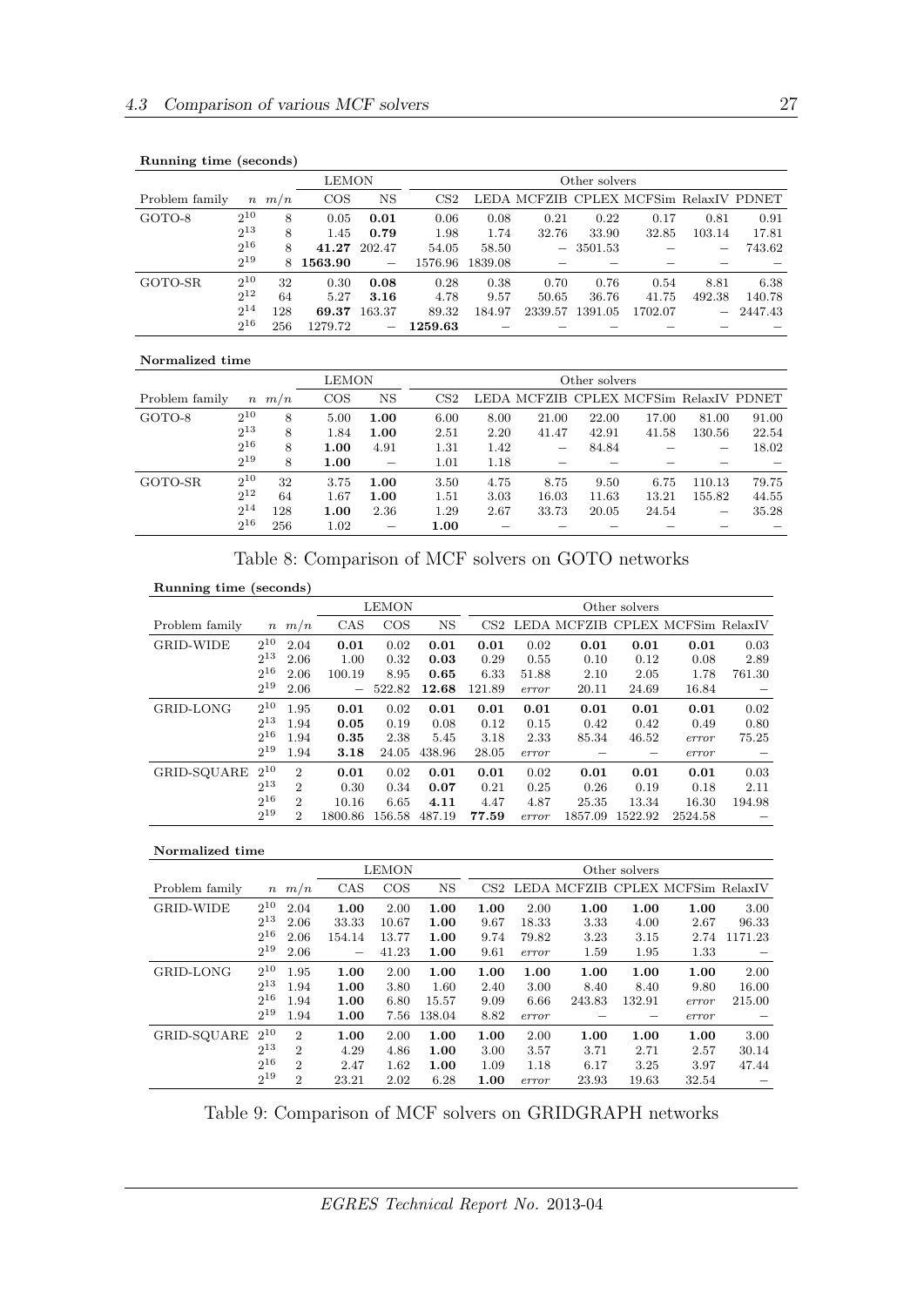**Running time (seconds)**

| | | | LEMON | | Other solvers | | | | | | |
|---|---|---|---|---|---|---|---|---|---|---|---|
| Problem family | $n$ | $m/n$ | COS | NS | CS2 | LEDA | MCFZIB | CPLEX | MCFSim | RelaxIV | PDNET |
| GOTO-8 | $2^{10}$ | 8 | 0.05 | **0.01** | 0.06 | 0.08 | 0.21 | 0.22 | 0.17 | 0.81 | 0.91 |
| | $2^{13}$ | 8 | 1.45 | **0.79** | 1.98 | 1.74 | 32.76 | 33.90 | 32.85 | 103.14 | 17.81 |
| | $2^{16}$ | 8 | **41.27** | 202.47 | 54.05 | 58.50 | – | 3501.53 | – | – | 743.62 |
| | $2^{19}$ | 8 | **1563.90** | – | 1576.96 | 1839.08 | – | – | – | – | – |
| GOTO-SR | $2^{10}$ | 32 | 0.30 | **0.08** | 0.28 | 0.38 | 0.70 | 0.76 | 0.54 | 8.81 | 6.38 |
| | $2^{12}$ | 64 | 5.27 | **3.16** | 4.78 | 9.57 | 50.65 | 36.76 | 41.75 | 492.38 | 140.78 |
| | $2^{14}$ | 128 | **69.37** | 163.37 | 89.32 | 184.97 | 2339.57 | 1391.05 | 1702.07 | – | 2447.43 |
| | $2^{16}$ | 256 | 1279.72 | – | **1259.63** | – | – | – | – | – | – |

**Normalized time**

| | | | LEMON | | Other solvers | | | | | | |
|---|---|---|---|---|---|---|---|---|---|---|---|
| Problem family | $n$ | $m/n$ | COS | NS | CS2 | LEDA | MCFZIB | CPLEX | MCFSim | RelaxIV | PDNET |
| GOTO-8 | $2^{10}$ | 8 | 5.00 | **1.00** | 6.00 | 8.00 | 21.00 | 22.00 | 17.00 | 81.00 | 91.00 |
| | $2^{13}$ | 8 | 1.84 | **1.00** | 2.51 | 2.20 | 41.47 | 42.91 | 41.58 | 130.56 | 22.54 |
| | $2^{16}$ | 8 | **1.00** | 4.91 | 1.31 | 1.42 | – | 84.84 | – | – | 18.02 |
| | $2^{19}$ | 8 | **1.00** | – | 1.01 | 1.18 | – | – | – | – | – |
| GOTO-SR | $2^{10}$ | 32 | 3.75 | **1.00** | 3.50 | 4.75 | 8.75 | 9.50 | 6.75 | 110.13 | 79.75 |
| | $2^{12}$ | 64 | 1.67 | **1.00** | 1.51 | 3.03 | 16.03 | 11.63 | 13.21 | 155.82 | 44.55 |
| | $2^{14}$ | 128 | **1.00** | 2.36 | 1.29 | 2.67 | 33.73 | 20.05 | 24.54 | – | 35.28 |
| | $2^{16}$ | 256 | 1.02 | – | **1.00** | – | – | – | – | – | – |

Table 8: Comparison of MCF solvers on GOTO networks

**Running time (seconds)**

| | | | LEMON | | | Other solvers | | | | | |
|---|---|---|---|---|---|---|---|---|---|---|---|
| Problem family | $n$ | $m/n$ | CAS | COS | NS | CS2 | LEDA | MCFZIB | CPLEX | MCFSim | RelaxIV |
| GRID-WIDE | $2^{10}$ | 2.04 | **0.01** | 0.02 | **0.01** | **0.01** | 0.02 | **0.01** | **0.01** | **0.01** | 0.03 |
| | $2^{13}$ | 2.06 | 1.00 | 0.32 | **0.03** | 0.29 | 0.55 | 0.10 | 0.12 | 0.08 | 2.89 |
| | $2^{16}$ | 2.06 | 100.19 | 8.95 | **0.65** | 6.33 | 51.88 | 2.10 | 2.05 | 1.78 | 761.30 |
| | $2^{19}$ | 2.06 | – | 522.82 | **12.68** | 121.89 | *error* | 20.11 | 24.69 | 16.84 | – |
| GRID-LONG | $2^{10}$ | 1.95 | **0.01** | 0.02 | **0.01** | **0.01** | **0.01** | **0.01** | **0.01** | **0.01** | 0.02 |
| | $2^{13}$ | 1.94 | **0.05** | 0.19 | 0.08 | 0.12 | 0.15 | 0.42 | 0.42 | 0.49 | 0.80 |
| | $2^{16}$ | 1.94 | **0.35** | 2.38 | 5.45 | 3.18 | 2.33 | 85.34 | 46.52 | *error* | 75.25 |
| | $2^{19}$ | 1.94 | **3.18** | 24.05 | 438.96 | 28.05 | *error* | – | – | *error* | – |
| GRID-SQUARE | $2^{10}$ | 2 | **0.01** | 0.02 | **0.01** | **0.01** | 0.02 | **0.01** | **0.01** | **0.01** | 0.03 |
| | $2^{13}$ | 2 | 0.30 | 0.34 | **0.07** | 0.21 | 0.25 | 0.26 | 0.19 | 0.18 | 2.11 |
| | $2^{16}$ | 2 | 10.16 | 6.65 | **4.11** | 4.47 | 4.87 | 25.35 | 13.34 | 16.30 | 194.98 |
| | $2^{19}$ | 2 | 1800.86 | 156.58 | 487.19 | **77.59** | *error* | 1857.09 | 1522.92 | 2524.58 | – |

**Normalized time**

| | | | LEMON | | | Other solvers | | | | | |
|---|---|---|---|---|---|---|---|---|---|---|---|
| Problem family | $n$ | $m/n$ | CAS | COS | NS | CS2 | LEDA | MCFZIB | CPLEX | MCFSim | RelaxIV |
| GRID-WIDE | $2^{10}$ | 2.04 | **1.00** | 2.00 | **1.00** | **1.00** | 2.00 | **1.00** | **1.00** | **1.00** | 3.00 |
| | $2^{13}$ | 2.06 | 33.33 | 10.67 | **1.00** | 9.67 | 18.33 | 3.33 | 4.00 | 2.67 | 96.33 |
| | $2^{16}$ | 2.06 | 154.14 | 13.77 | **1.00** | 9.74 | 79.82 | 3.23 | 3.15 | 2.74 | 1171.23 |
| | $2^{19}$ | 2.06 | – | 41.23 | **1.00** | 9.61 | *error* | 1.59 | 1.95 | 1.33 | – |
| GRID-LONG | $2^{10}$ | 1.95 | **1.00** | 2.00 | **1.00** | **1.00** | **1.00** | **1.00** | **1.00** | **1.00** | 2.00 |
| | $2^{13}$ | 1.94 | **1.00** | 3.80 | 1.60 | 2.40 | 3.00 | 8.40 | 8.40 | 9.80 | 16.00 |
| | $2^{16}$ | 1.94 | **1.00** | 6.80 | 15.57 | 9.09 | 6.66 | 243.83 | 132.91 | *error* | 215.00 |
| | $2^{19}$ | 1.94 | **1.00** | 7.56 | 138.04 | 8.82 | *error* | – | – | *error* | – |
| GRID-SQUARE | $2^{10}$ | 2 | **1.00** | 2.00 | **1.00** | **1.00** | 2.00 | **1.00** | **1.00** | **1.00** | 3.00 |
| | $2^{13}$ | 2 | 4.29 | 4.86 | **1.00** | 3.00 | 3.57 | 3.71 | 2.71 | 2.57 | 30.14 |
| | $2^{16}$ | 2 | 2.47 | 1.62 | **1.00** | 1.09 | 1.18 | 6.17 | 3.25 | 3.97 | 47.44 |
| | $2^{19}$ | 2 | 23.21 | 2.02 | 6.28 | **1.00** | *error* | 23.93 | 19.63 | 32.54 | – |

Table 9: Comparison of MCF solvers on GRIDGRAPH networks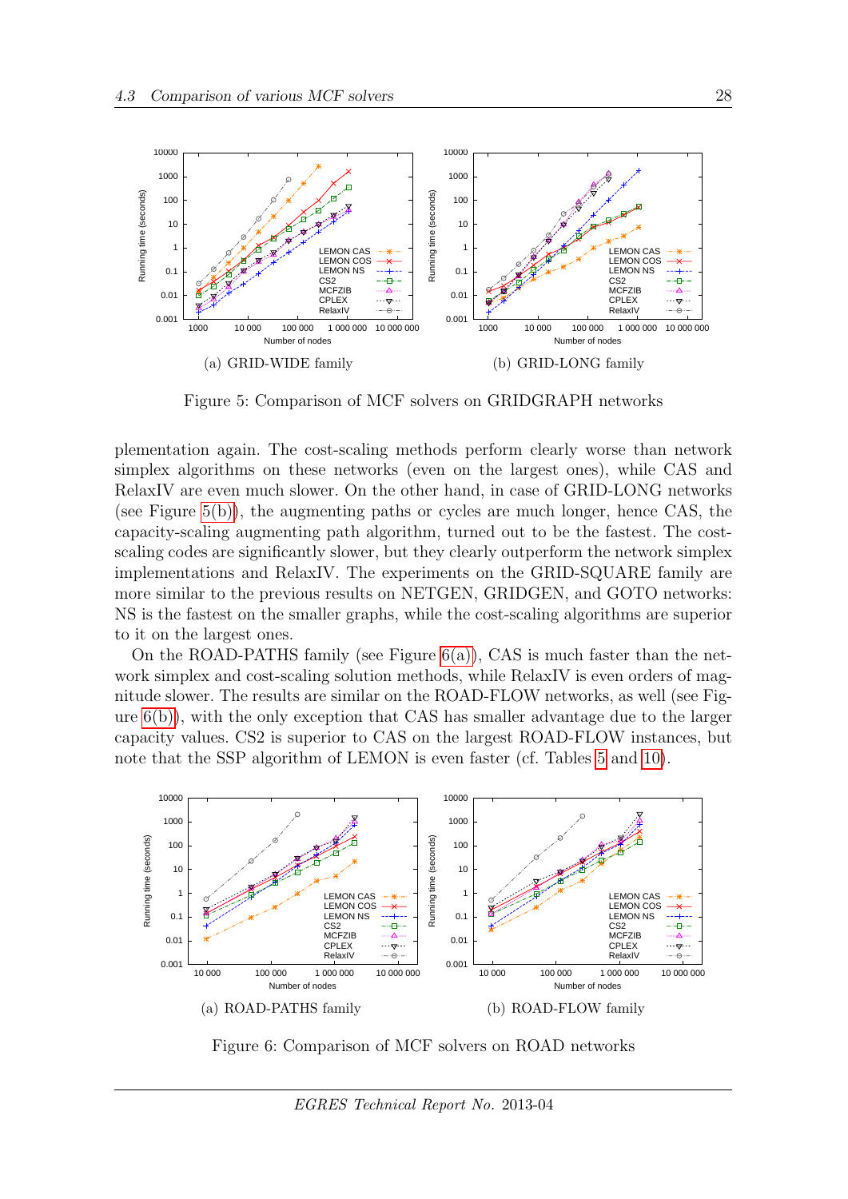(a) GRID-WIDE family

(b) GRID-LONG family

Figure 5: Comparison of MCF solvers on GRIDGRAPH networks

plementation again. The cost-scaling methods perform clearly worse than network simplex algorithms on these networks (even on the largest ones), while CAS and RelaxIV are even much slower. On the other hand, in case of GRID-LONG networks (see Figure 5(b)), the augmenting paths or cycles are much longer, hence CAS, the capacity-scaling augmenting path algorithm, turned out to be the fastest. The cost-scaling codes are significantly slower, but they clearly outperform the network simplex implementations and RelaxIV. The experiments on the GRID-SQUARE family are more similar to the previous results on NETGEN, GRIDGEN, and GOTO networks: NS is the fastest on the smaller graphs, while the cost-scaling algorithms are superior to it on the largest ones.

On the ROAD-PATHS family (see Figure 6(a)), CAS is much faster than the network simplex and cost-scaling solution methods, while RelaxIV is even orders of magnitude slower. The results are similar on the ROAD-FLOW networks, as well (see Figure 6(b)), with the only exception that CAS has smaller advantage due to the larger capacity values. CS2 is superior to CAS on the largest ROAD-FLOW instances, but note that the SSP algorithm of LEMON is even faster (cf. Tables 5 and 10).

(a) ROAD-PATHS family

(b) ROAD-FLOW family

Figure 6: Comparison of MCF solvers on ROAD networks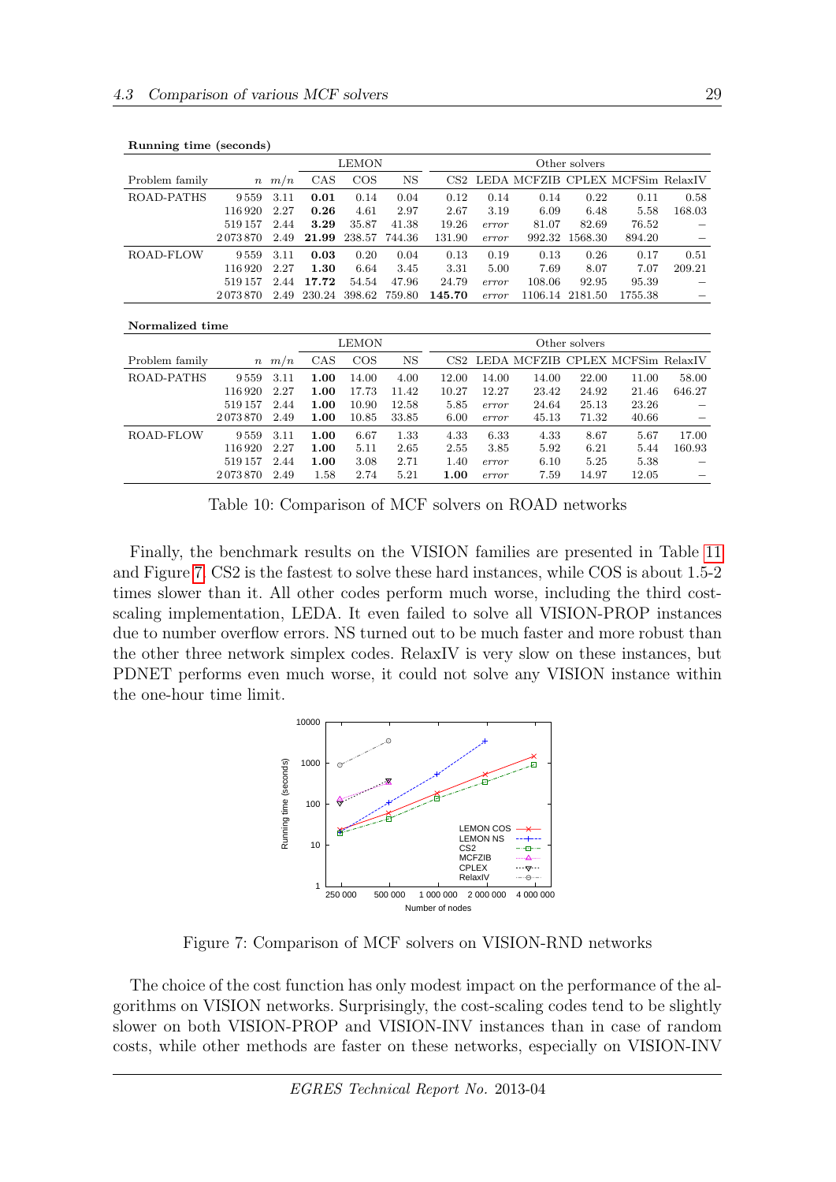**Running time (seconds)**

| Problem family | $n$ | $m/n$ | LEMON CAS | LEMON COS | LEMON NS | CS2 | LEDA | MCFZIB | CPLEX | MCFSim | RelaxIV |
|---|---|---|---|---|---|---|---|---|---|---|---|
| ROAD-PATHS | 9 559 | 3.11 | **0.01** | 0.14 | 0.04 | 0.12 | 0.14 | 0.14 | 0.22 | 0.11 | 0.58 |
| | 116 920 | 2.27 | **0.26** | 4.61 | 2.97 | 2.67 | 3.19 | 6.09 | 6.48 | 5.58 | 168.03 |
| | 519 157 | 2.44 | **3.29** | 35.87 | 41.38 | 19.26 | *error* | 81.07 | 82.69 | 76.52 | – |
| | 2 073 870 | 2.49 | **21.99** | 238.57 | 744.36 | 131.90 | *error* | 992.32 | 1568.30 | 894.20 | – |
| ROAD-FLOW | 9 559 | 3.11 | **0.03** | 0.20 | 0.04 | 0.13 | 0.19 | 0.13 | 0.26 | 0.17 | 0.51 |
| | 116 920 | 2.27 | **1.30** | 6.64 | 3.45 | 3.31 | 5.00 | 7.69 | 8.07 | 7.07 | 209.21 |
| | 519 157 | 2.44 | **17.72** | 54.54 | 47.96 | 24.79 | *error* | 108.06 | 92.95 | 95.39 | – |
| | 2 073 870 | 2.49 | 230.24 | 398.62 | 759.80 | **145.70** | *error* | 1106.14 | 2181.50 | 1755.38 | – |

**Normalized time**

| Problem family | $n$ | $m/n$ | LEMON CAS | LEMON COS | LEMON NS | CS2 | LEDA | MCFZIB | CPLEX | MCFSim | RelaxIV |
|---|---|---|---|---|---|---|---|---|---|---|---|
| ROAD-PATHS | 9 559 | 3.11 | **1.00** | 14.00 | 4.00 | 12.00 | 14.00 | 14.00 | 22.00 | 11.00 | 58.00 |
| | 116 920 | 2.27 | **1.00** | 17.73 | 11.42 | 10.27 | 12.27 | 23.42 | 24.92 | 21.46 | 646.27 |
| | 519 157 | 2.44 | **1.00** | 10.90 | 12.58 | 5.85 | *error* | 24.64 | 25.13 | 23.26 | – |
| | 2 073 870 | 2.49 | **1.00** | 10.85 | 33.85 | 6.00 | *error* | 45.13 | 71.32 | 40.66 | – |
| ROAD-FLOW | 9 559 | 3.11 | **1.00** | 6.67 | 1.33 | 4.33 | 6.33 | 4.33 | 8.67 | 5.67 | 17.00 |
| | 116 920 | 2.27 | **1.00** | 5.11 | 2.65 | 2.55 | 3.85 | 5.92 | 6.21 | 5.44 | 160.93 |
| | 519 157 | 2.44 | **1.00** | 3.08 | 2.71 | 1.40 | *error* | 6.10 | 5.25 | 5.38 | – |
| | 2 073 870 | 2.49 | 1.58 | 2.74 | 5.21 | **1.00** | *error* | 7.59 | 14.97 | 12.05 | – |

Table 10: Comparison of MCF solvers on ROAD networks

Finally, the benchmark results on the VISION families are presented in Table 11 and Figure 7. CS2 is the fastest to solve these hard instances, while COS is about 1.5-2 times slower than it. All other codes perform much worse, including the third cost-scaling implementation, LEDA. It even failed to solve all VISION-PROP instances due to number overflow errors. NS turned out to be much faster and more robust than the other three network simplex codes. RelaxIV is very slow on these instances, but PDNET performs even much worse, it could not solve any VISION instance within the one-hour time limit.

Figure 7: Comparison of MCF solvers on VISION-RND networks

The choice of the cost function has only modest impact on the performance of the algorithms on VISION networks. Surprisingly, the cost-scaling codes tend to be slightly slower on both VISION-PROP and VISION-INV instances than in case of random costs, while other methods are faster on these networks, especially on VISION-INV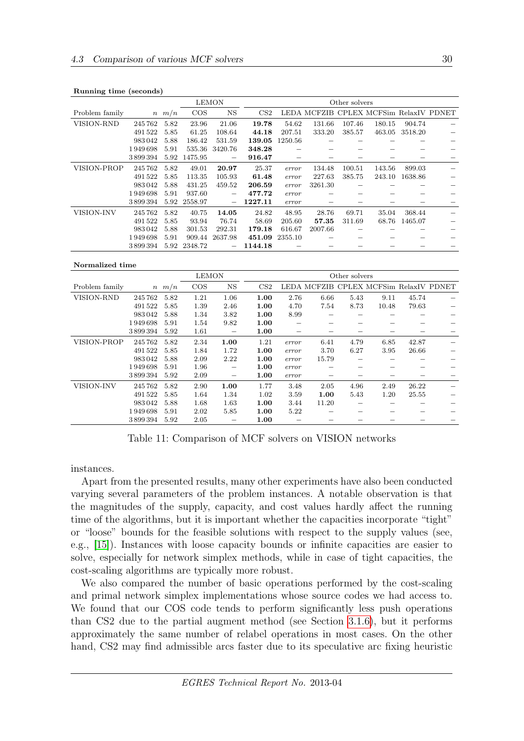**Running time (seconds)**

| | | | LEMON | | Other solvers | | | | | | |
|---|---|---|---|---|---|---|---|---|---|---|---|
| Problem family | $n$ | $m/n$ | COS | NS | CS2 | LEDA | MCFZIB | CPLEX | MCFSim | RelaxIV | PDNET |
| VISION-RND | 245 762 | 5.82 | 23.96 | 21.06 | **19.78** | 54.62 | 131.66 | 107.46 | 180.15 | 904.74 | – |
| | 491 522 | 5.85 | 61.25 | 108.64 | **44.18** | 207.51 | 333.20 | 385.57 | 463.05 | 3518.20 | – |
| | 983 042 | 5.88 | 186.42 | 531.59 | **139.05** | 1250.56 | – | – | – | – | – |
| | 1 949 698 | 5.91 | 535.36 | 3420.76 | **348.28** | – | – | – | – | – | – |
| | 3 899 394 | 5.92 | 1475.95 | – | **916.47** | – | – | – | – | – | – |
| VISION-PROP | 245 762 | 5.82 | 49.01 | **20.97** | 25.37 | *error* | 134.48 | 100.51 | 143.56 | 899.03 | – |
| | 491 522 | 5.85 | 113.35 | 105.93 | **61.48** | *error* | 227.63 | 385.75 | 243.10 | 1638.86 | – |
| | 983 042 | 5.88 | 431.25 | 459.52 | **206.59** | *error* | 3261.30 | – | – | – | – |
| | 1 949 698 | 5.91 | 937.60 | – | **477.72** | *error* | – | – | – | – | – |
| | 3 899 394 | 5.92 | 2558.97 | – | **1227.11** | *error* | – | – | – | – | – |
| VISION-INV | 245 762 | 5.82 | 40.75 | **14.05** | 24.82 | 48.95 | 28.76 | 69.71 | 35.04 | 368.44 | – |
| | 491 522 | 5.85 | 93.94 | 76.74 | 58.69 | 205.60 | **57.35** | 311.69 | 68.76 | 1465.07 | – |
| | 983 042 | 5.88 | 301.53 | 292.31 | **179.18** | 616.67 | 2007.66 | – | – | – | – |
| | 1 949 698 | 5.91 | 909.44 | 2637.98 | **451.09** | 2355.10 | – | – | – | – | – |
| | 3 899 394 | 5.92 | 2348.72 | – | **1144.18** | – | – | – | – | – | – |

**Normalized time**

| | | | LEMON | | Other solvers | | | | | | |
|---|---|---|---|---|---|---|---|---|---|---|---|
| Problem family | $n$ | $m/n$ | COS | NS | CS2 | LEDA | MCFZIB | CPLEX | MCFSim | RelaxIV | PDNET |
| VISION-RND | 245 762 | 5.82 | 1.21 | 1.06 | **1.00** | 2.76 | 6.66 | 5.43 | 9.11 | 45.74 | – |
| | 491 522 | 5.85 | 1.39 | 2.46 | **1.00** | 4.70 | 7.54 | 8.73 | 10.48 | 79.63 | – |
| | 983 042 | 5.88 | 1.34 | 3.82 | **1.00** | 8.99 | – | – | – | – | – |
| | 1 949 698 | 5.91 | 1.54 | 9.82 | **1.00** | – | – | – | – | – | – |
| | 3 899 394 | 5.92 | 1.61 | – | **1.00** | – | – | – | – | – | – |
| VISION-PROP | 245 762 | 5.82 | 2.34 | **1.00** | 1.21 | *error* | 6.41 | 4.79 | 6.85 | 42.87 | – |
| | 491 522 | 5.85 | 1.84 | 1.72 | **1.00** | *error* | 3.70 | 6.27 | 3.95 | 26.66 | – |
| | 983 042 | 5.88 | 2.09 | 2.22 | **1.00** | *error* | 15.79 | – | – | – | – |
| | 1 949 698 | 5.91 | 1.96 | – | **1.00** | *error* | – | – | – | – | – |
| | 3 899 394 | 5.92 | 2.09 | – | **1.00** | *error* | – | – | – | – | – |
| VISION-INV | 245 762 | 5.82 | 2.90 | **1.00** | 1.77 | 3.48 | 2.05 | 4.96 | 2.49 | 26.22 | – |
| | 491 522 | 5.85 | 1.64 | 1.34 | 1.02 | 3.59 | **1.00** | 5.43 | 1.20 | 25.55 | – |
| | 983 042 | 5.88 | 1.68 | 1.63 | **1.00** | 3.44 | 11.20 | – | – | – | – |
| | 1 949 698 | 5.91 | 2.02 | 5.85 | **1.00** | 5.22 | – | – | – | – | – |
| | 3 899 394 | 5.92 | 2.05 | – | **1.00** | – | – | – | – | – | – |

Table 11: Comparison of MCF solvers on VISION networks

instances.

Apart from the presented results, many other experiments have also been conducted varying several parameters of the problem instances. A notable observation is that the magnitudes of the supply, capacity, and cost values hardly affect the running time of the algorithms, but it is important whether the capacities incorporate "tight" or "loose" bounds for the feasible solutions with respect to the supply values (see, e.g., [15]). Instances with loose capacity bounds or infinite capacities are easier to solve, especially for network simplex methods, while in case of tight capacities, the cost-scaling algorithms are typically more robust.

We also compared the number of basic operations performed by the cost-scaling and primal network simplex implementations whose source codes we had access to. We found that our COS code tends to perform significantly less push operations than CS2 due to the partial augment method (see Section 3.1.6), but it performs approximately the same number of relabel operations in most cases. On the other hand, CS2 may find admissible arcs faster due to its speculative arc fixing heuristic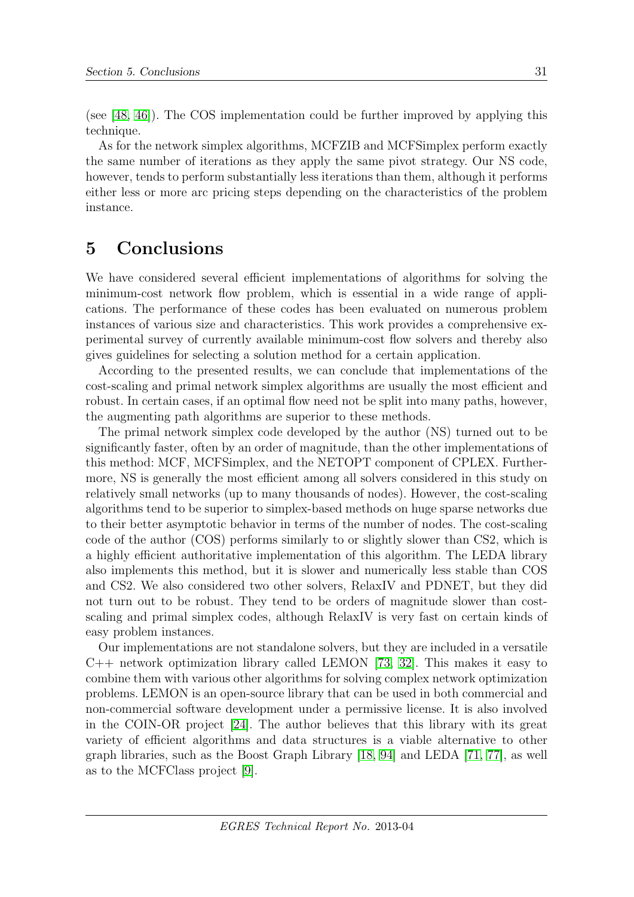(see [48, 46]). The COS implementation could be further improved by applying this technique.

As for the network simplex algorithms, MCFZIB and MCFSimplex perform exactly the same number of iterations as they apply the same pivot strategy. Our NS code, however, tends to perform substantially less iterations than them, although it performs either less or more arc pricing steps depending on the characteristics of the problem instance.

# 5 Conclusions

We have considered several efficient implementations of algorithms for solving the minimum-cost network flow problem, which is essential in a wide range of applications. The performance of these codes has been evaluated on numerous problem instances of various size and characteristics. This work provides a comprehensive experimental survey of currently available minimum-cost flow solvers and thereby also gives guidelines for selecting a solution method for a certain application.

According to the presented results, we can conclude that implementations of the cost-scaling and primal network simplex algorithms are usually the most efficient and robust. In certain cases, if an optimal flow need not be split into many paths, however, the augmenting path algorithms are superior to these methods.

The primal network simplex code developed by the author (NS) turned out to be significantly faster, often by an order of magnitude, than the other implementations of this method: MCF, MCFSimplex, and the NETOPT component of CPLEX. Furthermore, NS is generally the most efficient among all solvers considered in this study on relatively small networks (up to many thousands of nodes). However, the cost-scaling algorithms tend to be superior to simplex-based methods on huge sparse networks due to their better asymptotic behavior in terms of the number of nodes. The cost-scaling code of the author (COS) performs similarly to or slightly slower than CS2, which is a highly efficient authoritative implementation of this algorithm. The LEDA library also implements this method, but it is slower and numerically less stable than COS and CS2. We also considered two other solvers, RelaxIV and PDNET, but they did not turn out to be robust. They tend to be orders of magnitude slower than cost-scaling and primal simplex codes, although RelaxIV is very fast on certain kinds of easy problem instances.

Our implementations are not standalone solvers, but they are included in a versatile C++ network optimization library called LEMON [73, 32]. This makes it easy to combine them with various other algorithms for solving complex network optimization problems. LEMON is an open-source library that can be used in both commercial and non-commercial software development under a permissive license. It is also involved in the COIN-OR project [24]. The author believes that this library with its great variety of efficient algorithms and data structures is a viable alternative to other graph libraries, such as the Boost Graph Library [18, 94] and LEDA [71, 77], as well as to the MCFClass project [9].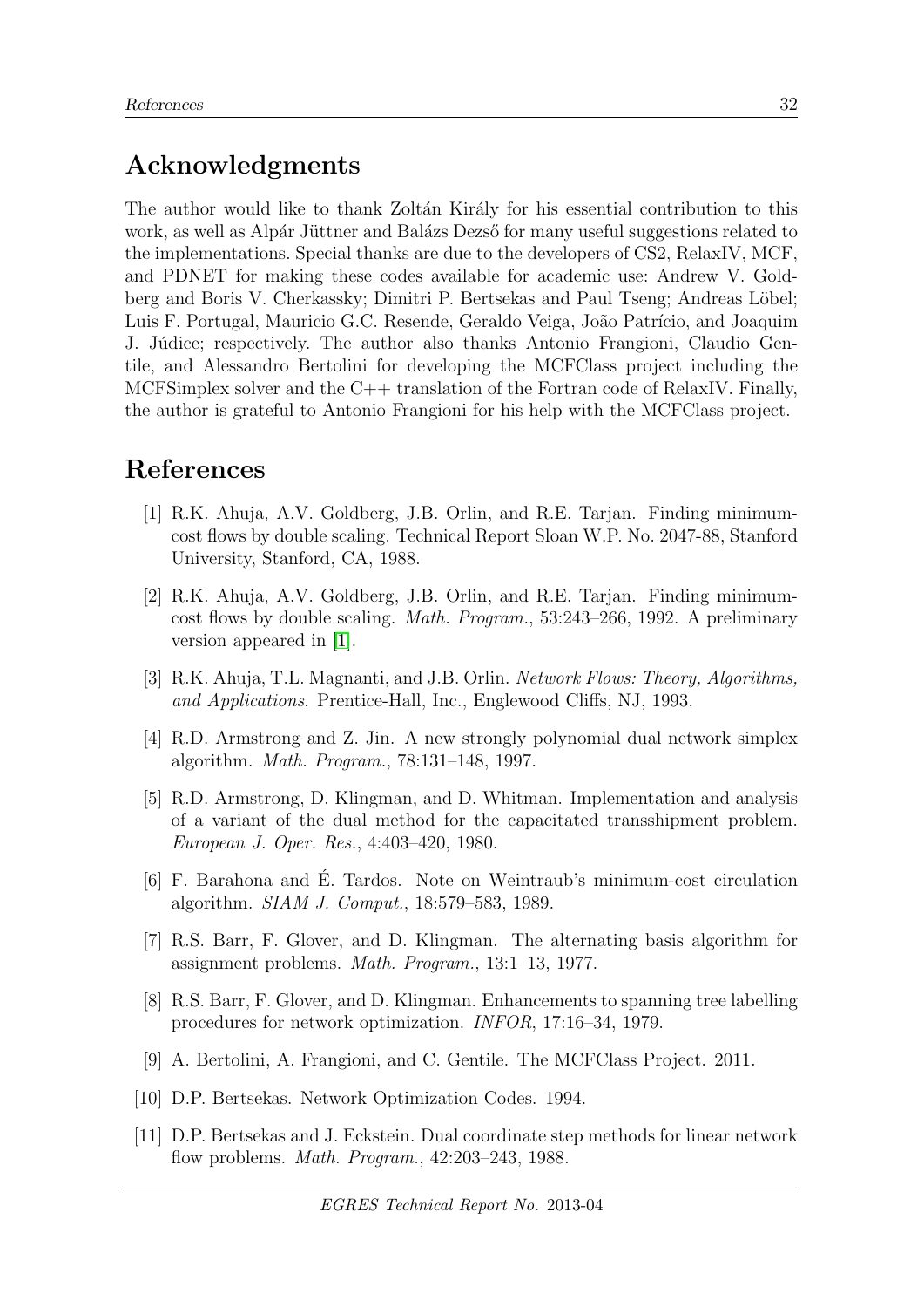## Acknowledgments

The author would like to thank Zoltán Király for his essential contribution to this work, as well as Alpár Jüttner and Balázs Dezső for many useful suggestions related to the implementations. Special thanks are due to the developers of CS2, RelaxIV, MCF, and PDNET for making these codes available for academic use: Andrew V. Goldberg and Boris V. Cherkassky; Dimitri P. Bertsekas and Paul Tseng; Andreas Löbel; Luis F. Portugal, Mauricio G.C. Resende, Geraldo Veiga, João Patrício, and Joaquim J. Júdice; respectively. The author also thanks Antonio Frangioni, Claudio Gentile, and Alessandro Bertolini for developing the MCFClass project including the MCFSimplex solver and the C++ translation of the Fortran code of RelaxIV. Finally, the author is grateful to Antonio Frangioni for his help with the MCFClass project.

## References

[1] R.K. Ahuja, A.V. Goldberg, J.B. Orlin, and R.E. Tarjan. Finding minimum-cost flows by double scaling. Technical Report Sloan W.P. No. 2047-88, Stanford University, Stanford, CA, 1988.

[2] R.K. Ahuja, A.V. Goldberg, J.B. Orlin, and R.E. Tarjan. Finding minimum-cost flows by double scaling. *Math. Program.*, 53:243–266, 1992. A preliminary version appeared in [1].

[3] R.K. Ahuja, T.L. Magnanti, and J.B. Orlin. *Network Flows: Theory, Algorithms, and Applications*. Prentice-Hall, Inc., Englewood Cliffs, NJ, 1993.

[4] R.D. Armstrong and Z. Jin. A new strongly polynomial dual network simplex algorithm. *Math. Program.*, 78:131–148, 1997.

[5] R.D. Armstrong, D. Klingman, and D. Whitman. Implementation and analysis of a variant of the dual method for the capacitated transshipment problem. *European J. Oper. Res.*, 4:403–420, 1980.

[6] F. Barahona and É. Tardos. Note on Weintraub's minimum-cost circulation algorithm. *SIAM J. Comput.*, 18:579–583, 1989.

[7] R.S. Barr, F. Glover, and D. Klingman. The alternating basis algorithm for assignment problems. *Math. Program.*, 13:1–13, 1977.

[8] R.S. Barr, F. Glover, and D. Klingman. Enhancements to spanning tree labelling procedures for network optimization. *INFOR*, 17:16–34, 1979.

[9] A. Bertolini, A. Frangioni, and C. Gentile. The MCFClass Project. 2011.

[10] D.P. Bertsekas. Network Optimization Codes. 1994.

[11] D.P. Bertsekas and J. Eckstein. Dual coordinate step methods for linear network flow problems. *Math. Program.*, 42:203–243, 1988.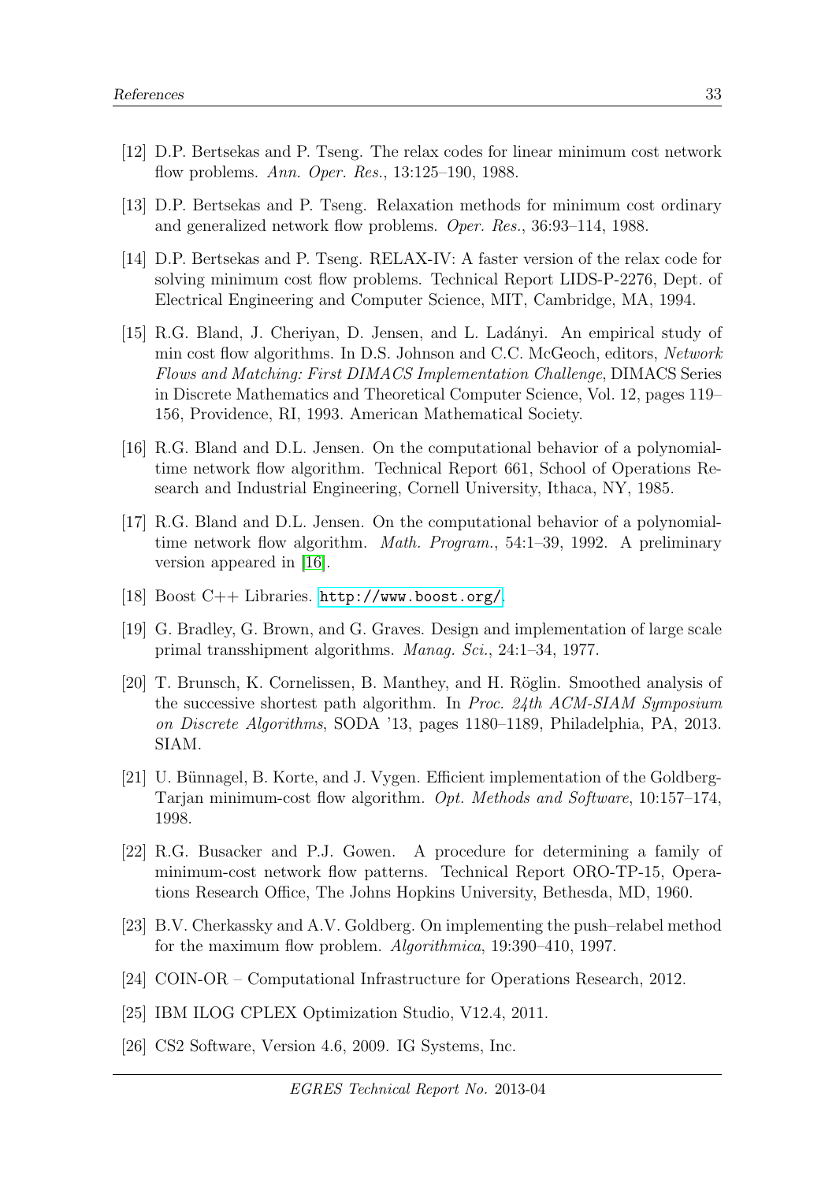[12] D.P. Bertsekas and P. Tseng. The relax codes for linear minimum cost network flow problems. *Ann. Oper. Res.*, 13:125–190, 1988.

[13] D.P. Bertsekas and P. Tseng. Relaxation methods for minimum cost ordinary and generalized network flow problems. *Oper. Res.*, 36:93–114, 1988.

[14] D.P. Bertsekas and P. Tseng. RELAX-IV: A faster version of the relax code for solving minimum cost flow problems. Technical Report LIDS-P-2276, Dept. of Electrical Engineering and Computer Science, MIT, Cambridge, MA, 1994.

[15] R.G. Bland, J. Cheriyan, D. Jensen, and L. Ladányi. An empirical study of min cost flow algorithms. In D.S. Johnson and C.C. McGeoch, editors, *Network Flows and Matching: First DIMACS Implementation Challenge*, DIMACS Series in Discrete Mathematics and Theoretical Computer Science, Vol. 12, pages 119–156, Providence, RI, 1993. American Mathematical Society.

[16] R.G. Bland and D.L. Jensen. On the computational behavior of a polynomial-time network flow algorithm. Technical Report 661, School of Operations Research and Industrial Engineering, Cornell University, Ithaca, NY, 1985.

[17] R.G. Bland and D.L. Jensen. On the computational behavior of a polynomial-time network flow algorithm. *Math. Program.*, 54:1–39, 1992. A preliminary version appeared in [16].

[18] Boost C++ Libraries. `http://www.boost.org/`.

[19] G. Bradley, G. Brown, and G. Graves. Design and implementation of large scale primal transshipment algorithms. *Manag. Sci.*, 24:1–34, 1977.

[20] T. Brunsch, K. Cornelissen, B. Manthey, and H. Röglin. Smoothed analysis of the successive shortest path algorithm. In *Proc. 24th ACM-SIAM Symposium on Discrete Algorithms*, SODA '13, pages 1180–1189, Philadelphia, PA, 2013. SIAM.

[21] U. Bünnagel, B. Korte, and J. Vygen. Efficient implementation of the Goldberg-Tarjan minimum-cost flow algorithm. *Opt. Methods and Software*, 10:157–174, 1998.

[22] R.G. Busacker and P.J. Gowen. A procedure for determining a family of minimum-cost network flow patterns. Technical Report ORO-TP-15, Operations Research Office, The Johns Hopkins University, Bethesda, MD, 1960.

[23] B.V. Cherkassky and A.V. Goldberg. On implementing the push–relabel method for the maximum flow problem. *Algorithmica*, 19:390–410, 1997.

[24] COIN-OR – Computational Infrastructure for Operations Research, 2012.

[25] IBM ILOG CPLEX Optimization Studio, V12.4, 2011.

[26] CS2 Software, Version 4.6, 2009. IG Systems, Inc.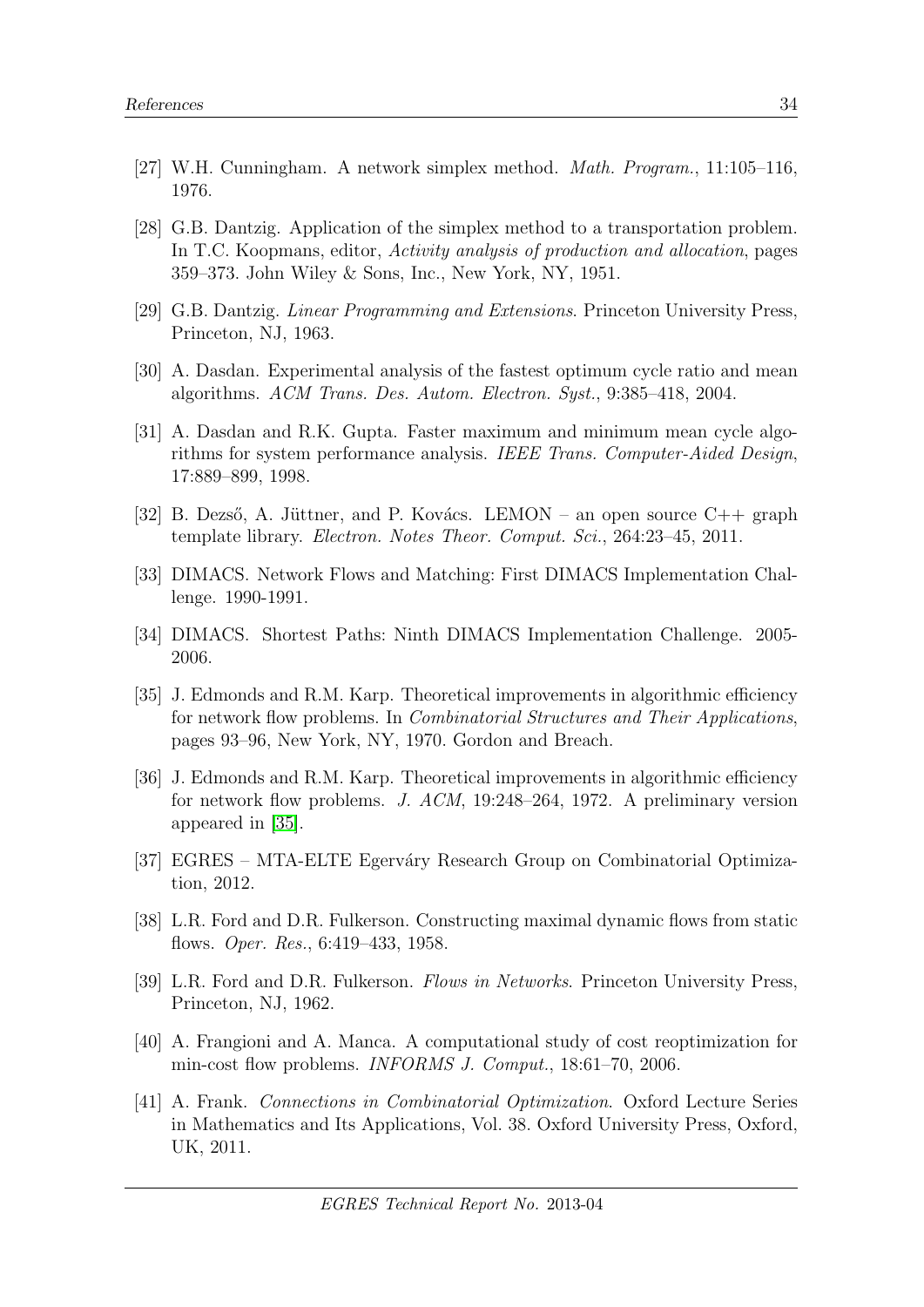[27] W.H. Cunningham. A network simplex method. *Math. Program.*, 11:105–116, 1976.

[28] G.B. Dantzig. Application of the simplex method to a transportation problem. In T.C. Koopmans, editor, *Activity analysis of production and allocation*, pages 359–373. John Wiley & Sons, Inc., New York, NY, 1951.

[29] G.B. Dantzig. *Linear Programming and Extensions*. Princeton University Press, Princeton, NJ, 1963.

[30] A. Dasdan. Experimental analysis of the fastest optimum cycle ratio and mean algorithms. *ACM Trans. Des. Autom. Electron. Syst.*, 9:385–418, 2004.

[31] A. Dasdan and R.K. Gupta. Faster maximum and minimum mean cycle algorithms for system performance analysis. *IEEE Trans. Computer-Aided Design*, 17:889–899, 1998.

[32] B. Dezső, A. Jüttner, and P. Kovács. LEMON – an open source C++ graph template library. *Electron. Notes Theor. Comput. Sci.*, 264:23–45, 2011.

[33] DIMACS. Network Flows and Matching: First DIMACS Implementation Challenge. 1990-1991.

[34] DIMACS. Shortest Paths: Ninth DIMACS Implementation Challenge. 2005-2006.

[35] J. Edmonds and R.M. Karp. Theoretical improvements in algorithmic efficiency for network flow problems. In *Combinatorial Structures and Their Applications*, pages 93–96, New York, NY, 1970. Gordon and Breach.

[36] J. Edmonds and R.M. Karp. Theoretical improvements in algorithmic efficiency for network flow problems. *J. ACM*, 19:248–264, 1972. A preliminary version appeared in [35].

[37] EGRES – MTA-ELTE Egerváry Research Group on Combinatorial Optimization, 2012.

[38] L.R. Ford and D.R. Fulkerson. Constructing maximal dynamic flows from static flows. *Oper. Res.*, 6:419–433, 1958.

[39] L.R. Ford and D.R. Fulkerson. *Flows in Networks*. Princeton University Press, Princeton, NJ, 1962.

[40] A. Frangioni and A. Manca. A computational study of cost reoptimization for min-cost flow problems. *INFORMS J. Comput.*, 18:61–70, 2006.

[41] A. Frank. *Connections in Combinatorial Optimization*. Oxford Lecture Series in Mathematics and Its Applications, Vol. 38. Oxford University Press, Oxford, UK, 2011.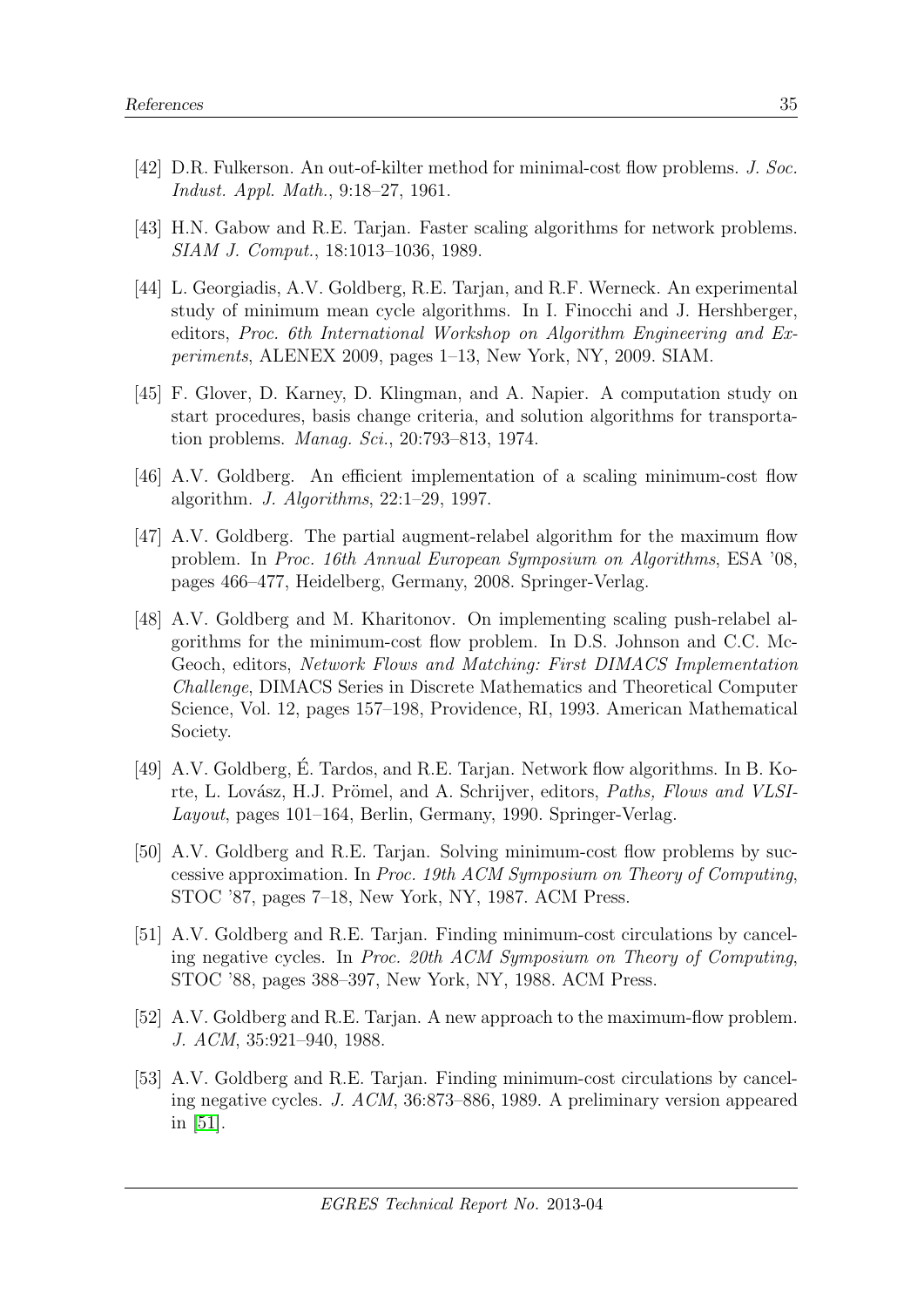[42] D.R. Fulkerson. An out-of-kilter method for minimal-cost flow problems. *J. Soc. Indust. Appl. Math.*, 9:18–27, 1961.

[43] H.N. Gabow and R.E. Tarjan. Faster scaling algorithms for network problems. *SIAM J. Comput.*, 18:1013–1036, 1989.

[44] L. Georgiadis, A.V. Goldberg, R.E. Tarjan, and R.F. Werneck. An experimental study of minimum mean cycle algorithms. In I. Finocchi and J. Hershberger, editors, *Proc. 6th International Workshop on Algorithm Engineering and Experiments*, ALENEX 2009, pages 1–13, New York, NY, 2009. SIAM.

[45] F. Glover, D. Karney, D. Klingman, and A. Napier. A computation study on start procedures, basis change criteria, and solution algorithms for transportation problems. *Manag. Sci.*, 20:793–813, 1974.

[46] A.V. Goldberg. An efficient implementation of a scaling minimum-cost flow algorithm. *J. Algorithms*, 22:1–29, 1997.

[47] A.V. Goldberg. The partial augment-relabel algorithm for the maximum flow problem. In *Proc. 16th Annual European Symposium on Algorithms*, ESA '08, pages 466–477, Heidelberg, Germany, 2008. Springer-Verlag.

[48] A.V. Goldberg and M. Kharitonov. On implementing scaling push-relabel algorithms for the minimum-cost flow problem. In D.S. Johnson and C.C. McGeoch, editors, *Network Flows and Matching: First DIMACS Implementation Challenge*, DIMACS Series in Discrete Mathematics and Theoretical Computer Science, Vol. 12, pages 157–198, Providence, RI, 1993. American Mathematical Society.

[49] A.V. Goldberg, É. Tardos, and R.E. Tarjan. Network flow algorithms. In B. Korte, L. Lovász, H.J. Prömel, and A. Schrijver, editors, *Paths, Flows and VLSI-Layout*, pages 101–164, Berlin, Germany, 1990. Springer-Verlag.

[50] A.V. Goldberg and R.E. Tarjan. Solving minimum-cost flow problems by successive approximation. In *Proc. 19th ACM Symposium on Theory of Computing*, STOC '87, pages 7–18, New York, NY, 1987. ACM Press.

[51] A.V. Goldberg and R.E. Tarjan. Finding minimum-cost circulations by canceling negative cycles. In *Proc. 20th ACM Symposium on Theory of Computing*, STOC '88, pages 388–397, New York, NY, 1988. ACM Press.

[52] A.V. Goldberg and R.E. Tarjan. A new approach to the maximum-flow problem. *J. ACM*, 35:921–940, 1988.

[53] A.V. Goldberg and R.E. Tarjan. Finding minimum-cost circulations by canceling negative cycles. *J. ACM*, 36:873–886, 1989. A preliminary version appeared in [51].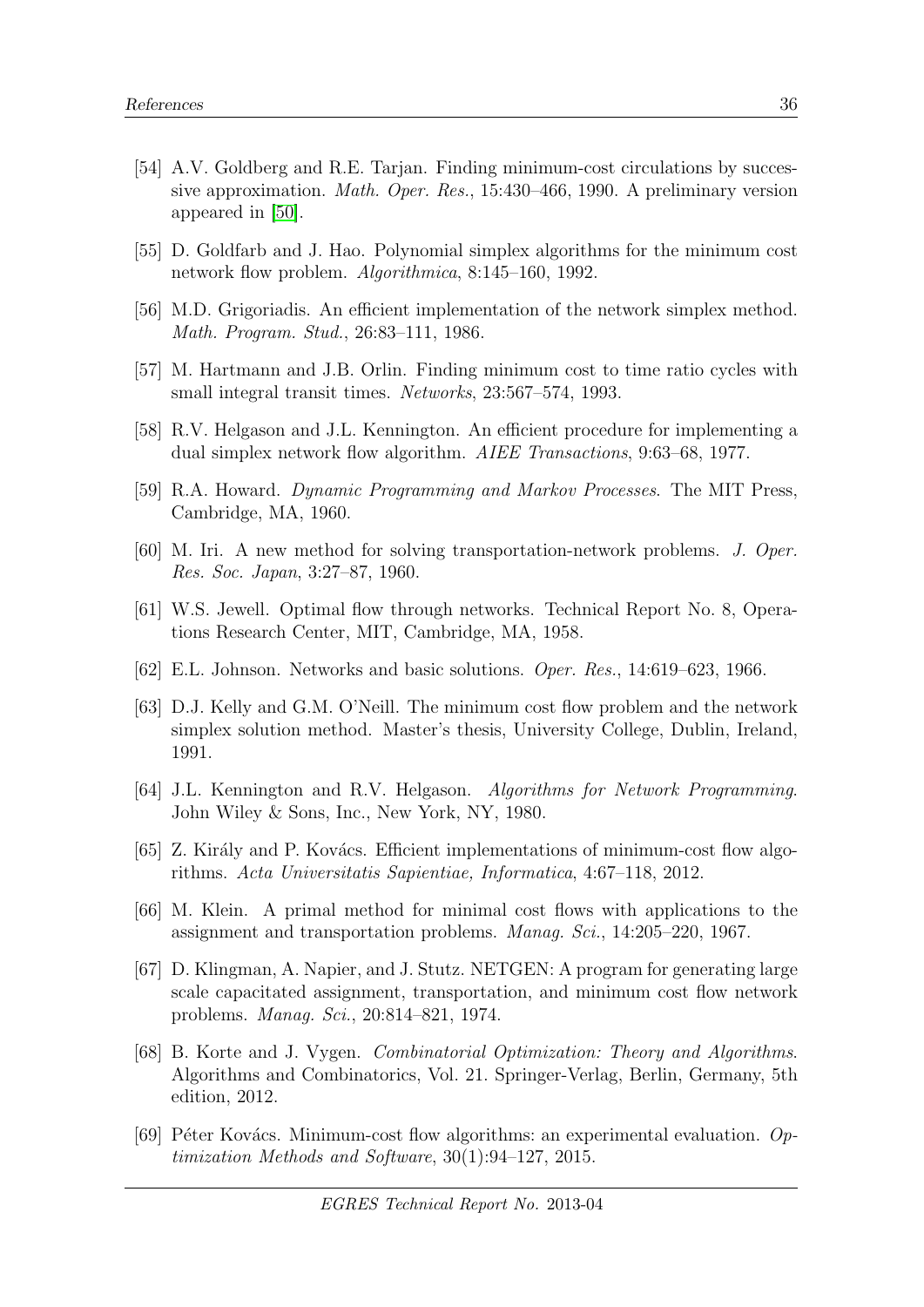[54] A.V. Goldberg and R.E. Tarjan. Finding minimum-cost circulations by successive approximation. *Math. Oper. Res.*, 15:430–466, 1990. A preliminary version appeared in [50].

[55] D. Goldfarb and J. Hao. Polynomial simplex algorithms for the minimum cost network flow problem. *Algorithmica*, 8:145–160, 1992.

[56] M.D. Grigoriadis. An efficient implementation of the network simplex method. *Math. Program. Stud.*, 26:83–111, 1986.

[57] M. Hartmann and J.B. Orlin. Finding minimum cost to time ratio cycles with small integral transit times. *Networks*, 23:567–574, 1993.

[58] R.V. Helgason and J.L. Kennington. An efficient procedure for implementing a dual simplex network flow algorithm. *AIEE Transactions*, 9:63–68, 1977.

[59] R.A. Howard. *Dynamic Programming and Markov Processes*. The MIT Press, Cambridge, MA, 1960.

[60] M. Iri. A new method for solving transportation-network problems. *J. Oper. Res. Soc. Japan*, 3:27–87, 1960.

[61] W.S. Jewell. Optimal flow through networks. Technical Report No. 8, Operations Research Center, MIT, Cambridge, MA, 1958.

[62] E.L. Johnson. Networks and basic solutions. *Oper. Res.*, 14:619–623, 1966.

[63] D.J. Kelly and G.M. O'Neill. The minimum cost flow problem and the network simplex solution method. Master's thesis, University College, Dublin, Ireland, 1991.

[64] J.L. Kennington and R.V. Helgason. *Algorithms for Network Programming*. John Wiley & Sons, Inc., New York, NY, 1980.

[65] Z. Király and P. Kovács. Efficient implementations of minimum-cost flow algorithms. *Acta Universitatis Sapientiae, Informatica*, 4:67–118, 2012.

[66] M. Klein. A primal method for minimal cost flows with applications to the assignment and transportation problems. *Manag. Sci.*, 14:205–220, 1967.

[67] D. Klingman, A. Napier, and J. Stutz. NETGEN: A program for generating large scale capacitated assignment, transportation, and minimum cost flow network problems. *Manag. Sci.*, 20:814–821, 1974.

[68] B. Korte and J. Vygen. *Combinatorial Optimization: Theory and Algorithms*. Algorithms and Combinatorics, Vol. 21. Springer-Verlag, Berlin, Germany, 5th edition, 2012.

[69] Péter Kovács. Minimum-cost flow algorithms: an experimental evaluation. *Optimization Methods and Software*, 30(1):94–127, 2015.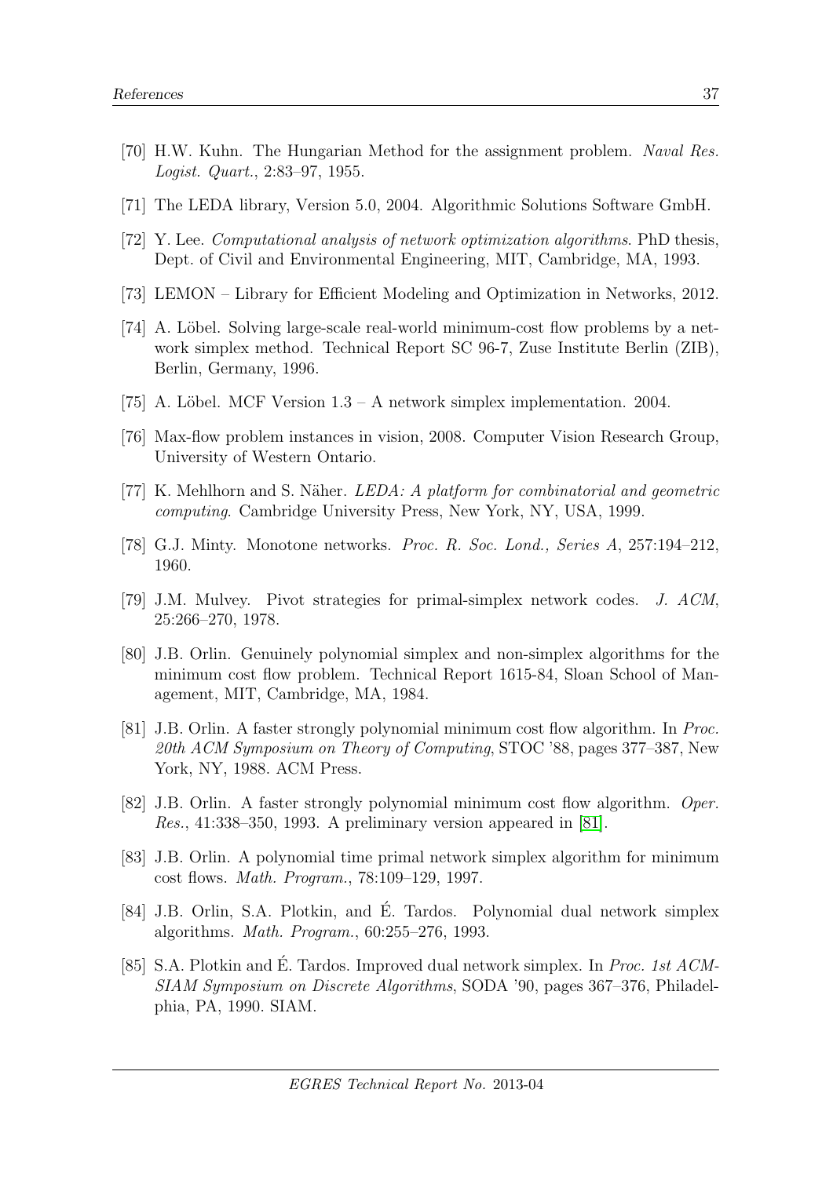[70] H.W. Kuhn. The Hungarian Method for the assignment problem. *Naval Res. Logist. Quart.*, 2:83–97, 1955.

[71] The LEDA library, Version 5.0, 2004. Algorithmic Solutions Software GmbH.

[72] Y. Lee. *Computational analysis of network optimization algorithms*. PhD thesis, Dept. of Civil and Environmental Engineering, MIT, Cambridge, MA, 1993.

[73] LEMON – Library for Efficient Modeling and Optimization in Networks, 2012.

[74] A. Löbel. Solving large-scale real-world minimum-cost flow problems by a network simplex method. Technical Report SC 96-7, Zuse Institute Berlin (ZIB), Berlin, Germany, 1996.

[75] A. Löbel. MCF Version 1.3 – A network simplex implementation. 2004.

[76] Max-flow problem instances in vision, 2008. Computer Vision Research Group, University of Western Ontario.

[77] K. Mehlhorn and S. Näher. *LEDA: A platform for combinatorial and geometric computing*. Cambridge University Press, New York, NY, USA, 1999.

[78] G.J. Minty. Monotone networks. *Proc. R. Soc. Lond., Series A*, 257:194–212, 1960.

[79] J.M. Mulvey. Pivot strategies for primal-simplex network codes. *J. ACM*, 25:266–270, 1978.

[80] J.B. Orlin. Genuinely polynomial simplex and non-simplex algorithms for the minimum cost flow problem. Technical Report 1615-84, Sloan School of Management, MIT, Cambridge, MA, 1984.

[81] J.B. Orlin. A faster strongly polynomial minimum cost flow algorithm. In *Proc. 20th ACM Symposium on Theory of Computing*, STOC '88, pages 377–387, New York, NY, 1988. ACM Press.

[82] J.B. Orlin. A faster strongly polynomial minimum cost flow algorithm. *Oper. Res.*, 41:338–350, 1993. A preliminary version appeared in [81].

[83] J.B. Orlin. A polynomial time primal network simplex algorithm for minimum cost flows. *Math. Program.*, 78:109–129, 1997.

[84] J.B. Orlin, S.A. Plotkin, and É. Tardos. Polynomial dual network simplex algorithms. *Math. Program.*, 60:255–276, 1993.

[85] S.A. Plotkin and É. Tardos. Improved dual network simplex. In *Proc. 1st ACM-SIAM Symposium on Discrete Algorithms*, SODA '90, pages 367–376, Philadelphia, PA, 1990. SIAM.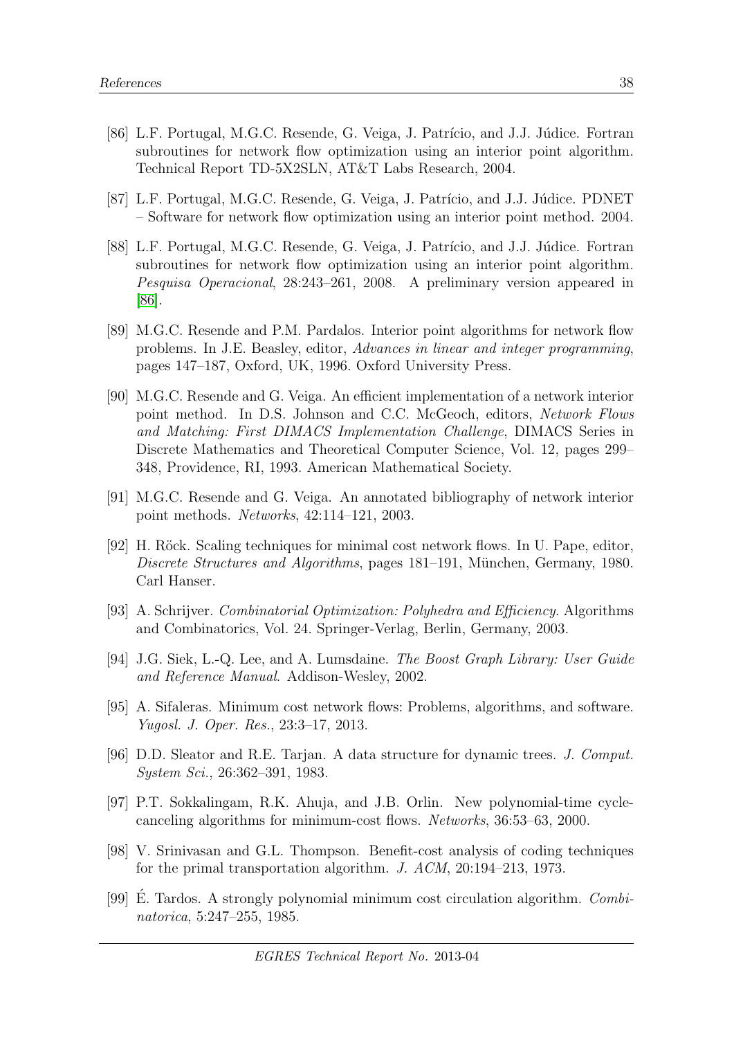[86] L.F. Portugal, M.G.C. Resende, G. Veiga, J. Patrício, and J.J. Júdice. Fortran subroutines for network flow optimization using an interior point algorithm. Technical Report TD-5X2SLN, AT&T Labs Research, 2004.

[87] L.F. Portugal, M.G.C. Resende, G. Veiga, J. Patrício, and J.J. Júdice. PDNET – Software for network flow optimization using an interior point method. 2004.

[88] L.F. Portugal, M.G.C. Resende, G. Veiga, J. Patrício, and J.J. Júdice. Fortran subroutines for network flow optimization using an interior point algorithm. *Pesquisa Operacional*, 28:243–261, 2008. A preliminary version appeared in [86].

[89] M.G.C. Resende and P.M. Pardalos. Interior point algorithms for network flow problems. In J.E. Beasley, editor, *Advances in linear and integer programming*, pages 147–187, Oxford, UK, 1996. Oxford University Press.

[90] M.G.C. Resende and G. Veiga. An efficient implementation of a network interior point method. In D.S. Johnson and C.C. McGeoch, editors, *Network Flows and Matching: First DIMACS Implementation Challenge*, DIMACS Series in Discrete Mathematics and Theoretical Computer Science, Vol. 12, pages 299–348, Providence, RI, 1993. American Mathematical Society.

[91] M.G.C. Resende and G. Veiga. An annotated bibliography of network interior point methods. *Networks*, 42:114–121, 2003.

[92] H. Röck. Scaling techniques for minimal cost network flows. In U. Pape, editor, *Discrete Structures and Algorithms*, pages 181–191, München, Germany, 1980. Carl Hanser.

[93] A. Schrijver. *Combinatorial Optimization: Polyhedra and Efficiency*. Algorithms and Combinatorics, Vol. 24. Springer-Verlag, Berlin, Germany, 2003.

[94] J.G. Siek, L.-Q. Lee, and A. Lumsdaine. *The Boost Graph Library: User Guide and Reference Manual*. Addison-Wesley, 2002.

[95] A. Sifaleras. Minimum cost network flows: Problems, algorithms, and software. *Yugosl. J. Oper. Res.*, 23:3–17, 2013.

[96] D.D. Sleator and R.E. Tarjan. A data structure for dynamic trees. *J. Comput. System Sci.*, 26:362–391, 1983.

[97] P.T. Sokkalingam, R.K. Ahuja, and J.B. Orlin. New polynomial-time cycle-canceling algorithms for minimum-cost flows. *Networks*, 36:53–63, 2000.

[98] V. Srinivasan and G.L. Thompson. Benefit-cost analysis of coding techniques for the primal transportation algorithm. *J. ACM*, 20:194–213, 1973.

[99] É. Tardos. A strongly polynomial minimum cost circulation algorithm. *Combinatorica*, 5:247–255, 1985.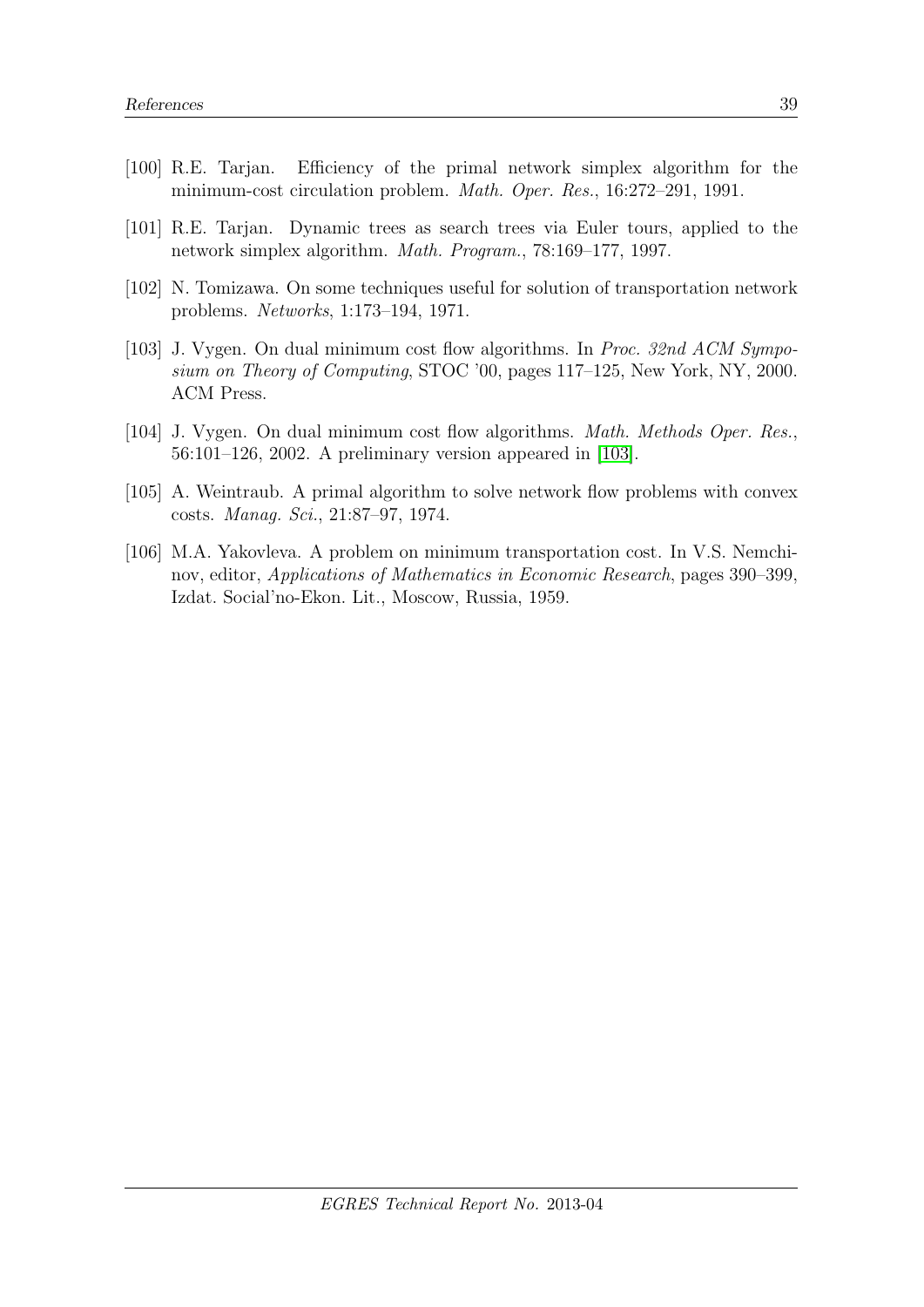[100] R.E. Tarjan. Efficiency of the primal network simplex algorithm for the minimum-cost circulation problem. *Math. Oper. Res.*, 16:272–291, 1991.

[101] R.E. Tarjan. Dynamic trees as search trees via Euler tours, applied to the network simplex algorithm. *Math. Program.*, 78:169–177, 1997.

[102] N. Tomizawa. On some techniques useful for solution of transportation network problems. *Networks*, 1:173–194, 1971.

[103] J. Vygen. On dual minimum cost flow algorithms. In *Proc. 32nd ACM Symposium on Theory of Computing*, STOC '00, pages 117–125, New York, NY, 2000. ACM Press.

[104] J. Vygen. On dual minimum cost flow algorithms. *Math. Methods Oper. Res.*, 56:101–126, 2002. A preliminary version appeared in [103].

[105] A. Weintraub. A primal algorithm to solve network flow problems with convex costs. *Manag. Sci.*, 21:87–97, 1974.

[106] M.A. Yakovleva. A problem on minimum transportation cost. In V.S. Nemchinov, editor, *Applications of Mathematics in Economic Research*, pages 390–399, Izdat. Social'no-Ekon. Lit., Moscow, Russia, 1959.